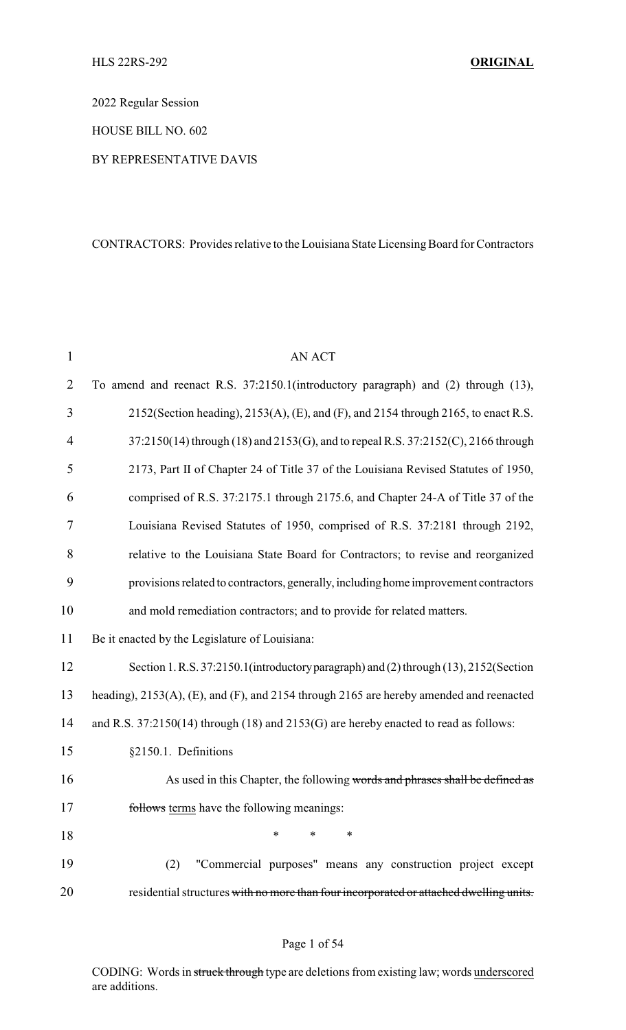HLS 22RS-292 **ORIGINAL**

2022 Regular Session

HOUSE BILL NO. 602

BY REPRESENTATIVE DAVIS

CONTRACTORS: Provides relative to the Louisiana State Licensing Board for Contractors

AN ACT

To amend and reenact R.S. 37:2150.1(introductory paragraph) and (2) through (13), 2152(Section heading), 2153(A), (E), and (F), and 2154 through 2165, to enact R.S. 37:2150(14) through (18) and 2153(G), and to repeal R.S. 37:2152(C), 2166 through 2173, Part II of Chapter 24 of Title 37 of the Louisiana Revised Statutes of 1950, comprised of R.S. 37:2175.1 through 2175.6, and Chapter 24-A of Title 37 of the Louisiana Revised Statutes of 1950, comprised of R.S. 37:2181 through 2192, relative to the Louisiana State Board for Contractors; to revise and reorganized provisions related to contractors, generally, including home improvement contractors and mold remediation contractors; and to provide for related matters.

Be it enacted by the Legislature of Louisiana:

Section 1. R.S. 37:2150.1(introductory paragraph) and (2) through (13), 2152(Section heading), 2153(A), (E), and (F), and 2154 through 2165 are hereby amended and reenacted and R.S. 37:2150(14) through (18) and 2153(G) are hereby enacted to read as follows:

§2150.1. Definitions

As used in this Chapter, the following ~~words and phrases shall be defined as follows~~ terms have the following meanings:

\* \* \*

(2) "Commercial purposes" means any construction project except residential structures ~~with no more than four incorporated or attached dwelling units.~~

CODING: Words in ~~struck through~~ type are deletions from existing law; words underscored are additions.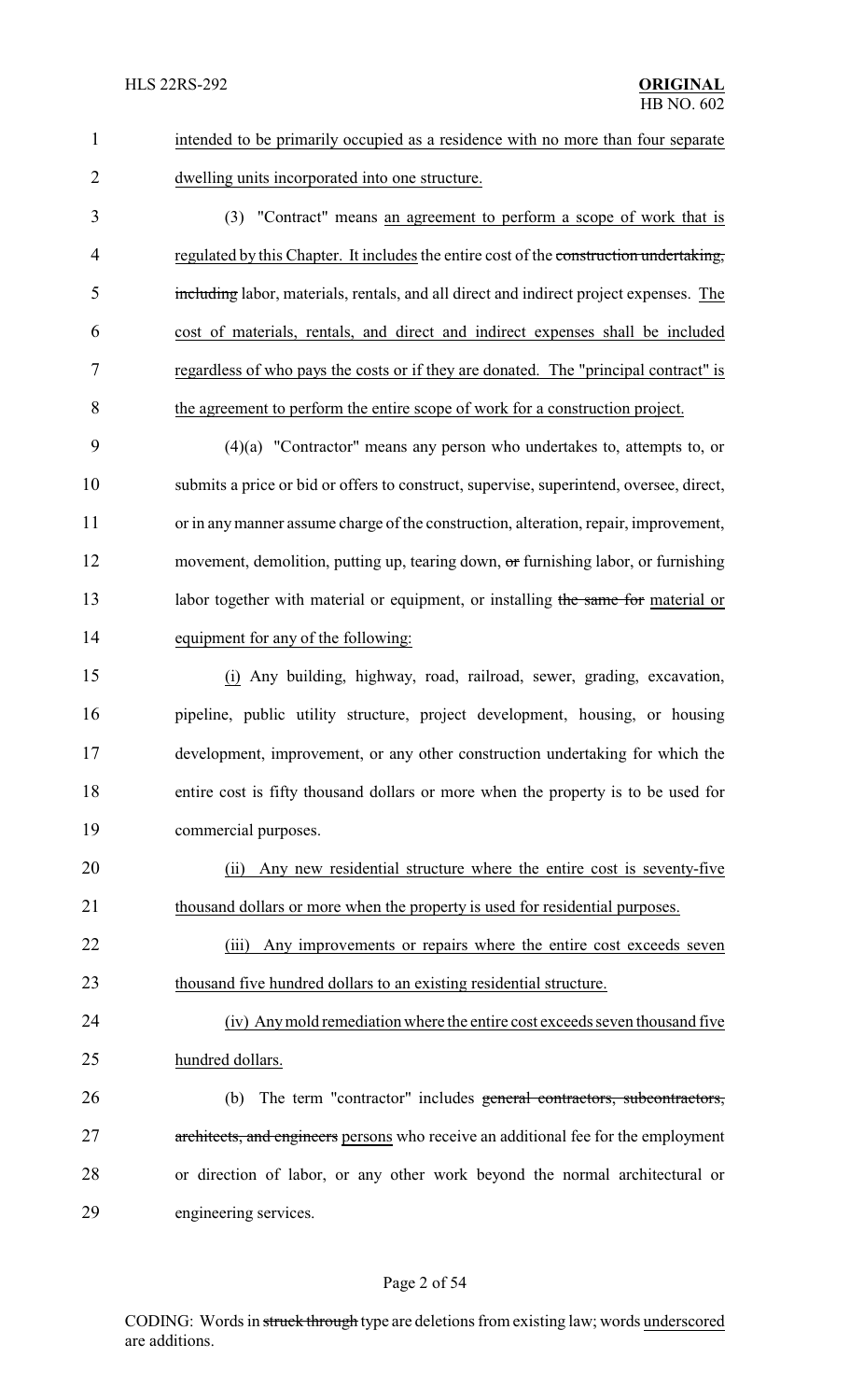intended to be primarily occupied as a residence with no more than four separate dwelling units incorporated into one structure.

(3) "Contract" means an agreement to perform a scope of work that is regulated by this Chapter. It includes the entire cost of the ~~construction undertaking, including~~ labor, materials, rentals, and all direct and indirect project expenses. The cost of materials, rentals, and direct and indirect expenses shall be included regardless of who pays the costs or if they are donated. The "principal contract" is the agreement to perform the entire scope of work for a construction project.

(4)(a) "Contractor" means any person who undertakes to, attempts to, or submits a price or bid or offers to construct, supervise, superintend, oversee, direct, or in any manner assume charge of the construction, alteration, repair, improvement, movement, demolition, putting up, tearing down, ~~or~~ furnishing labor, or furnishing labor together with material or equipment, or installing ~~the same for~~ material or equipment for any of the following:

(i) Any building, highway, road, railroad, sewer, grading, excavation, pipeline, public utility structure, project development, housing, or housing development, improvement, or any other construction undertaking for which the entire cost is fifty thousand dollars or more when the property is to be used for commercial purposes.

(ii) Any new residential structure where the entire cost is seventy-five thousand dollars or more when the property is used for residential purposes.

(iii) Any improvements or repairs where the entire cost exceeds seven thousand five hundred dollars to an existing residential structure.

(iv) Any mold remediation where the entire cost exceeds seven thousand five hundred dollars.

(b) The term "contractor" includes ~~general contractors, subcontractors, architects, and engineers~~ persons who receive an additional fee for the employment or direction of labor, or any other work beyond the normal architectural or engineering services.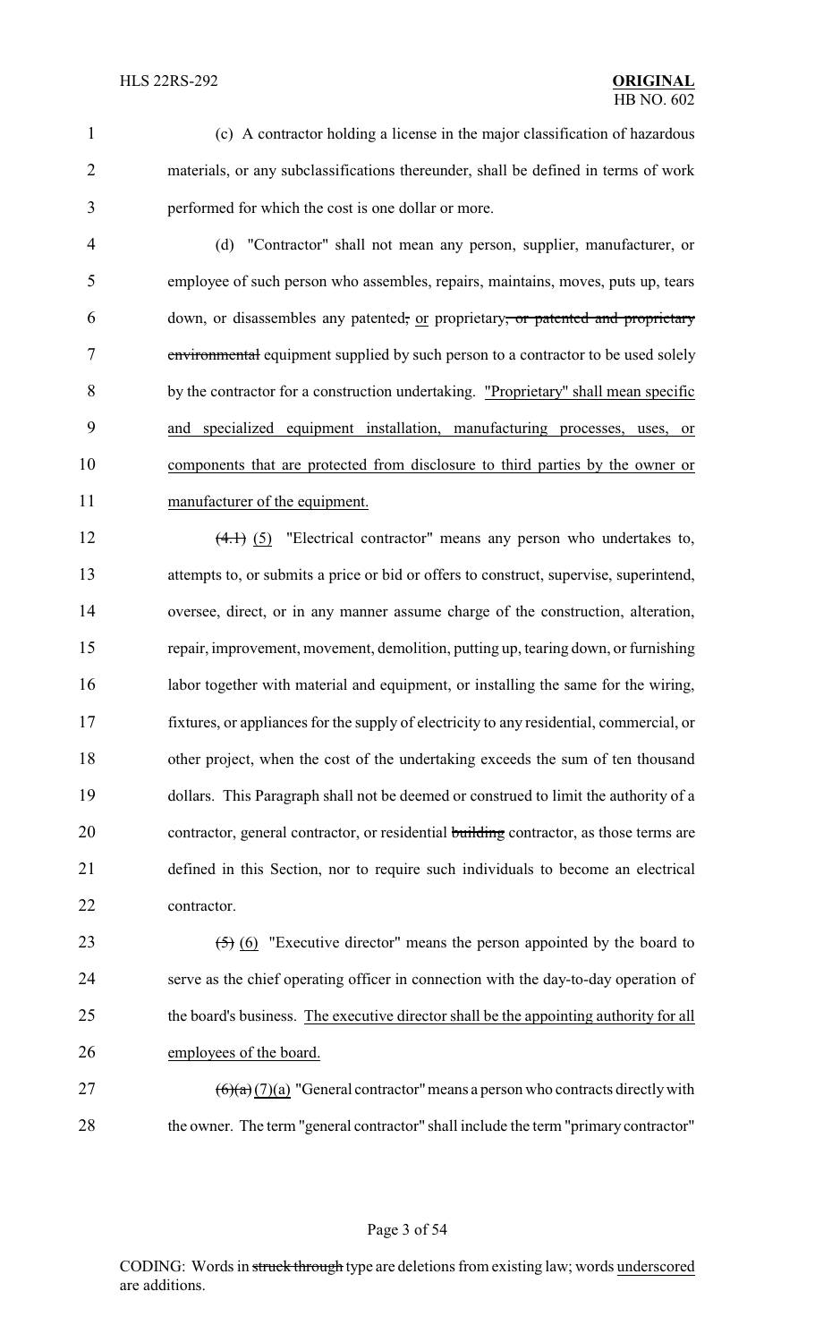(c) A contractor holding a license in the major classification of hazardous materials, or any subclassifications thereunder, shall be defined in terms of work performed for which the cost is one dollar or more.

(d) "Contractor" shall not mean any person, supplier, manufacturer, or employee of such person who assembles, repairs, maintains, moves, puts up, tears down, or disassembles any patented~~,~~ or proprietary~~, or patented and proprietary environmental~~ equipment supplied by such person to a contractor to be used solely by the contractor for a construction undertaking. "Proprietary" shall mean specific and specialized equipment installation, manufacturing processes, uses, or components that are protected from disclosure to third parties by the owner or manufacturer of the equipment.

~~(4.1)~~ (5) "Electrical contractor" means any person who undertakes to, attempts to, or submits a price or bid or offers to construct, supervise, superintend, oversee, direct, or in any manner assume charge of the construction, alteration, repair, improvement, movement, demolition, putting up, tearing down, or furnishing labor together with material and equipment, or installing the same for the wiring, fixtures, or appliances for the supply of electricity to any residential, commercial, or other project, when the cost of the undertaking exceeds the sum of ten thousand dollars. This Paragraph shall not be deemed or construed to limit the authority of a contractor, general contractor, or residential ~~building~~ contractor, as those terms are defined in this Section, nor to require such individuals to become an electrical contractor.

~~(5)~~ (6) "Executive director" means the person appointed by the board to serve as the chief operating officer in connection with the day-to-day operation of the board's business. The executive director shall be the appointing authority for all employees of the board.

~~(6)(a)~~ (7)(a) "General contractor" means a person who contracts directly with the owner. The term "general contractor" shall include the term "primary contractor"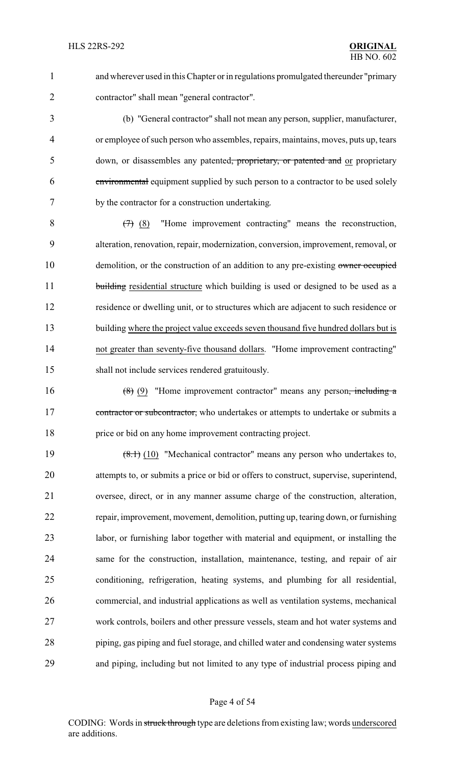and wherever used in this Chapter or in regulations promulgated thereunder "primary contractor" shall mean "general contractor".

(b) "General contractor" shall not mean any person, supplier, manufacturer, or employee of such person who assembles, repairs, maintains, moves, puts up, tears down, or disassembles any patented~~, proprietary, or patented and~~ or proprietary ~~environmental~~ equipment supplied by such person to a contractor to be used solely by the contractor for a construction undertaking.

~~(7)~~ (8) "Home improvement contracting" means the reconstruction, alteration, renovation, repair, modernization, conversion, improvement, removal, or demolition, or the construction of an addition to any pre-existing ~~owner occupied building~~ residential structure which building is used or designed to be used as a residence or dwelling unit, or to structures which are adjacent to such residence or building where the project value exceeds seven thousand five hundred dollars but is not greater than seventy-five thousand dollars. "Home improvement contracting" shall not include services rendered gratuitously.

~~(8)~~ (9) "Home improvement contractor" means any person~~, including a contractor or subcontractor,~~ who undertakes or attempts to undertake or submits a price or bid on any home improvement contracting project.

~~(8.1)~~ (10) "Mechanical contractor" means any person who undertakes to, attempts to, or submits a price or bid or offers to construct, supervise, superintend, oversee, direct, or in any manner assume charge of the construction, alteration, repair, improvement, movement, demolition, putting up, tearing down, or furnishing labor, or furnishing labor together with material and equipment, or installing the same for the construction, installation, maintenance, testing, and repair of air conditioning, refrigeration, heating systems, and plumbing for all residential, commercial, and industrial applications as well as ventilation systems, mechanical work controls, boilers and other pressure vessels, steam and hot water systems and piping, gas piping and fuel storage, and chilled water and condensing water systems and piping, including but not limited to any type of industrial process piping and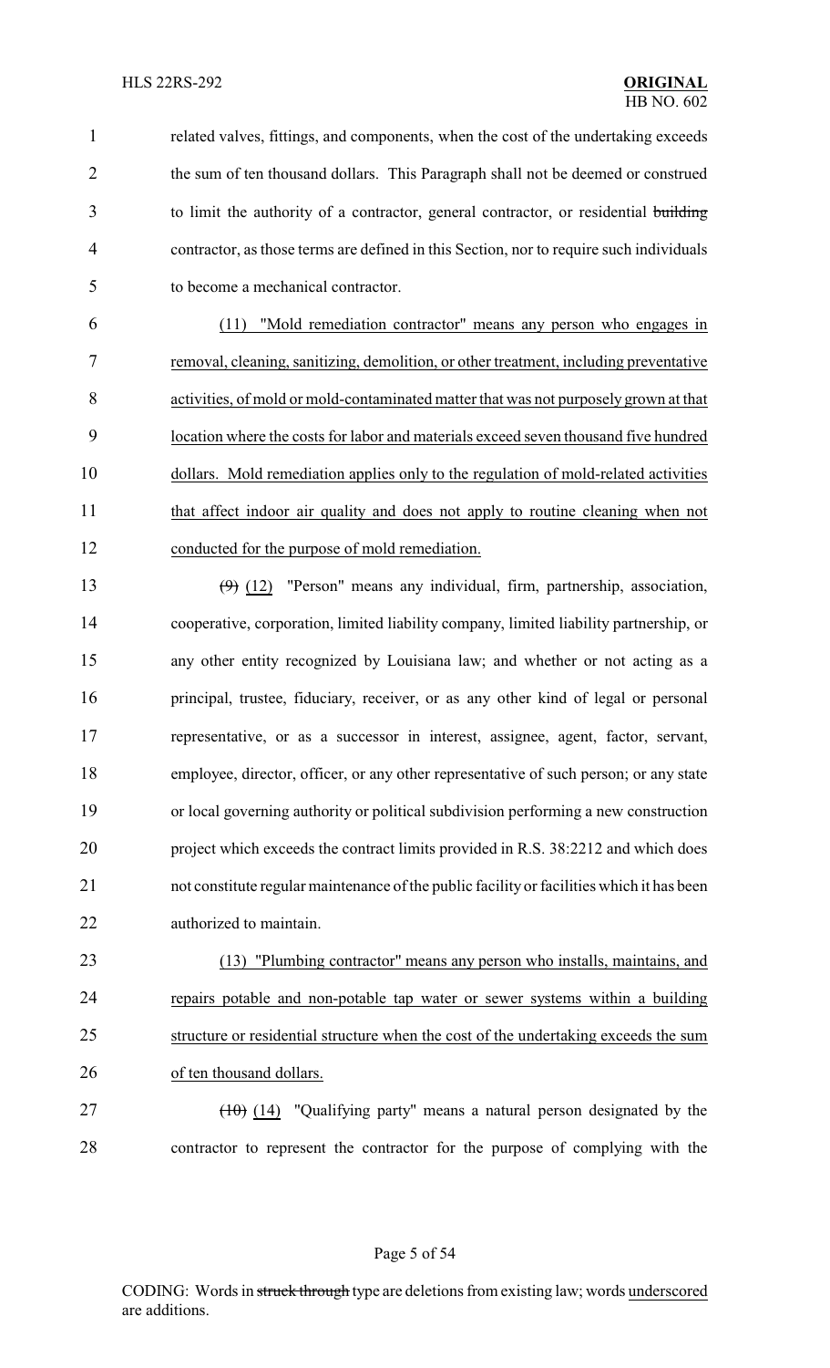related valves, fittings, and components, when the cost of the undertaking exceeds the sum of ten thousand dollars. This Paragraph shall not be deemed or construed to limit the authority of a contractor, general contractor, or residential ~~building~~ contractor, as those terms are defined in this Section, nor to require such individuals to become a mechanical contractor.

(11) "Mold remediation contractor" means any person who engages in removal, cleaning, sanitizing, demolition, or other treatment, including preventative activities, of mold or mold-contaminated matter that was not purposely grown at that location where the costs for labor and materials exceed seven thousand five hundred dollars. Mold remediation applies only to the regulation of mold-related activities that affect indoor air quality and does not apply to routine cleaning when not conducted for the purpose of mold remediation.

~~(9)~~ (12) "Person" means any individual, firm, partnership, association, cooperative, corporation, limited liability company, limited liability partnership, or any other entity recognized by Louisiana law; and whether or not acting as a principal, trustee, fiduciary, receiver, or as any other kind of legal or personal representative, or as a successor in interest, assignee, agent, factor, servant, employee, director, officer, or any other representative of such person; or any state or local governing authority or political subdivision performing a new construction project which exceeds the contract limits provided in R.S. 38:2212 and which does not constitute regular maintenance of the public facility or facilities which it has been authorized to maintain.

(13) "Plumbing contractor" means any person who installs, maintains, and repairs potable and non-potable tap water or sewer systems within a building structure or residential structure when the cost of the undertaking exceeds the sum of ten thousand dollars.

~~(10)~~ (14) "Qualifying party" means a natural person designated by the contractor to represent the contractor for the purpose of complying with the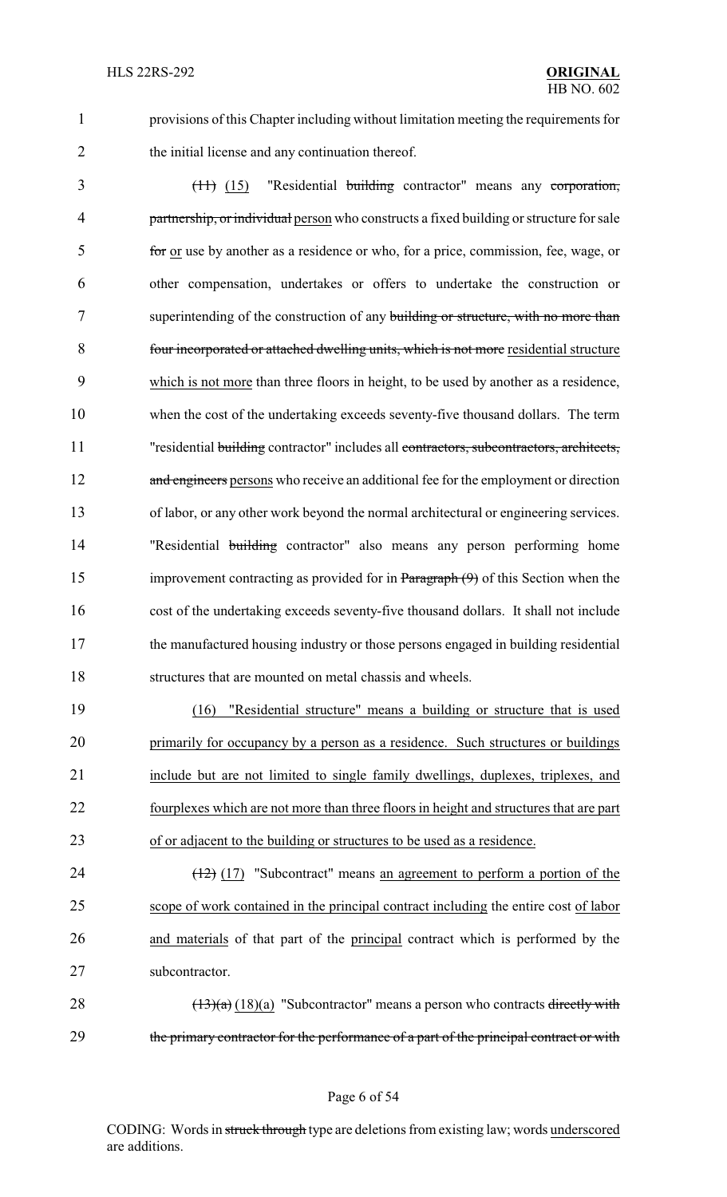provisions of this Chapter including without limitation meeting the requirements for the initial license and any continuation thereof.

~~(11)~~ (15) "Residential ~~building~~ contractor" means any ~~corporation, partnership, or individual~~ person who constructs a fixed building or structure for sale ~~for~~ or use by another as a residence or who, for a price, commission, fee, wage, or other compensation, undertakes or offers to undertake the construction or superintending of the construction of any ~~building or structure, with no more than four incorporated or attached dwelling units, which is not more~~ residential structure which is not more than three floors in height, to be used by another as a residence, when the cost of the undertaking exceeds seventy-five thousand dollars. The term "residential ~~building~~ contractor" includes all ~~contractors, subcontractors, architects, and engineers~~ persons who receive an additional fee for the employment or direction of labor, or any other work beyond the normal architectural or engineering services. "Residential ~~building~~ contractor" also means any person performing home improvement contracting as provided for in ~~Paragraph (9)~~ of this Section when the cost of the undertaking exceeds seventy-five thousand dollars. It shall not include the manufactured housing industry or those persons engaged in building residential structures that are mounted on metal chassis and wheels.

(16) "Residential structure" means a building or structure that is used primarily for occupancy by a person as a residence. Such structures or buildings include but are not limited to single family dwellings, duplexes, triplexes, and fourplexes which are not more than three floors in height and structures that are part of or adjacent to the building or structures to be used as a residence.

~~(12)~~ (17) "Subcontract" means an agreement to perform a portion of the scope of work contained in the principal contract including the entire cost of labor and materials of that part of the principal contract which is performed by the subcontractor.

~~(13)(a)~~ (18)(a) "Subcontractor" means a person who contracts ~~directly with the primary contractor for the performance of a part of the principal contract or with~~

CODING: Words in ~~struck through~~ type are deletions from existing law; words underscored are additions.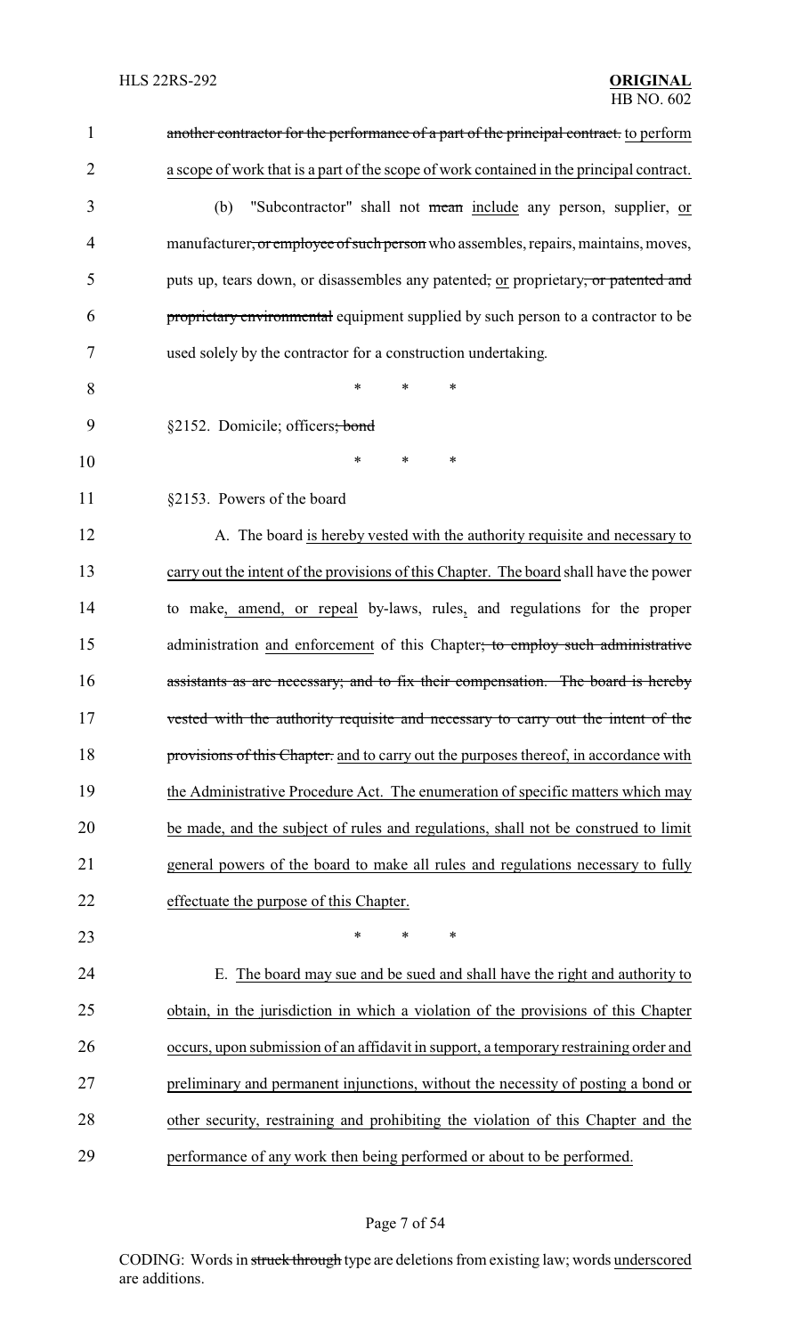another contractor for the performance of a part of the principal contract. to perform a scope of work that is a part of the scope of work contained in the principal contract.

(b) "Subcontractor" shall not mean include any person, supplier, or manufacturer, or employee of such person who assembles, repairs, maintains, moves, puts up, tears down, or disassembles any patented, or proprietary, or patented and proprietary environmental equipment supplied by such person to a contractor to be used solely by the contractor for a construction undertaking.

\* \* \*

§2152. Domicile; officers; bond

\* \* \*

§2153. Powers of the board

A. The board is hereby vested with the authority requisite and necessary to carry out the intent of the provisions of this Chapter. The board shall have the power to make, amend, or repeal by-laws, rules, and regulations for the proper administration and enforcement of this Chapter; to employ such administrative assistants as are necessary; and to fix their compensation. The board is hereby vested with the authority requisite and necessary to carry out the intent of the provisions of this Chapter. and to carry out the purposes thereof, in accordance with the Administrative Procedure Act. The enumeration of specific matters which may be made, and the subject of rules and regulations, shall not be construed to limit general powers of the board to make all rules and regulations necessary to fully effectuate the purpose of this Chapter.

\* \* \*

E. The board may sue and be sued and shall have the right and authority to obtain, in the jurisdiction in which a violation of the provisions of this Chapter occurs, upon submission of an affidavit in support, a temporary restraining order and preliminary and permanent injunctions, without the necessity of posting a bond or other security, restraining and prohibiting the violation of this Chapter and the performance of any work then being performed or about to be performed.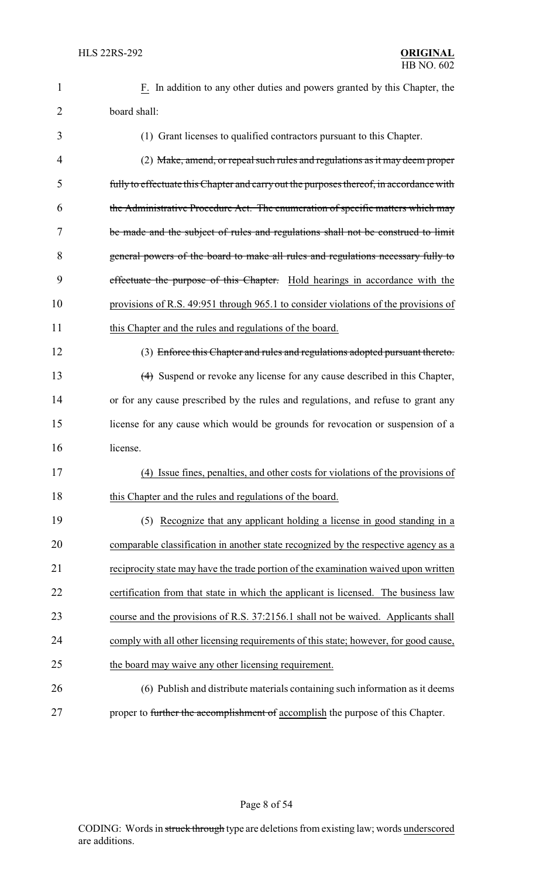F. In addition to any other duties and powers granted by this Chapter, the board shall:

(1) Grant licenses to qualified contractors pursuant to this Chapter.

(2) ~~Make, amend, or repeal such rules and regulations as it may deem proper fully to effectuate this Chapter and carry out the purposes thereof, in accordance with the Administrative Procedure Act. The enumeration of specific matters which may be made and the subject of rules and regulations shall not be construed to limit general powers of the board to make all rules and regulations necessary fully to effectuate the purpose of this Chapter.~~ Hold hearings in accordance with the provisions of R.S. 49:951 through 965.1 to consider violations of the provisions of this Chapter and the rules and regulations of the board.

(3) ~~Enforce this Chapter and rules and regulations adopted pursuant thereto.~~

~~(4)~~ Suspend or revoke any license for any cause described in this Chapter, or for any cause prescribed by the rules and regulations, and refuse to grant any license for any cause which would be grounds for revocation or suspension of a license.

(4) Issue fines, penalties, and other costs for violations of the provisions of this Chapter and the rules and regulations of the board.

(5) Recognize that any applicant holding a license in good standing in a comparable classification in another state recognized by the respective agency as a reciprocity state may have the trade portion of the examination waived upon written certification from that state in which the applicant is licensed. The business law course and the provisions of R.S. 37:2156.1 shall not be waived. Applicants shall comply with all other licensing requirements of this state; however, for good cause, the board may waive any other licensing requirement.

(6) Publish and distribute materials containing such information as it deems proper to ~~further the accomplishment of~~ accomplish the purpose of this Chapter.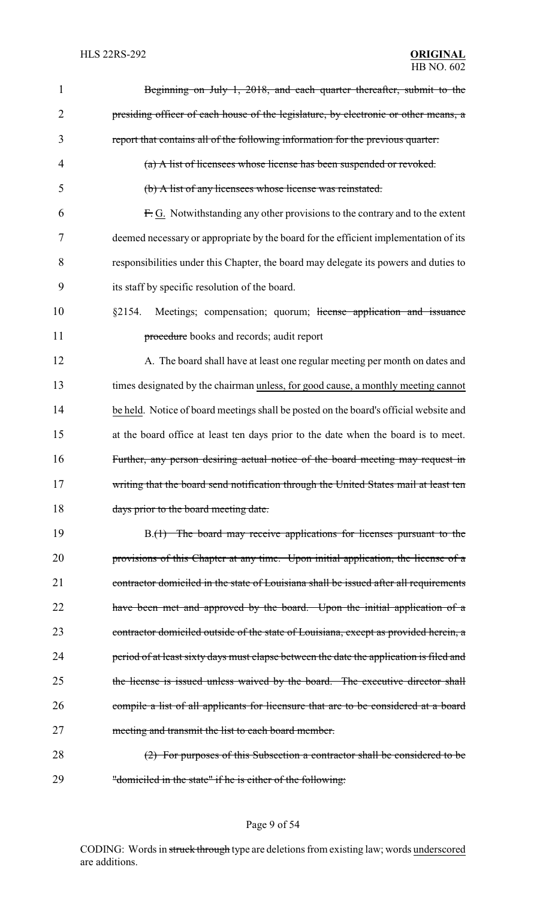Beginning on July 1, 2018, and each quarter thereafter, submit to the presiding officer of each house of the legislature, by electronic or other means, a report that contains all of the following information for the previous quarter:

(a) A list of licensees whose license has been suspended or revoked.

(b) A list of any licensees whose license was reinstated.

F. G. Notwithstanding any other provisions to the contrary and to the extent deemed necessary or appropriate by the board for the efficient implementation of its responsibilities under this Chapter, the board may delegate its powers and duties to its staff by specific resolution of the board.

§2154. Meetings; compensation; quorum; license application and issuance procedure books and records; audit report

A. The board shall have at least one regular meeting per month on dates and times designated by the chairman unless, for good cause, a monthly meeting cannot be held. Notice of board meetings shall be posted on the board's official website and at the board office at least ten days prior to the date when the board is to meet. Further, any person desiring actual notice of the board meeting may request in writing that the board send notification through the United States mail at least ten days prior to the board meeting date.

B.(1) The board may receive applications for licenses pursuant to the provisions of this Chapter at any time. Upon initial application, the license of a contractor domiciled in the state of Louisiana shall be issued after all requirements have been met and approved by the board. Upon the initial application of a contractor domiciled outside of the state of Louisiana, except as provided herein, a period of at least sixty days must elapse between the date the application is filed and the license is issued unless waived by the board. The executive director shall compile a list of all applicants for licensure that are to be considered at a board meeting and transmit the list to each board member.

(2) For purposes of this Subsection a contractor shall be considered to be "domiciled in the state" if he is either of the following:

CODING: Words in struck through type are deletions from existing law; words underscored are additions.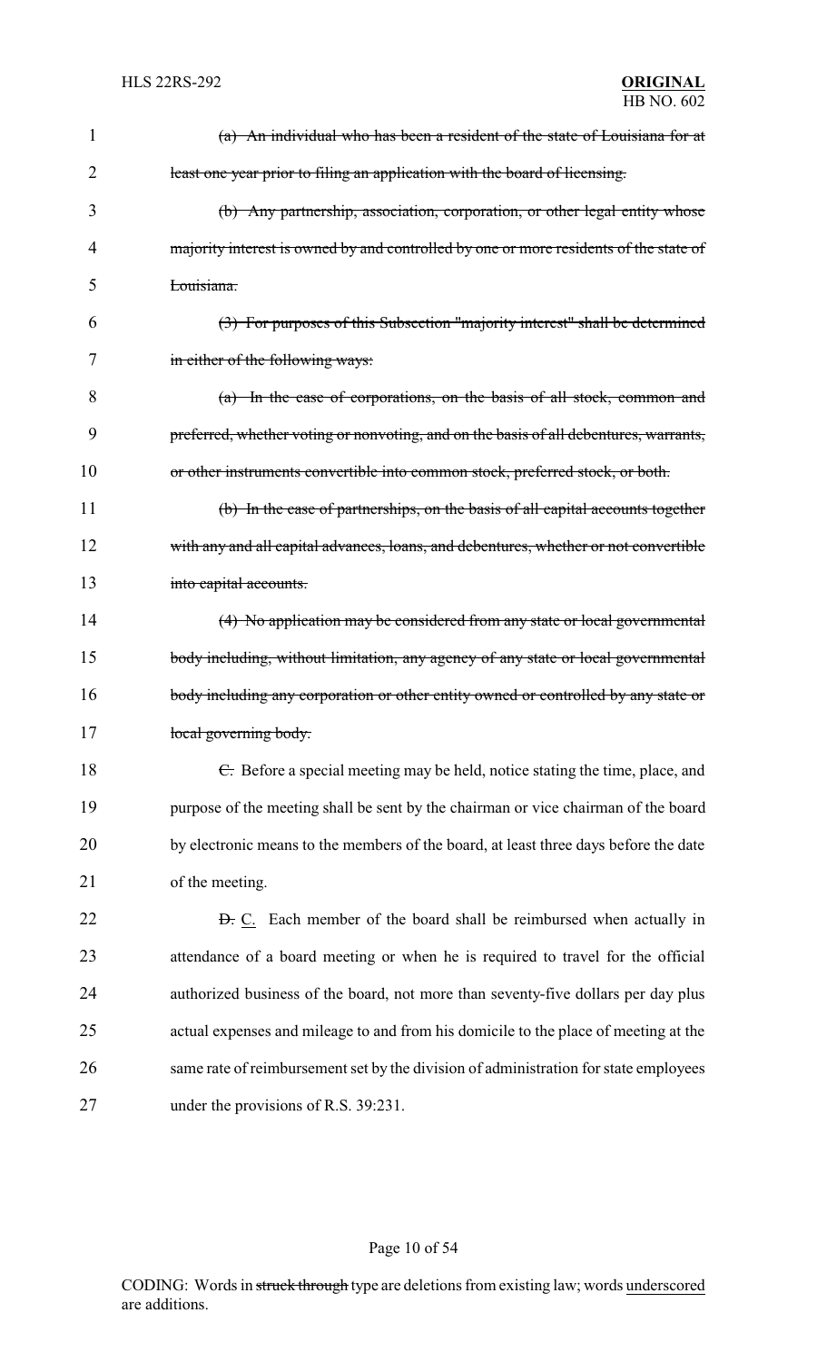~~(a) An individual who has been a resident of the state of Louisiana for at least one year prior to filing an application with the board of licensing.~~

~~(b) Any partnership, association, corporation, or other legal entity whose majority interest is owned by and controlled by one or more residents of the state of Louisiana.~~

~~(3) For purposes of this Subsection "majority interest" shall be determined in either of the following ways:~~

~~(a) In the case of corporations, on the basis of all stock, common and preferred, whether voting or nonvoting, and on the basis of all debentures, warrants, or other instruments convertible into common stock, preferred stock, or both.~~

~~(b) In the case of partnerships, on the basis of all capital accounts together with any and all capital advances, loans, and debentures, whether or not convertible into capital accounts.~~

~~(4) No application may be considered from any state or local governmental body including, without limitation, any agency of any state or local governmental body including any corporation or other entity owned or controlled by any state or local governing body.~~

~~C.~~ Before a special meeting may be held, notice stating the time, place, and purpose of the meeting shall be sent by the chairman or vice chairman of the board by electronic means to the members of the board, at least three days before the date of the meeting.

~~D.~~ <u>C.</u> Each member of the board shall be reimbursed when actually in attendance of a board meeting or when he is required to travel for the official authorized business of the board, not more than seventy-five dollars per day plus actual expenses and mileage to and from his domicile to the place of meeting at the same rate of reimbursement set by the division of administration for state employees under the provisions of R.S. 39:231.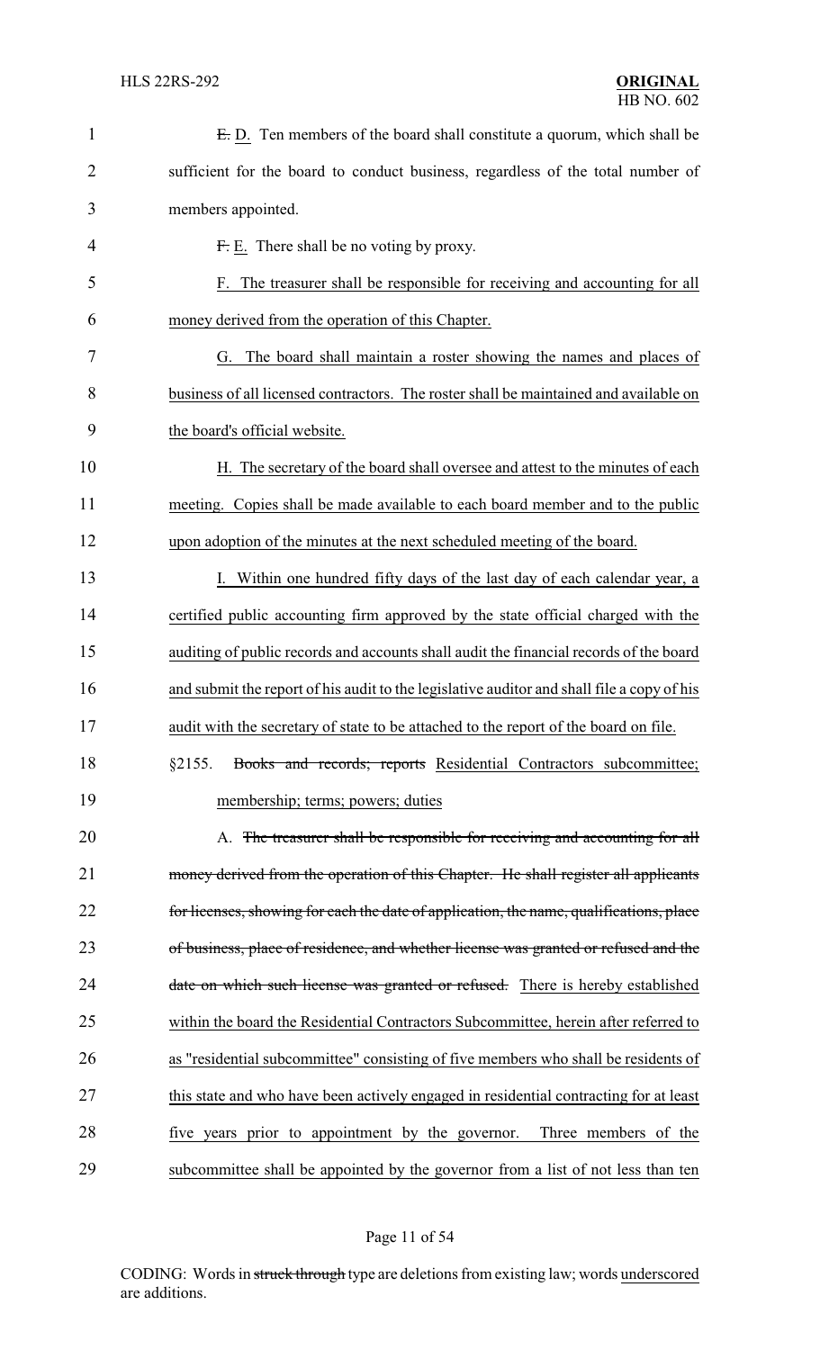~~E.~~ D. Ten members of the board shall constitute a quorum, which shall be sufficient for the board to conduct business, regardless of the total number of members appointed.

~~F.~~ E. There shall be no voting by proxy.

F. The treasurer shall be responsible for receiving and accounting for all money derived from the operation of this Chapter.

G. The board shall maintain a roster showing the names and places of business of all licensed contractors. The roster shall be maintained and available on the board's official website.

H. The secretary of the board shall oversee and attest to the minutes of each meeting. Copies shall be made available to each board member and to the public upon adoption of the minutes at the next scheduled meeting of the board.

I. Within one hundred fifty days of the last day of each calendar year, a certified public accounting firm approved by the state official charged with the auditing of public records and accounts shall audit the financial records of the board and submit the report of his audit to the legislative auditor and shall file a copy of his audit with the secretary of state to be attached to the report of the board on file.

§2155. ~~Books and records; reports~~ Residential Contractors subcommittee; membership; terms; powers; duties

A. ~~The treasurer shall be responsible for receiving and accounting for all money derived from the operation of this Chapter. He shall register all applicants for licenses, showing for each the date of application, the name, qualifications, place of business, place of residence, and whether license was granted or refused and the date on which such license was granted or refused.~~ There is hereby established within the board the Residential Contractors Subcommittee, herein after referred to as "residential subcommittee" consisting of five members who shall be residents of this state and who have been actively engaged in residential contracting for at least five years prior to appointment by the governor. Three members of the subcommittee shall be appointed by the governor from a list of not less than ten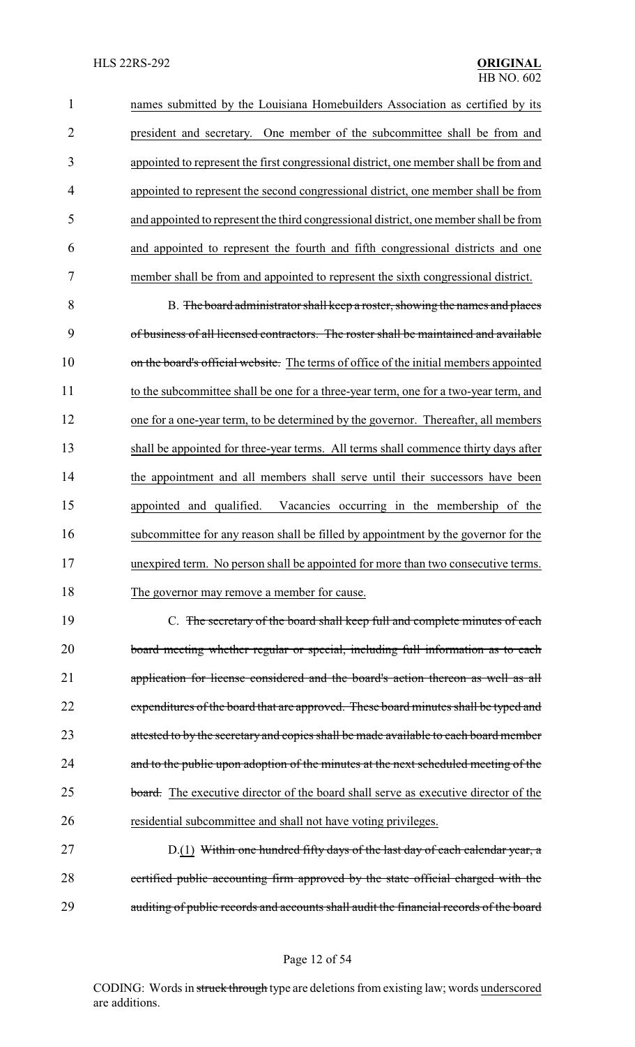names submitted by the Louisiana Homebuilders Association as certified by its president and secretary. One member of the subcommittee shall be from and appointed to represent the first congressional district, one member shall be from and appointed to represent the second congressional district, one member shall be from and appointed to represent the third congressional district, one member shall be from and appointed to represent the fourth and fifth congressional districts and one member shall be from and appointed to represent the sixth congressional district.

B. ~~The board administrator shall keep a roster, showing the names and places of business of all licensed contractors. The roster shall be maintained and available on the board's official website.~~ The terms of office of the initial members appointed to the subcommittee shall be one for a three-year term, one for a two-year term, and one for a one-year term, to be determined by the governor. Thereafter, all members shall be appointed for three-year terms. All terms shall commence thirty days after the appointment and all members shall serve until their successors have been appointed and qualified. Vacancies occurring in the membership of the subcommittee for any reason shall be filled by appointment by the governor for the unexpired term. No person shall be appointed for more than two consecutive terms. The governor may remove a member for cause.

C. ~~The secretary of the board shall keep full and complete minutes of each board meeting whether regular or special, including full information as to each application for license considered and the board's action thereon as well as all expenditures of the board that are approved. These board minutes shall be typed and attested to by the secretary and copies shall be made available to each board member and to the public upon adoption of the minutes at the next scheduled meeting of the board.~~ The executive director of the board shall serve as executive director of the residential subcommittee and shall not have voting privileges.

D.(1) ~~Within one hundred fifty days of the last day of each calendar year, a certified public accounting firm approved by the state official charged with the auditing of public records and accounts shall audit the financial records of the board~~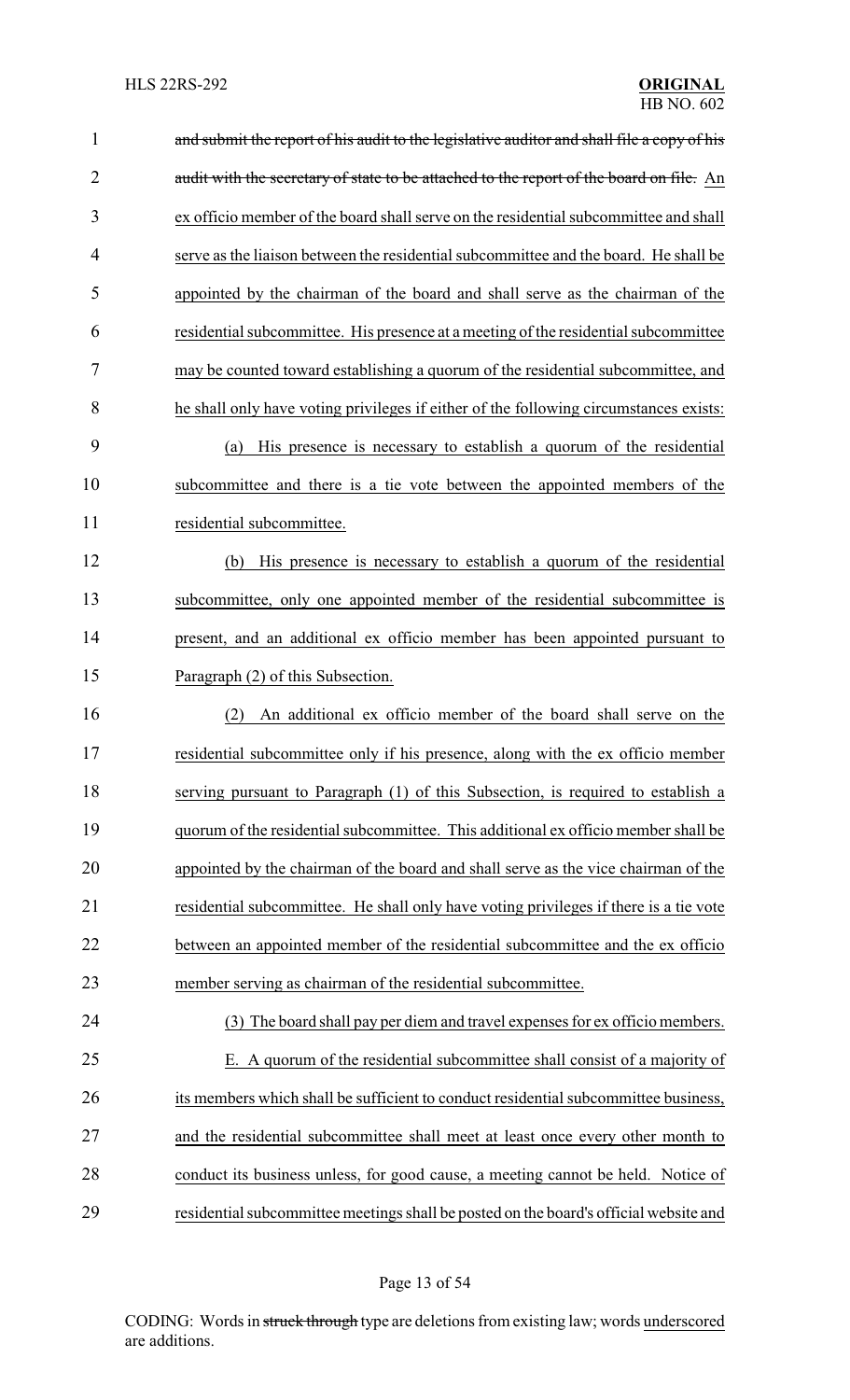~~and submit the report of his audit to the legislative auditor and shall file a copy of his audit with the secretary of state to be attached to the report of the board on file.~~ <u>An ex officio member of the board shall serve on the residential subcommittee and shall serve as the liaison between the residential subcommittee and the board. He shall be appointed by the chairman of the board and shall serve as the chairman of the residential subcommittee. His presence at a meeting of the residential subcommittee may be counted toward establishing a quorum of the residential subcommittee, and he shall only have voting privileges if either of the following circumstances exists:</u>

<u>(a) His presence is necessary to establish a quorum of the residential subcommittee and there is a tie vote between the appointed members of the residential subcommittee.</u>

<u>(b) His presence is necessary to establish a quorum of the residential subcommittee, only one appointed member of the residential subcommittee is present, and an additional ex officio member has been appointed pursuant to Paragraph (2) of this Subsection.</u>

<u>(2) An additional ex officio member of the board shall serve on the residential subcommittee only if his presence, along with the ex officio member serving pursuant to Paragraph (1) of this Subsection, is required to establish a quorum of the residential subcommittee. This additional ex officio member shall be appointed by the chairman of the board and shall serve as the vice chairman of the residential subcommittee. He shall only have voting privileges if there is a tie vote between an appointed member of the residential subcommittee and the ex officio member serving as chairman of the residential subcommittee.</u>

<u>(3) The board shall pay per diem and travel expenses for ex officio members.</u>

<u>E. A quorum of the residential subcommittee shall consist of a majority of its members which shall be sufficient to conduct residential subcommittee business, and the residential subcommittee shall meet at least once every other month to conduct its business unless, for good cause, a meeting cannot be held. Notice of residential subcommittee meetings shall be posted on the board's official website and</u>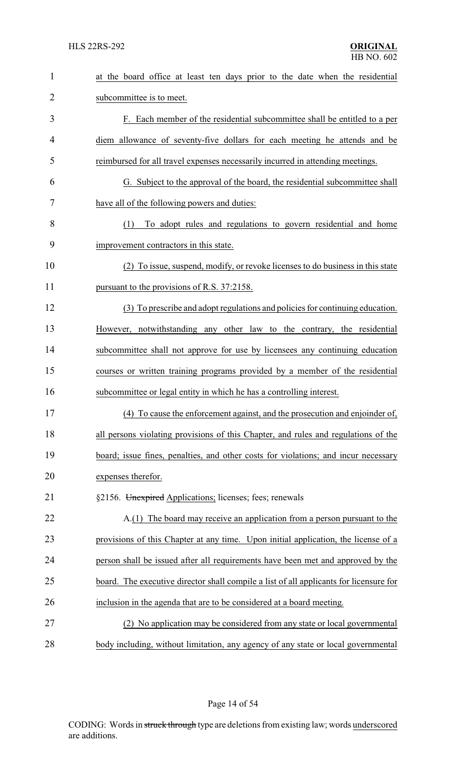at the board office at least ten days prior to the date when the residential subcommittee is to meet.

F. Each member of the residential subcommittee shall be entitled to a per diem allowance of seventy-five dollars for each meeting he attends and be reimbursed for all travel expenses necessarily incurred in attending meetings.

G. Subject to the approval of the board, the residential subcommittee shall have all of the following powers and duties:

(1) To adopt rules and regulations to govern residential and home improvement contractors in this state.

(2) To issue, suspend, modify, or revoke licenses to do business in this state pursuant to the provisions of R.S. 37:2158.

(3) To prescribe and adopt regulations and policies for continuing education. However, notwithstanding any other law to the contrary, the residential subcommittee shall not approve for use by licensees any continuing education courses or written training programs provided by a member of the residential subcommittee or legal entity in which he has a controlling interest.

(4) To cause the enforcement against, and the prosecution and enjoinder of, all persons violating provisions of this Chapter, and rules and regulations of the board; issue fines, penalties, and other costs for violations; and incur necessary expenses therefor.

§2156. ~~Unexpired~~ Applications; licenses; fees; renewals

A.(1) The board may receive an application from a person pursuant to the provisions of this Chapter at any time. Upon initial application, the license of a person shall be issued after all requirements have been met and approved by the board. The executive director shall compile a list of all applicants for licensure for inclusion in the agenda that are to be considered at a board meeting.

(2) No application may be considered from any state or local governmental body including, without limitation, any agency of any state or local governmental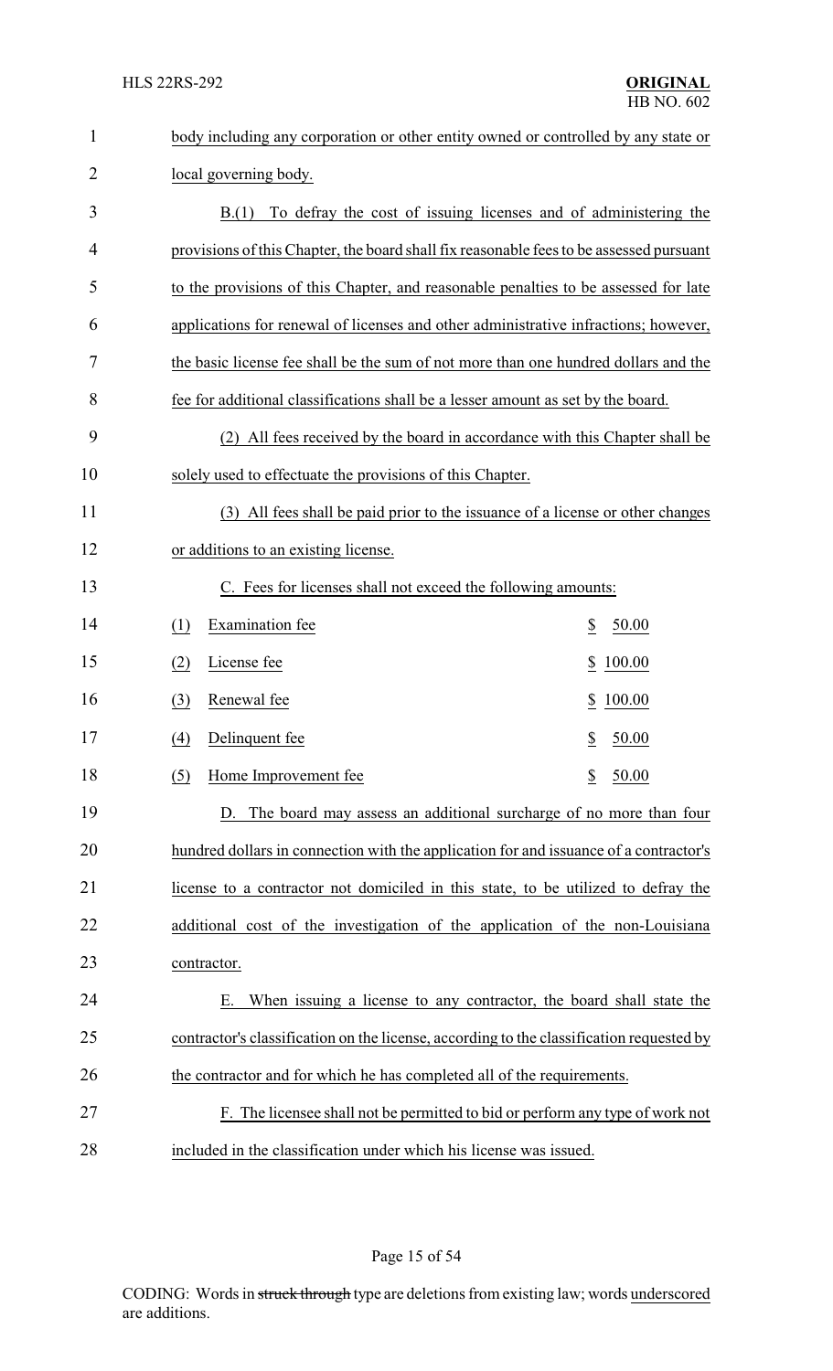body including any corporation or other entity owned or controlled by any state or local governing body.

B.(1) To defray the cost of issuing licenses and of administering the provisions of this Chapter, the board shall fix reasonable fees to be assessed pursuant to the provisions of this Chapter, and reasonable penalties to be assessed for late applications for renewal of licenses and other administrative infractions; however, the basic license fee shall be the sum of not more than one hundred dollars and the fee for additional classifications shall be a lesser amount as set by the board.

(2) All fees received by the board in accordance with this Chapter shall be solely used to effectuate the provisions of this Chapter.

(3) All fees shall be paid prior to the issuance of a license or other changes or additions to an existing license.

C. Fees for licenses shall not exceed the following amounts:

| | | |
|---|---|---|
| (1) | Examination fee | $ 50.00 |
| (2) | License fee | $ 100.00 |
| (3) | Renewal fee | $ 100.00 |
| (4) | Delinquent fee | $ 50.00 |
| (5) | Home Improvement fee | $ 50.00 |

D. The board may assess an additional surcharge of no more than four hundred dollars in connection with the application for and issuance of a contractor's license to a contractor not domiciled in this state, to be utilized to defray the additional cost of the investigation of the application of the non-Louisiana contractor.

E. When issuing a license to any contractor, the board shall state the contractor's classification on the license, according to the classification requested by the contractor and for which he has completed all of the requirements.

F. The licensee shall not be permitted to bid or perform any type of work not included in the classification under which his license was issued.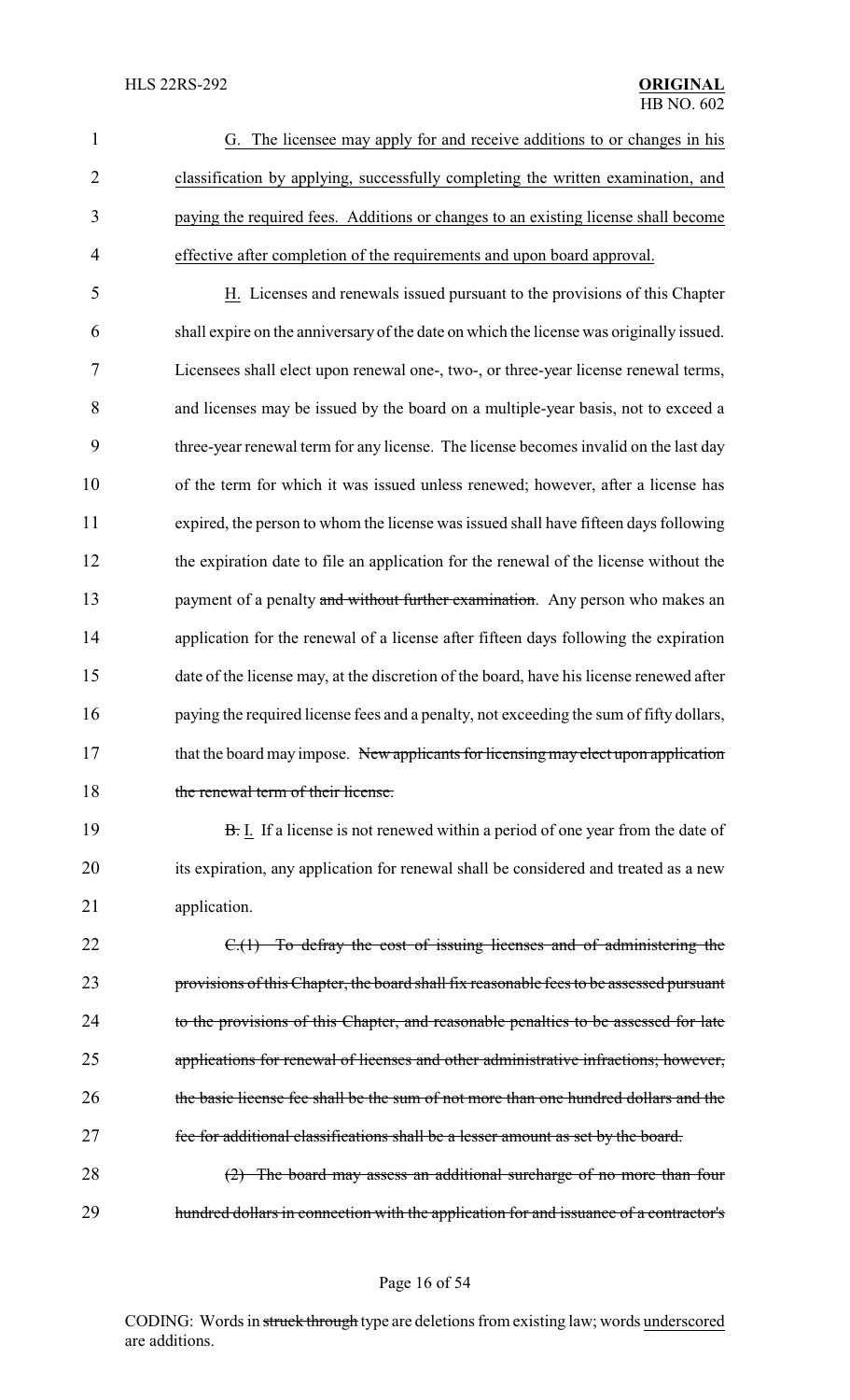G. The licensee may apply for and receive additions to or changes in his classification by applying, successfully completing the written examination, and paying the required fees. Additions or changes to an existing license shall become effective after completion of the requirements and upon board approval.

H. Licenses and renewals issued pursuant to the provisions of this Chapter shall expire on the anniversary of the date on which the license was originally issued. Licensees shall elect upon renewal one-, two-, or three-year license renewal terms, and licenses may be issued by the board on a multiple-year basis, not to exceed a three-year renewal term for any license. The license becomes invalid on the last day of the term for which it was issued unless renewed; however, after a license has expired, the person to whom the license was issued shall have fifteen days following the expiration date to file an application for the renewal of the license without the payment of a penalty ~~and without further examination~~. Any person who makes an application for the renewal of a license after fifteen days following the expiration date of the license may, at the discretion of the board, have his license renewed after paying the required license fees and a penalty, not exceeding the sum of fifty dollars, that the board may impose. ~~New applicants for licensing may elect upon application the renewal term of their license.~~

~~B.~~ I. If a license is not renewed within a period of one year from the date of its expiration, any application for renewal shall be considered and treated as a new application.

~~C.(1) To defray the cost of issuing licenses and of administering the provisions of this Chapter, the board shall fix reasonable fees to be assessed pursuant to the provisions of this Chapter, and reasonable penalties to be assessed for late applications for renewal of licenses and other administrative infractions; however, the basic license fee shall be the sum of not more than one hundred dollars and the fee for additional classifications shall be a lesser amount as set by the board.~~

~~(2) The board may assess an additional surcharge of no more than four hundred dollars in connection with the application for and issuance of a contractor's~~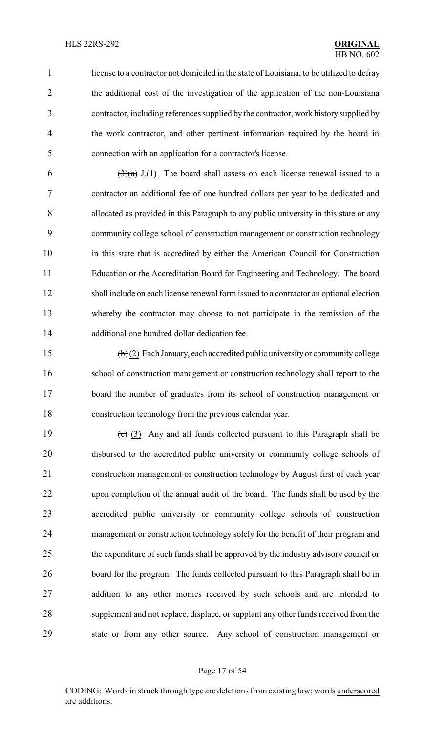~~license to a contractor not domiciled in the state of Louisiana, to be utilized to defray the additional cost of the investigation of the application of the non-Louisiana contractor, including references supplied by the contractor, work history supplied by the work contractor, and other pertinent information required by the board in connection with an application for a contractor's license.~~

~~(3)(a)~~ J.(1) The board shall assess on each license renewal issued to a contractor an additional fee of one hundred dollars per year to be dedicated and allocated as provided in this Paragraph to any public university in this state or any community college school of construction management or construction technology in this state that is accredited by either the American Council for Construction Education or the Accreditation Board for Engineering and Technology. The board shall include on each license renewal form issued to a contractor an optional election whereby the contractor may choose to not participate in the remission of the additional one hundred dollar dedication fee.

~~(b)~~ (2) Each January, each accredited public university or community college school of construction management or construction technology shall report to the board the number of graduates from its school of construction management or construction technology from the previous calendar year.

~~(c)~~ (3) Any and all funds collected pursuant to this Paragraph shall be disbursed to the accredited public university or community college schools of construction management or construction technology by August first of each year upon completion of the annual audit of the board. The funds shall be used by the accredited public university or community college schools of construction management or construction technology solely for the benefit of their program and the expenditure of such funds shall be approved by the industry advisory council or board for the program. The funds collected pursuant to this Paragraph shall be in addition to any other monies received by such schools and are intended to supplement and not replace, displace, or supplant any other funds received from the state or from any other source. Any school of construction management or

CODING: Words in ~~struck through~~ type are deletions from existing law; words underscored are additions.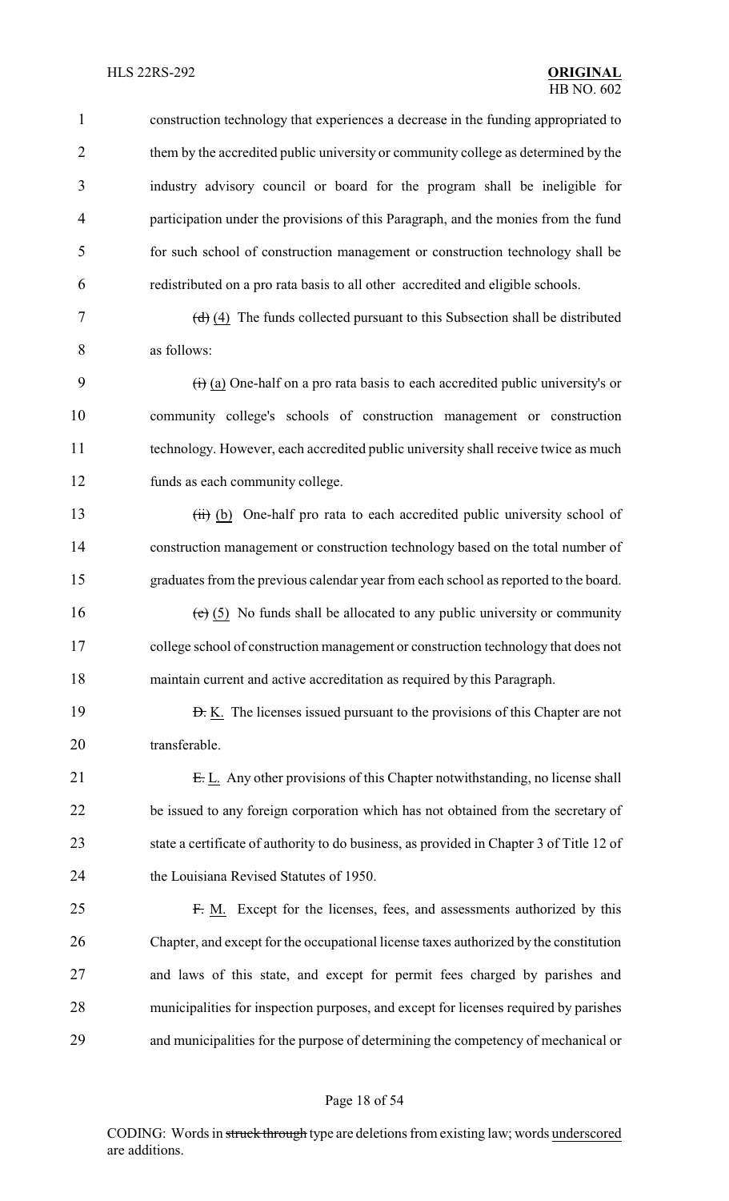construction technology that experiences a decrease in the funding appropriated to them by the accredited public university or community college as determined by the industry advisory council or board for the program shall be ineligible for participation under the provisions of this Paragraph, and the monies from the fund for such school of construction management or construction technology shall be redistributed on a pro rata basis to all other accredited and eligible schools.

~~(d)~~ (4) The funds collected pursuant to this Subsection shall be distributed as follows:

~~(i)~~ (a) One-half on a pro rata basis to each accredited public university's or community college's schools of construction management or construction technology. However, each accredited public university shall receive twice as much funds as each community college.

~~(ii)~~ (b) One-half pro rata to each accredited public university school of construction management or construction technology based on the total number of graduates from the previous calendar year from each school as reported to the board.

~~(e)~~ (5) No funds shall be allocated to any public university or community college school of construction management or construction technology that does not maintain current and active accreditation as required by this Paragraph.

~~D.~~ K. The licenses issued pursuant to the provisions of this Chapter are not transferable.

~~E.~~ L. Any other provisions of this Chapter notwithstanding, no license shall be issued to any foreign corporation which has not obtained from the secretary of state a certificate of authority to do business, as provided in Chapter 3 of Title 12 of the Louisiana Revised Statutes of 1950.

~~F.~~ M. Except for the licenses, fees, and assessments authorized by this Chapter, and except for the occupational license taxes authorized by the constitution and laws of this state, and except for permit fees charged by parishes and municipalities for inspection purposes, and except for licenses required by parishes and municipalities for the purpose of determining the competency of mechanical or

CODING: Words in ~~struck through~~ type are deletions from existing law; words underscored are additions.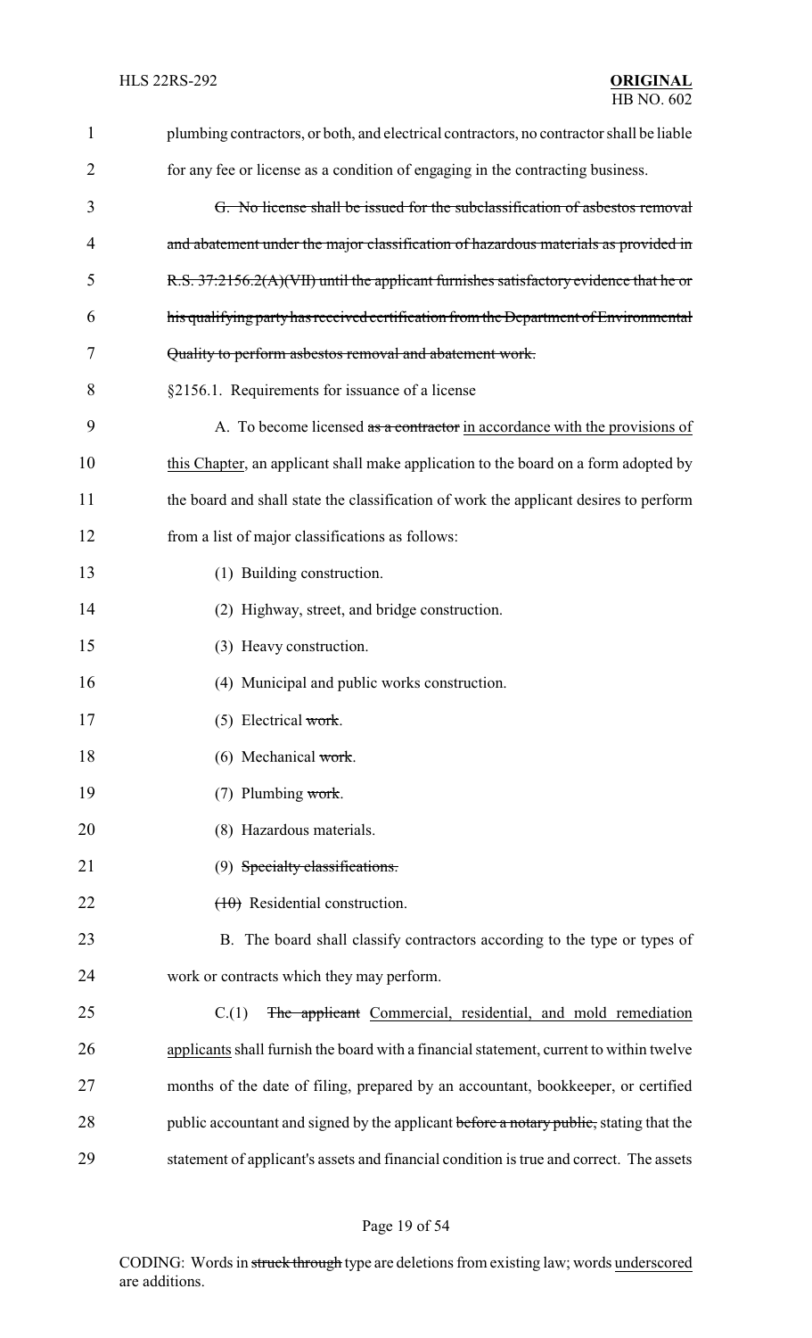plumbing contractors, or both, and electrical contractors, no contractor shall be liable for any fee or license as a condition of engaging in the contracting business.

~~G. No license shall be issued for the subclassification of asbestos removal and abatement under the major classification of hazardous materials as provided in R.S. 37:2156.2(A)(VII) until the applicant furnishes satisfactory evidence that he or his qualifying party has received certification from the Department of Environmental Quality to perform asbestos removal and abatement work.~~

§2156.1. Requirements for issuance of a license

A. To become licensed ~~as a contractor~~ <u>in accordance with the provisions of this Chapter</u>, an applicant shall make application to the board on a form adopted by the board and shall state the classification of work the applicant desires to perform from a list of major classifications as follows:

(1) Building construction.

(2) Highway, street, and bridge construction.

(3) Heavy construction.

(4) Municipal and public works construction.

(5) Electrical ~~work~~.

(6) Mechanical ~~work~~.

(7) Plumbing ~~work~~.

(8) Hazardous materials.

(9) ~~Specialty classifications.~~

~~(10)~~ Residential construction.

B. The board shall classify contractors according to the type or types of work or contracts which they may perform.

C.(1) ~~The applicant~~ <u>Commercial, residential, and mold remediation applicants</u> shall furnish the board with a financial statement, current to within twelve months of the date of filing, prepared by an accountant, bookkeeper, or certified public accountant and signed by the applicant ~~before a notary public,~~ stating that the statement of applicant's assets and financial condition is true and correct. The assets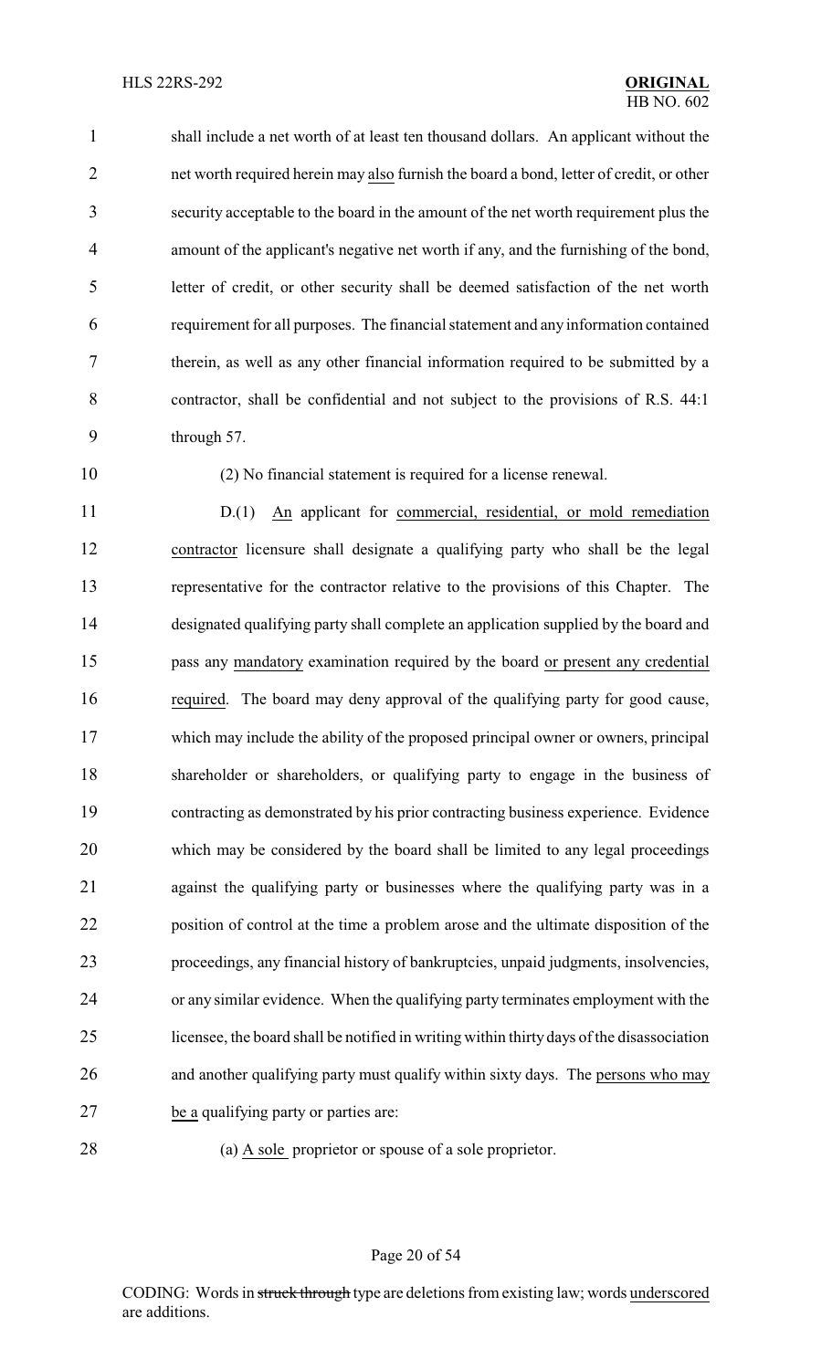shall include a net worth of at least ten thousand dollars. An applicant without the net worth required herein may also furnish the board a bond, letter of credit, or other security acceptable to the board in the amount of the net worth requirement plus the amount of the applicant's negative net worth if any, and the furnishing of the bond, letter of credit, or other security shall be deemed satisfaction of the net worth requirement for all purposes. The financial statement and any information contained therein, as well as any other financial information required to be submitted by a contractor, shall be confidential and not subject to the provisions of R.S. 44:1 through 57.

(2) No financial statement is required for a license renewal.

D.(1) An applicant for commercial, residential, or mold remediation contractor licensure shall designate a qualifying party who shall be the legal representative for the contractor relative to the provisions of this Chapter. The designated qualifying party shall complete an application supplied by the board and pass any mandatory examination required by the board or present any credential required. The board may deny approval of the qualifying party for good cause, which may include the ability of the proposed principal owner or owners, principal shareholder or shareholders, or qualifying party to engage in the business of contracting as demonstrated by his prior contracting business experience. Evidence which may be considered by the board shall be limited to any legal proceedings against the qualifying party or businesses where the qualifying party was in a position of control at the time a problem arose and the ultimate disposition of the proceedings, any financial history of bankruptcies, unpaid judgments, insolvencies, or any similar evidence. When the qualifying party terminates employment with the licensee, the board shall be notified in writing within thirty days of the disassociation and another qualifying party must qualify within sixty days. The persons who may be a qualifying party or parties are:

(a) A sole proprietor or spouse of a sole proprietor.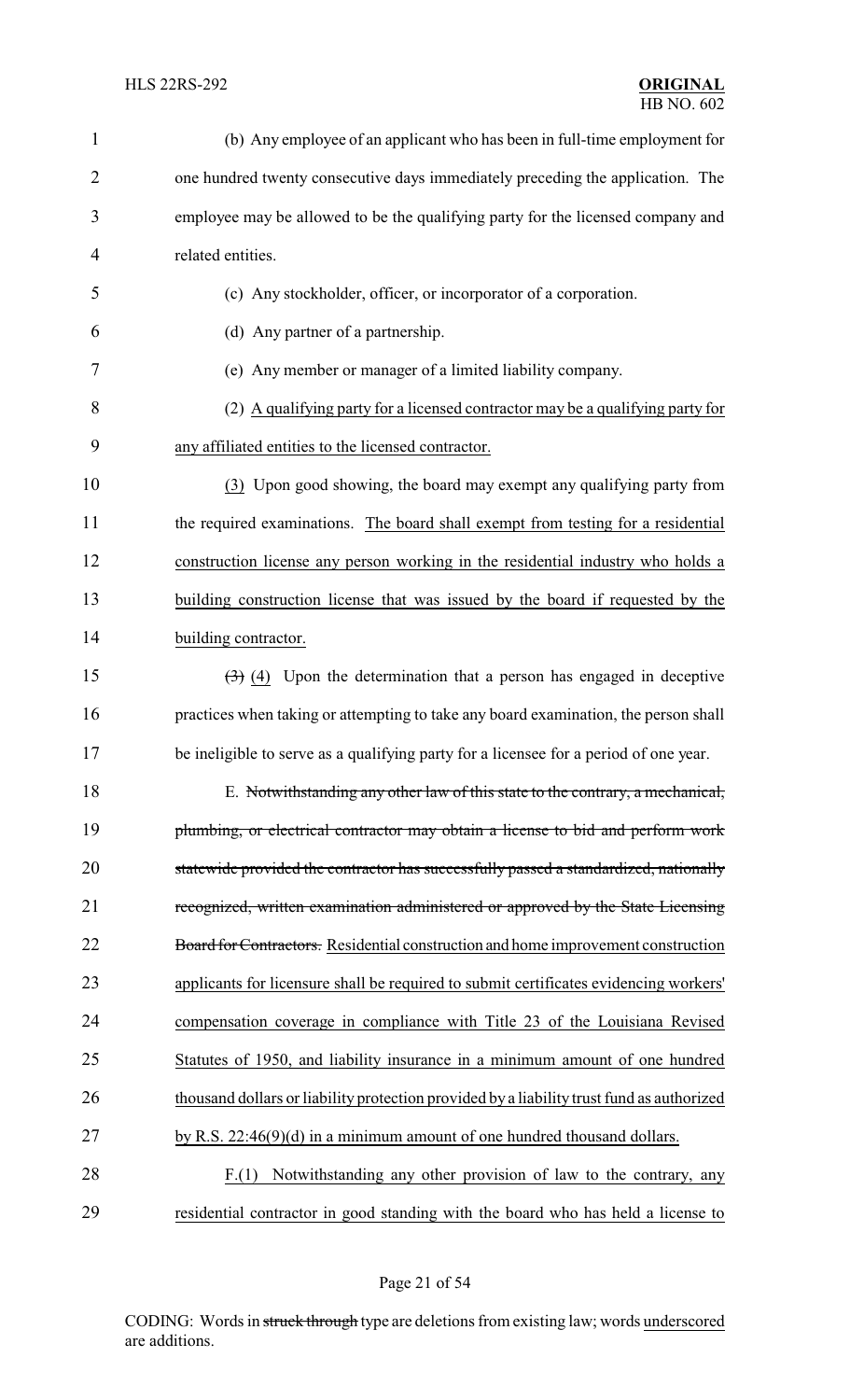(b) Any employee of an applicant who has been in full-time employment for one hundred twenty consecutive days immediately preceding the application. The employee may be allowed to be the qualifying party for the licensed company and related entities.

(c) Any stockholder, officer, or incorporator of a corporation.

(d) Any partner of a partnership.

(e) Any member or manager of a limited liability company.

(2) <u>A qualifying party for a licensed contractor may be a qualifying party for any affiliated entities to the licensed contractor.</u>

<u>(3)</u> Upon good showing, the board may exempt any qualifying party from the required examinations. <u>The board shall exempt from testing for a residential construction license any person working in the residential industry who holds a building construction license that was issued by the board if requested by the building contractor.</u>

~~(3)~~ <u>(4)</u> Upon the determination that a person has engaged in deceptive practices when taking or attempting to take any board examination, the person shall be ineligible to serve as a qualifying party for a licensee for a period of one year.

E. ~~Notwithstanding any other law of this state to the contrary, a mechanical, plumbing, or electrical contractor may obtain a license to bid and perform work statewide provided the contractor has successfully passed a standardized, nationally recognized, written examination administered or approved by the State Licensing Board for Contractors.~~ <u>Residential construction and home improvement construction applicants for licensure shall be required to submit certificates evidencing workers' compensation coverage in compliance with Title 23 of the Louisiana Revised Statutes of 1950, and liability insurance in a minimum amount of one hundred thousand dollars or liability protection provided by a liability trust fund as authorized by R.S. 22:46(9)(d) in a minimum amount of one hundred thousand dollars.</u>

<u>F.(1) Notwithstanding any other provision of law to the contrary, any residential contractor in good standing with the board who has held a license to</u>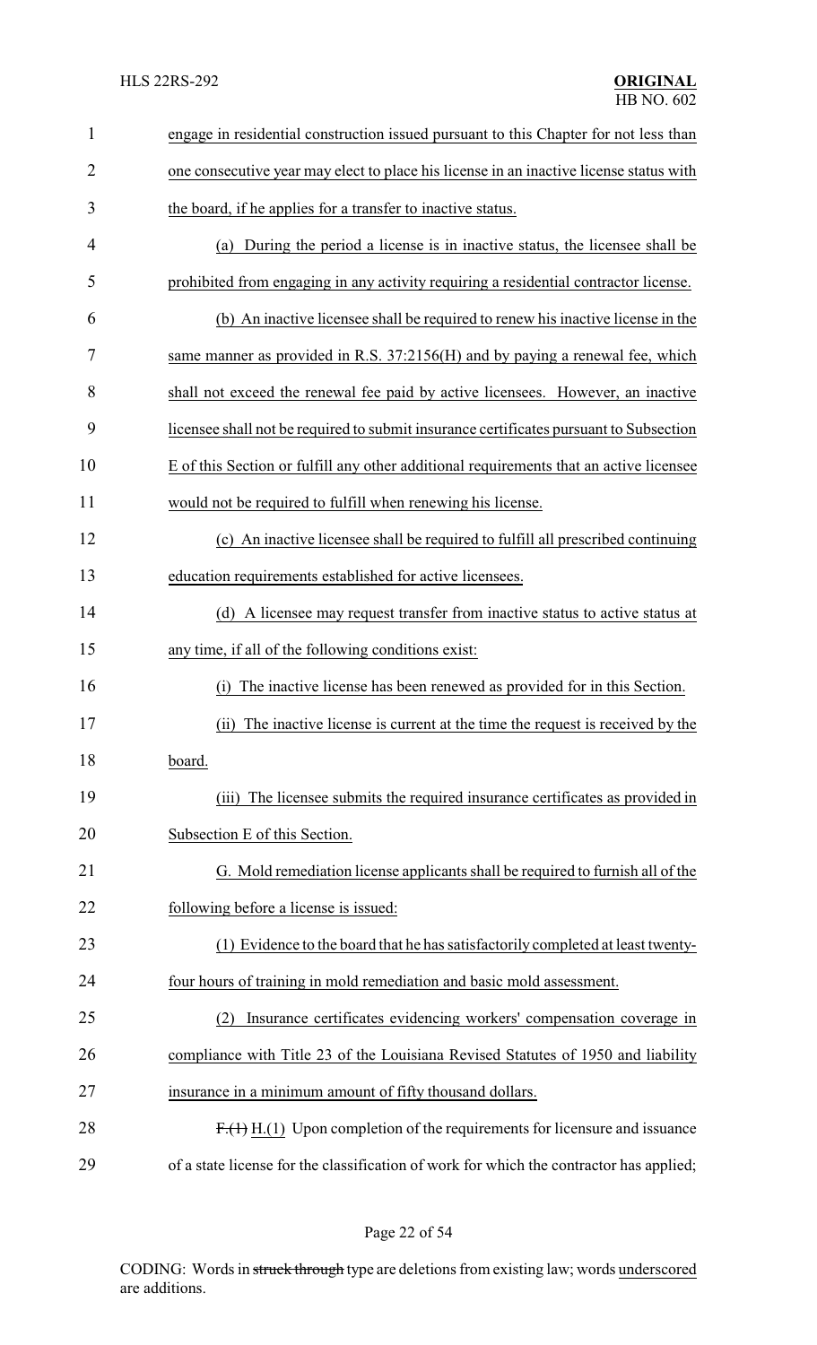engage in residential construction issued pursuant to this Chapter for not less than one consecutive year may elect to place his license in an inactive license status with the board, if he applies for a transfer to inactive status.

(a) During the period a license is in inactive status, the licensee shall be prohibited from engaging in any activity requiring a residential contractor license.

(b) An inactive licensee shall be required to renew his inactive license in the same manner as provided in R.S. 37:2156(H) and by paying a renewal fee, which shall not exceed the renewal fee paid by active licensees. However, an inactive licensee shall not be required to submit insurance certificates pursuant to Subsection E of this Section or fulfill any other additional requirements that an active licensee would not be required to fulfill when renewing his license.

(c) An inactive licensee shall be required to fulfill all prescribed continuing education requirements established for active licensees.

(d) A licensee may request transfer from inactive status to active status at any time, if all of the following conditions exist:

(i) The inactive license has been renewed as provided for in this Section.

(ii) The inactive license is current at the time the request is received by the board.

(iii) The licensee submits the required insurance certificates as provided in Subsection E of this Section.

G. Mold remediation license applicants shall be required to furnish all of the following before a license is issued:

(1) Evidence to the board that he has satisfactorily completed at least twenty-four hours of training in mold remediation and basic mold assessment.

(2) Insurance certificates evidencing workers' compensation coverage in compliance with Title 23 of the Louisiana Revised Statutes of 1950 and liability insurance in a minimum amount of fifty thousand dollars.

~~F.(1)~~ H.(1) Upon completion of the requirements for licensure and issuance of a state license for the classification of work for which the contractor has applied;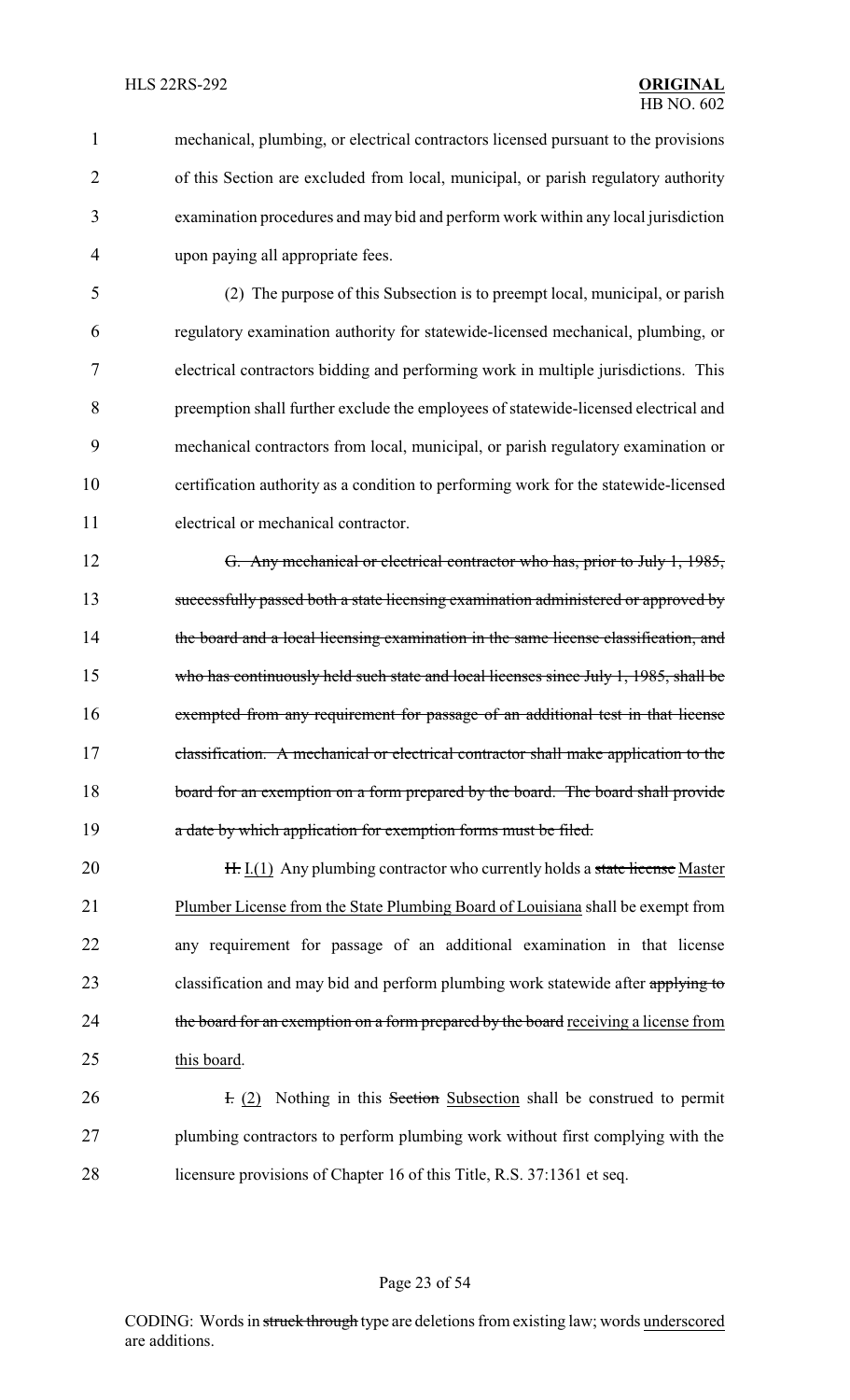mechanical, plumbing, or electrical contractors licensed pursuant to the provisions of this Section are excluded from local, municipal, or parish regulatory authority examination procedures and may bid and perform work within any local jurisdiction upon paying all appropriate fees.

(2) The purpose of this Subsection is to preempt local, municipal, or parish regulatory examination authority for statewide-licensed mechanical, plumbing, or electrical contractors bidding and performing work in multiple jurisdictions. This preemption shall further exclude the employees of statewide-licensed electrical and mechanical contractors from local, municipal, or parish regulatory examination or certification authority as a condition to performing work for the statewide-licensed electrical or mechanical contractor.

~~G. Any mechanical or electrical contractor who has, prior to July 1, 1985, successfully passed both a state licensing examination administered or approved by the board and a local licensing examination in the same license classification, and who has continuously held such state and local licenses since July 1, 1985, shall be exempted from any requirement for passage of an additional test in that license classification. A mechanical or electrical contractor shall make application to the board for an exemption on a form prepared by the board. The board shall provide a date by which application for exemption forms must be filed.~~

~~H.~~ I.(1) Any plumbing contractor who currently holds a ~~state license~~ Master Plumber License from the State Plumbing Board of Louisiana shall be exempt from any requirement for passage of an additional examination in that license classification and may bid and perform plumbing work statewide after ~~applying to the board for an exemption on a form prepared by the board~~ receiving a license from this board.

~~I.~~ (2) Nothing in this ~~Section~~ Subsection shall be construed to permit plumbing contractors to perform plumbing work without first complying with the licensure provisions of Chapter 16 of this Title, R.S. 37:1361 et seq.

CODING: Words in ~~struck through~~ type are deletions from existing law; words underscored are additions.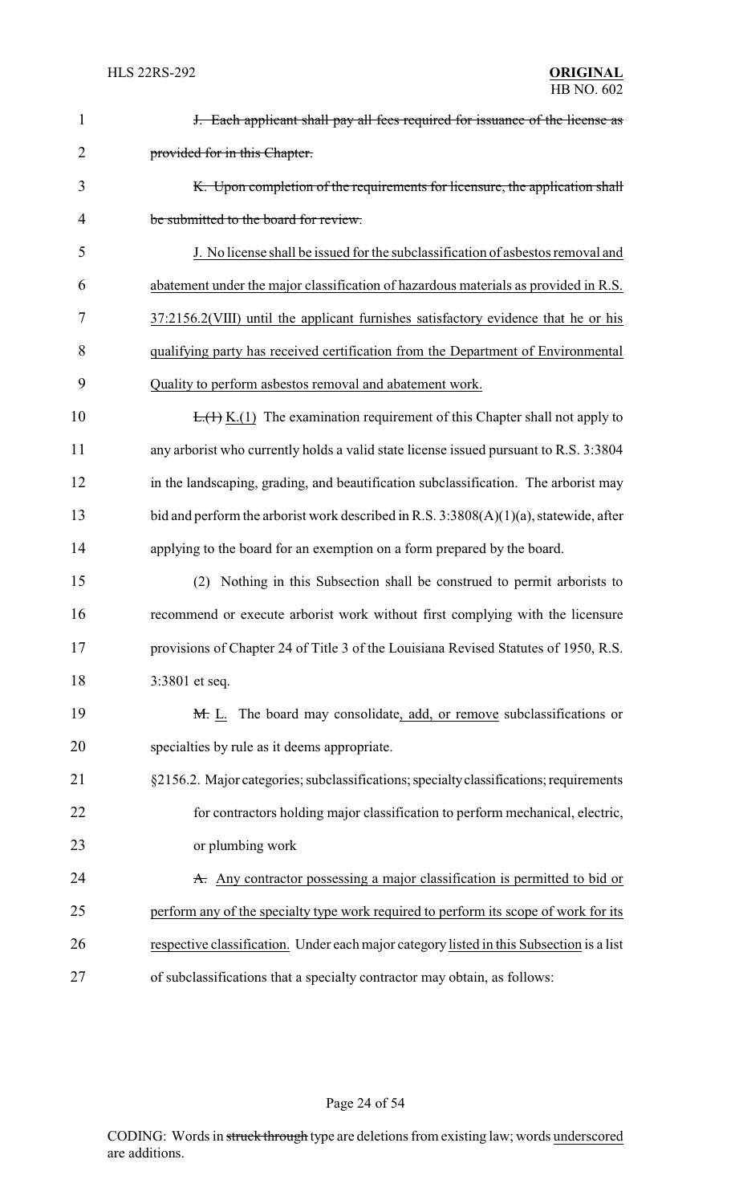~~J. Each applicant shall pay all fees required for issuance of the license as provided for in this Chapter.~~

~~K. Upon completion of the requirements for licensure, the application shall be submitted to the board for review.~~

<u>J. No license shall be issued for the subclassification of asbestos removal and abatement under the major classification of hazardous materials as provided in R.S. 37:2156.2(VIII) until the applicant furnishes satisfactory evidence that he or his qualifying party has received certification from the Department of Environmental Quality to perform asbestos removal and abatement work.</u>

~~L.(1)~~ <u>K.(1)</u> The examination requirement of this Chapter shall not apply to any arborist who currently holds a valid state license issued pursuant to R.S. 3:3804 in the landscaping, grading, and beautification subclassification. The arborist may bid and perform the arborist work described in R.S. 3:3808(A)(1)(a), statewide, after applying to the board for an exemption on a form prepared by the board.

(2) Nothing in this Subsection shall be construed to permit arborists to recommend or execute arborist work without first complying with the licensure provisions of Chapter 24 of Title 3 of the Louisiana Revised Statutes of 1950, R.S. 3:3801 et seq.

~~M.~~ <u>L.</u> The board may consolidate<u>, add, or remove</u> subclassifications or specialties by rule as it deems appropriate.

§2156.2. Major categories; subclassifications; specialty classifications; requirements for contractors holding major classification to perform mechanical, electric, or plumbing work

~~A.~~ <u>Any contractor possessing a major classification is permitted to bid or perform any of the specialty type work required to perform its scope of work for its respective classification.</u> Under each major category <u>listed in this Subsection</u> is a list of subclassifications that a specialty contractor may obtain, as follows: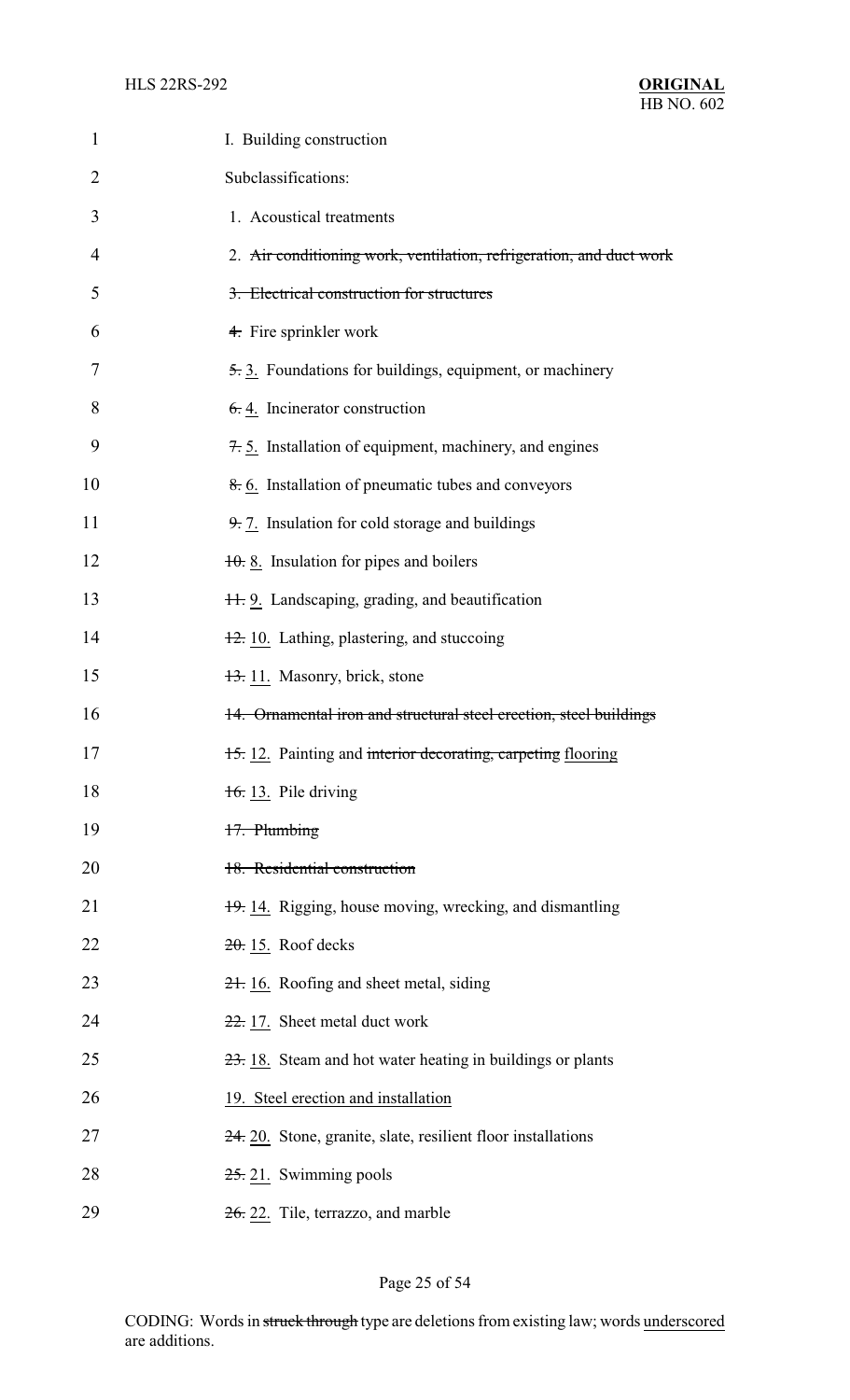I. Building construction

Subclassifications:

1. Acoustical treatments

2. ~~Air conditioning work, ventilation, refrigeration, and duct work~~

~~3. Electrical construction for structures~~

~~4.~~ Fire sprinkler work

~~5.~~ 3. Foundations for buildings, equipment, or machinery

~~6.~~ 4. Incinerator construction

~~7.~~ 5. Installation of equipment, machinery, and engines

~~8.~~ 6. Installation of pneumatic tubes and conveyors

~~9.~~ 7. Insulation for cold storage and buildings

~~10.~~ 8. Insulation for pipes and boilers

~~11.~~ 9. Landscaping, grading, and beautification

~~12.~~ 10. Lathing, plastering, and stuccoing

~~13.~~ 11. Masonry, brick, stone

~~14. Ornamental iron and structural steel erection, steel buildings~~

~~15.~~ 12. Painting and ~~interior decorating, carpeting~~ flooring

~~16.~~ 13. Pile driving

~~17. Plumbing~~

~~18. Residential construction~~

~~19.~~ 14. Rigging, house moving, wrecking, and dismantling

~~20.~~ 15. Roof decks

~~21.~~ 16. Roofing and sheet metal, siding

~~22.~~ 17. Sheet metal duct work

~~23.~~ 18. Steam and hot water heating in buildings or plants

19. Steel erection and installation

~~24.~~ 20. Stone, granite, slate, resilient floor installations

~~25.~~ 21. Swimming pools

~~26.~~ 22. Tile, terrazzo, and marble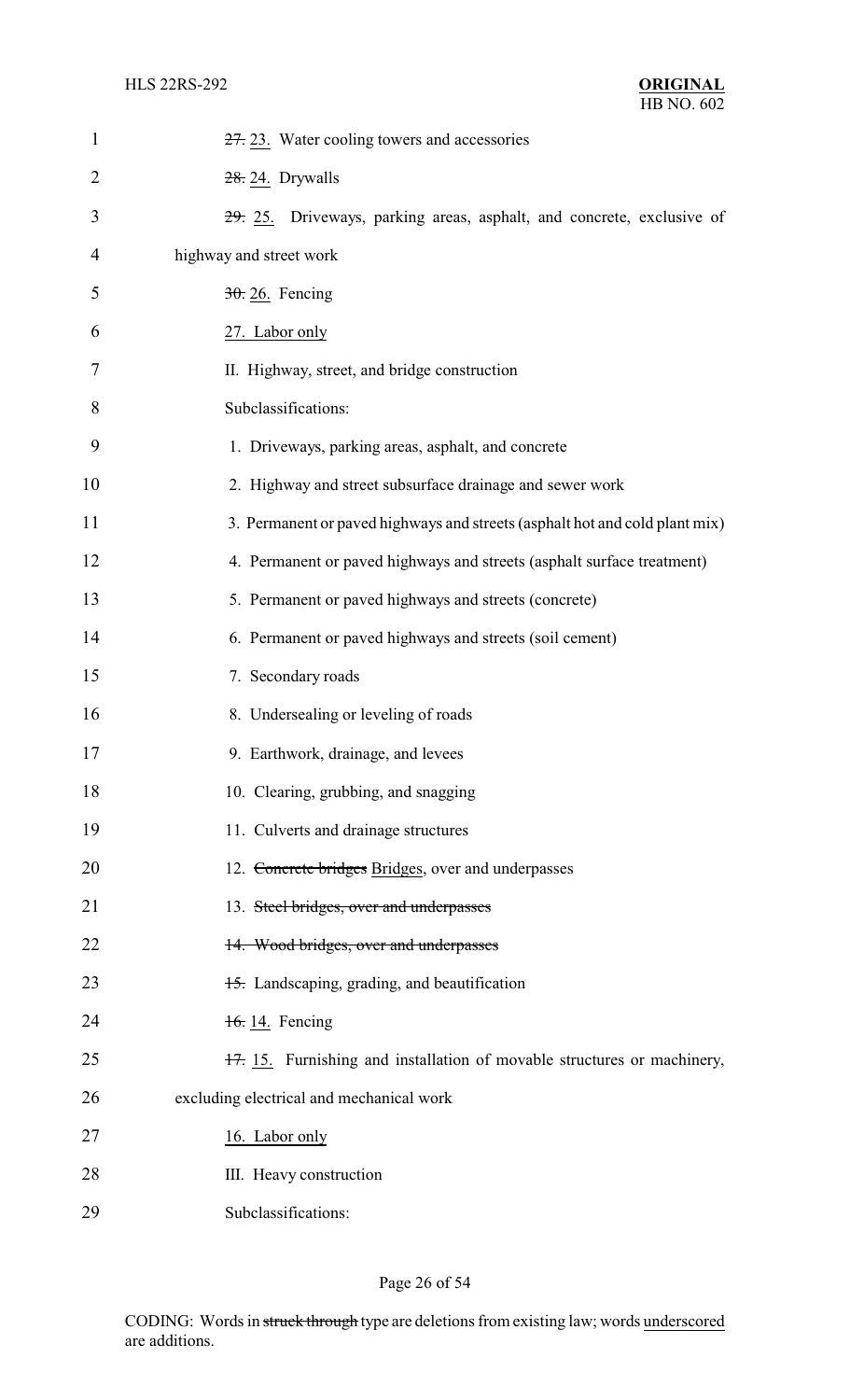~~27.~~ 23. Water cooling towers and accessories

~~28.~~ 24. Drywalls

~~29.~~ 25. Driveways, parking areas, asphalt, and concrete, exclusive of highway and street work

~~30.~~ 26. Fencing

27. Labor only

II. Highway, street, and bridge construction

Subclassifications:

1. Driveways, parking areas, asphalt, and concrete

2. Highway and street subsurface drainage and sewer work

3. Permanent or paved highways and streets (asphalt hot and cold plant mix)

4. Permanent or paved highways and streets (asphalt surface treatment)

5. Permanent or paved highways and streets (concrete)

6. Permanent or paved highways and streets (soil cement)

7. Secondary roads

8. Undersealing or leveling of roads

9. Earthwork, drainage, and levees

10. Clearing, grubbing, and snagging

11. Culverts and drainage structures

12. ~~Concrete bridges~~ Bridges, over and underpasses

13. ~~Steel bridges, over and underpasses~~

~~14. Wood bridges, over and underpasses~~

~~15.~~ Landscaping, grading, and beautification

~~16.~~ 14. Fencing

~~17.~~ 15. Furnishing and installation of movable structures or machinery, excluding electrical and mechanical work

16. Labor only

III. Heavy construction

Subclassifications: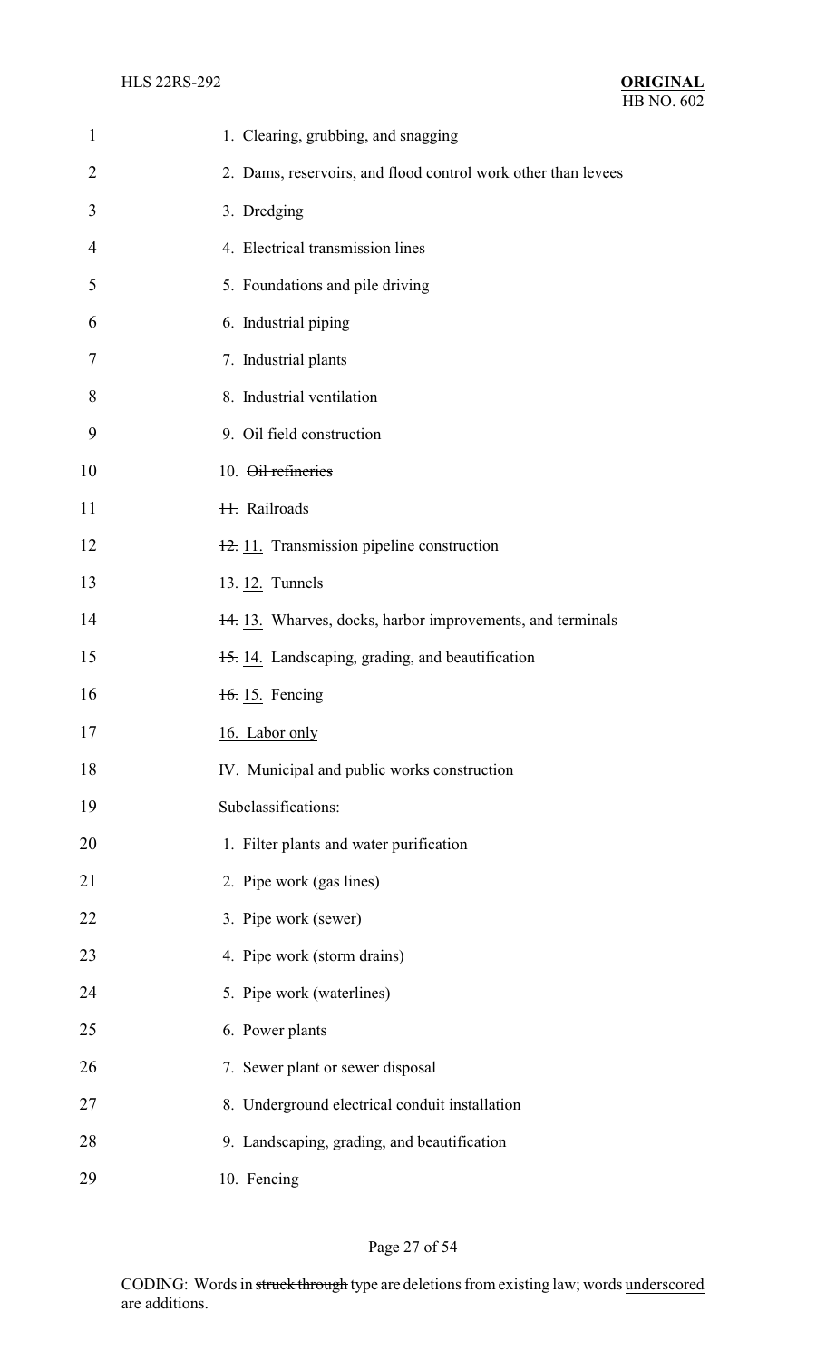1. Clearing, grubbing, and snagging

2. Dams, reservoirs, and flood control work other than levees

3. Dredging

4. Electrical transmission lines

5. Foundations and pile driving

6. Industrial piping

7. Industrial plants

8. Industrial ventilation

9. Oil field construction

10. ~~Oil refineries~~

~~11.~~ Railroads

~~12.~~ <u>11.</u> Transmission pipeline construction

~~13.~~ <u>12.</u> Tunnels

~~14.~~ <u>13.</u> Wharves, docks, harbor improvements, and terminals

~~15.~~ <u>14.</u> Landscaping, grading, and beautification

~~16.~~ <u>15.</u> Fencing

<u>16. Labor only</u>

IV. Municipal and public works construction

Subclassifications:

1. Filter plants and water purification

2. Pipe work (gas lines)

3. Pipe work (sewer)

4. Pipe work (storm drains)

5. Pipe work (waterlines)

6. Power plants

7. Sewer plant or sewer disposal

8. Underground electrical conduit installation

9. Landscaping, grading, and beautification

10. Fencing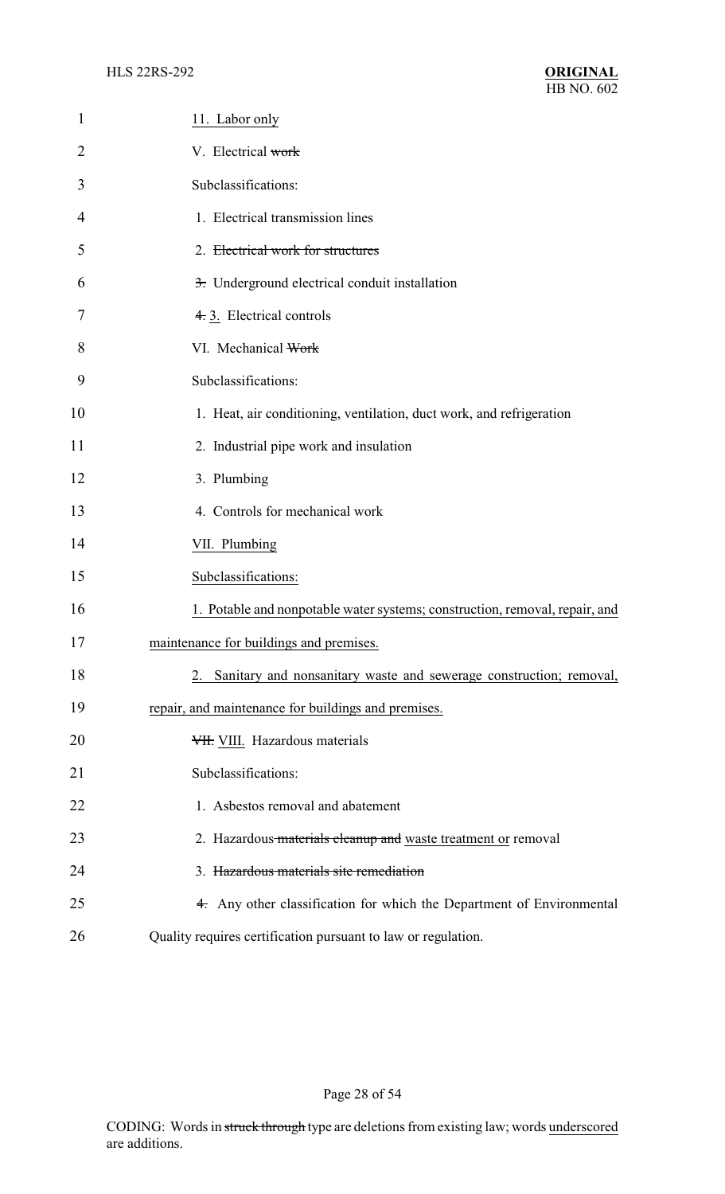<u>11. Labor only</u>

V. Electrical ~~work~~

Subclassifications:

1. Electrical transmission lines

2. ~~Electrical work for structures~~

~~3.~~ Underground electrical conduit installation

~~4.~~ <u>3.</u> Electrical controls

VI. Mechanical ~~Work~~

Subclassifications:

1. Heat, air conditioning, ventilation, duct work, and refrigeration

2. Industrial pipe work and insulation

3. Plumbing

4. Controls for mechanical work

<u>VII. Plumbing</u>

<u>Subclassifications:</u>

<u>1. Potable and nonpotable water systems; construction, removal, repair, and maintenance for buildings and premises.</u>

<u>2. Sanitary and nonsanitary waste and sewerage construction; removal, repair, and maintenance for buildings and premises.</u>

~~VII.~~ <u>VIII.</u> Hazardous materials

Subclassifications:

1. Asbestos removal and abatement

2. Hazardous ~~materials cleanup and~~ <u>waste treatment or</u> removal

3. ~~Hazardous materials site remediation~~

~~4.~~ Any other classification for which the Department of Environmental Quality requires certification pursuant to law or regulation.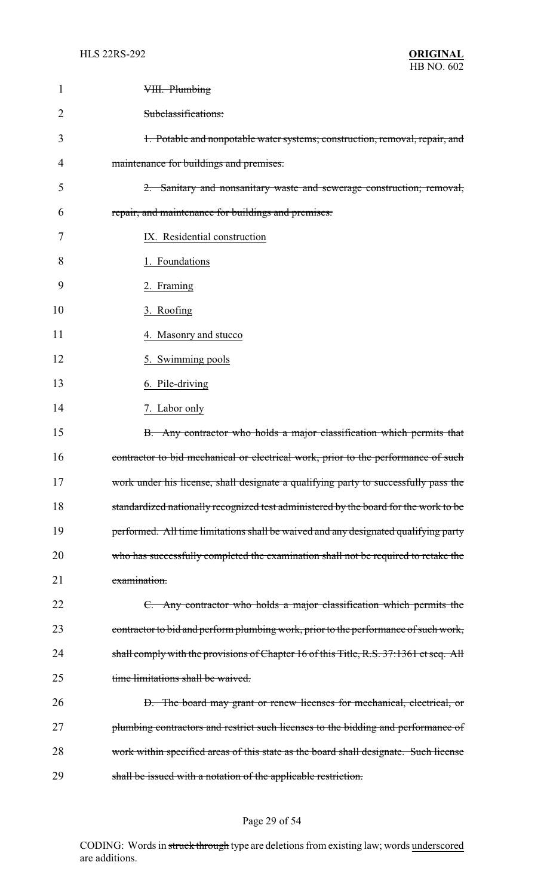~~VIII. Plumbing~~

~~Subclassifications:~~

~~1. Potable and nonpotable water systems; construction, removal, repair, and maintenance for buildings and premises.~~

~~2. Sanitary and nonsanitary waste and sewerage construction; removal, repair, and maintenance for buildings and premises.~~

<u>IX. Residential construction</u>

<u>1. Foundations</u>

<u>2. Framing</u>

<u>3. Roofing</u>

<u>4. Masonry and stucco</u>

<u>5. Swimming pools</u>

<u>6. Pile-driving</u>

<u>7. Labor only</u>

~~B. Any contractor who holds a major classification which permits that contractor to bid mechanical or electrical work, prior to the performance of such work under his license, shall designate a qualifying party to successfully pass the standardized nationally recognized test administered by the board for the work to be performed. All time limitations shall be waived and any designated qualifying party who has successfully completed the examination shall not be required to retake the examination.~~

~~C. Any contractor who holds a major classification which permits the contractor to bid and perform plumbing work, prior to the performance of such work, shall comply with the provisions of Chapter 16 of this Title, R.S. 37:1361 et seq. All time limitations shall be waived.~~

~~D. The board may grant or renew licenses for mechanical, electrical, or plumbing contractors and restrict such licenses to the bidding and performance of work within specified areas of this state as the board shall designate. Such license shall be issued with a notation of the applicable restriction.~~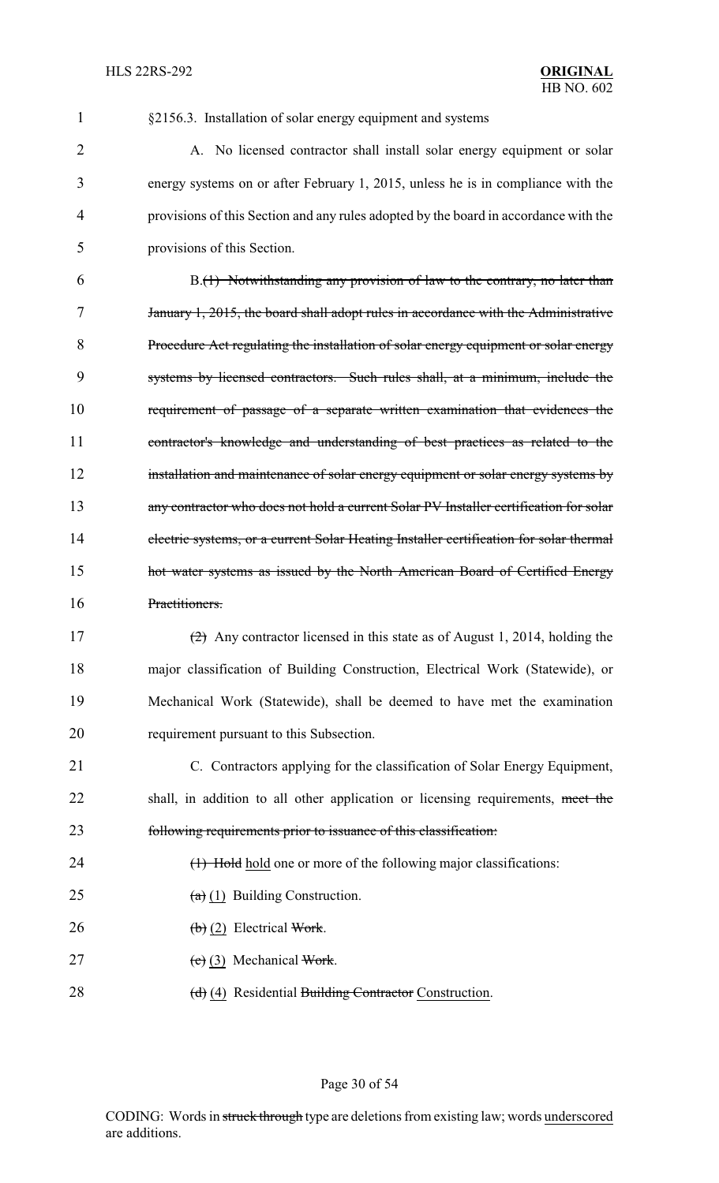§2156.3. Installation of solar energy equipment and systems

A. No licensed contractor shall install solar energy equipment or solar energy systems on or after February 1, 2015, unless he is in compliance with the provisions of this Section and any rules adopted by the board in accordance with the provisions of this Section.

B.~~(1) Notwithstanding any provision of law to the contrary, no later than January 1, 2015, the board shall adopt rules in accordance with the Administrative Procedure Act regulating the installation of solar energy equipment or solar energy systems by licensed contractors. Such rules shall, at a minimum, include the requirement of passage of a separate written examination that evidences the contractor's knowledge and understanding of best practices as related to the installation and maintenance of solar energy equipment or solar energy systems by any contractor who does not hold a current Solar PV Installer certification for solar electric systems, or a current Solar Heating Installer certification for solar thermal hot water systems as issued by the North American Board of Certified Energy Practitioners.~~

~~(2)~~ Any contractor licensed in this state as of August 1, 2014, holding the major classification of Building Construction, Electrical Work (Statewide), or Mechanical Work (Statewide), shall be deemed to have met the examination requirement pursuant to this Subsection.

C. Contractors applying for the classification of Solar Energy Equipment, shall, in addition to all other application or licensing requirements, ~~meet the following requirements prior to issuance of this classification:~~

~~(1) Hold~~ <u>hold</u> one or more of the following major classifications:

~~(a)~~ <u>(1)</u> Building Construction.

~~(b)~~ <u>(2)</u> Electrical ~~Work~~.

~~(c)~~ <u>(3)</u> Mechanical ~~Work~~.

~~(d)~~ <u>(4)</u> Residential ~~Building Contractor~~ <u>Construction</u>.

CODING: Words in ~~struck through~~ type are deletions from existing law; words <u>underscored</u> are additions.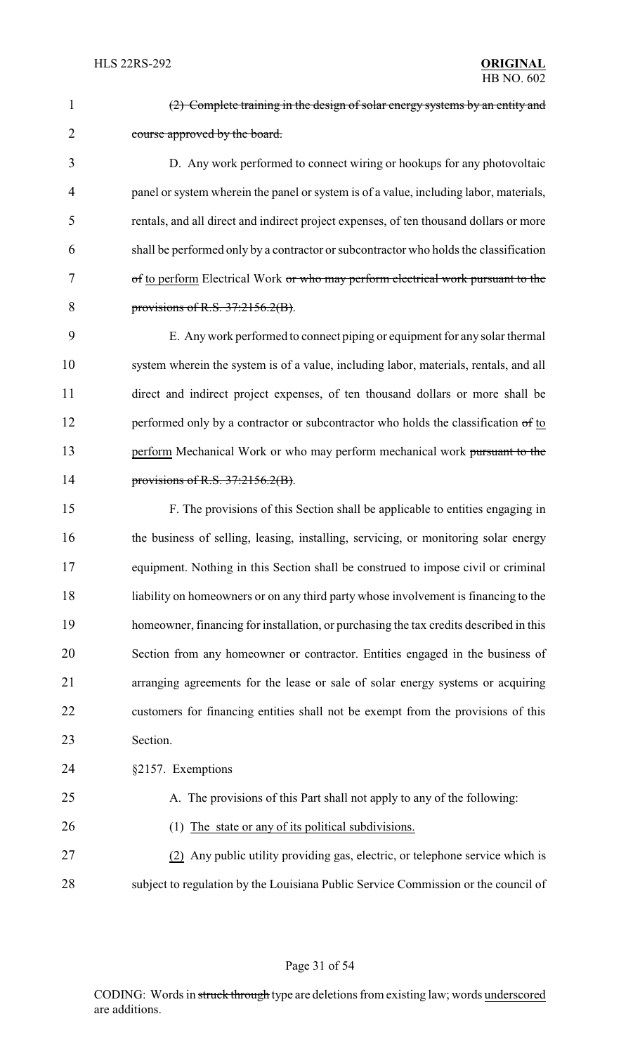~~(2) Complete training in the design of solar energy systems by an entity and course approved by the board.~~

D. Any work performed to connect wiring or hookups for any photovoltaic panel or system wherein the panel or system is of a value, including labor, materials, rentals, and all direct and indirect project expenses, of ten thousand dollars or more shall be performed only by a contractor or subcontractor who holds the classification ~~of~~ <u>to perform</u> Electrical Work ~~or who may perform electrical work pursuant to the provisions of R.S. 37:2156.2(B)~~.

E. Any work performed to connect piping or equipment for any solar thermal system wherein the system is of a value, including labor, materials, rentals, and all direct and indirect project expenses, of ten thousand dollars or more shall be performed only by a contractor or subcontractor who holds the classification ~~of~~ <u>to perform</u> Mechanical Work or who may perform mechanical work ~~pursuant to the provisions of R.S. 37:2156.2(B)~~.

F. The provisions of this Section shall be applicable to entities engaging in the business of selling, leasing, installing, servicing, or monitoring solar energy equipment. Nothing in this Section shall be construed to impose civil or criminal liability on homeowners or on any third party whose involvement is financing to the homeowner, financing for installation, or purchasing the tax credits described in this Section from any homeowner or contractor. Entities engaged in the business of arranging agreements for the lease or sale of solar energy systems or acquiring customers for financing entities shall not be exempt from the provisions of this Section.

§2157. Exemptions

A. The provisions of this Part shall not apply to any of the following:

<u>(1) The state or any of its political subdivisions.</u>

<u>(2)</u> Any public utility providing gas, electric, or telephone service which is subject to regulation by the Louisiana Public Service Commission or the council of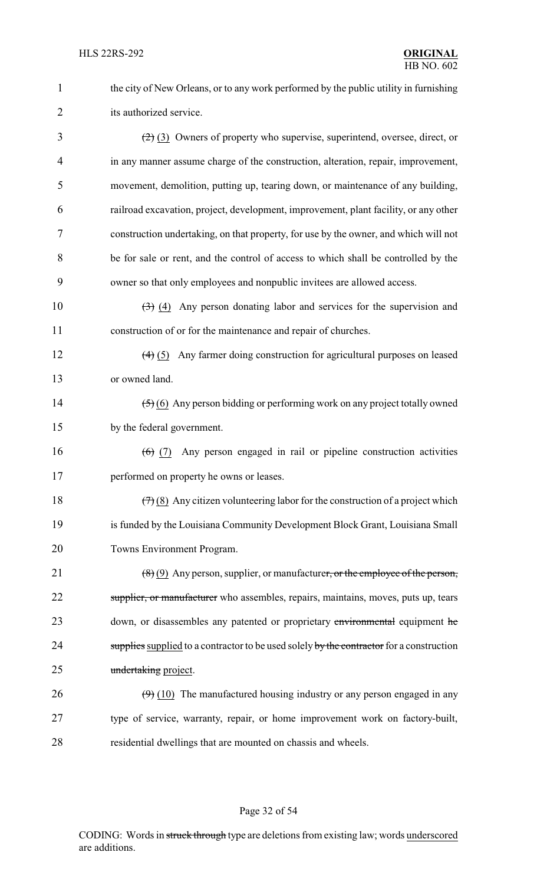the city of New Orleans, or to any work performed by the public utility in furnishing its authorized service.

~~(2)~~ (3) Owners of property who supervise, superintend, oversee, direct, or in any manner assume charge of the construction, alteration, repair, improvement, movement, demolition, putting up, tearing down, or maintenance of any building, railroad excavation, project, development, improvement, plant facility, or any other construction undertaking, on that property, for use by the owner, and which will not be for sale or rent, and the control of access to which shall be controlled by the owner so that only employees and nonpublic invitees are allowed access.

~~(3)~~ (4) Any person donating labor and services for the supervision and construction of or for the maintenance and repair of churches.

~~(4)~~ (5) Any farmer doing construction for agricultural purposes on leased or owned land.

~~(5)~~ (6) Any person bidding or performing work on any project totally owned by the federal government.

~~(6)~~ (7) Any person engaged in rail or pipeline construction activities performed on property he owns or leases.

~~(7)~~ (8) Any citizen volunteering labor for the construction of a project which is funded by the Louisiana Community Development Block Grant, Louisiana Small Towns Environment Program.

~~(8)~~ (9) Any person, supplier, or manufacturer~~, or the employee of the person, supplier, or manufacturer~~ who assembles, repairs, maintains, moves, puts up, tears down, or disassembles any patented or proprietary ~~environmental~~ equipment ~~he supplies~~ supplied to a contractor to be used solely ~~by the contractor~~ for a construction ~~undertaking~~ project.

~~(9)~~ (10) The manufactured housing industry or any person engaged in any type of service, warranty, repair, or home improvement work on factory-built, residential dwellings that are mounted on chassis and wheels.

CODING: Words in ~~struck through~~ type are deletions from existing law; words underscored are additions.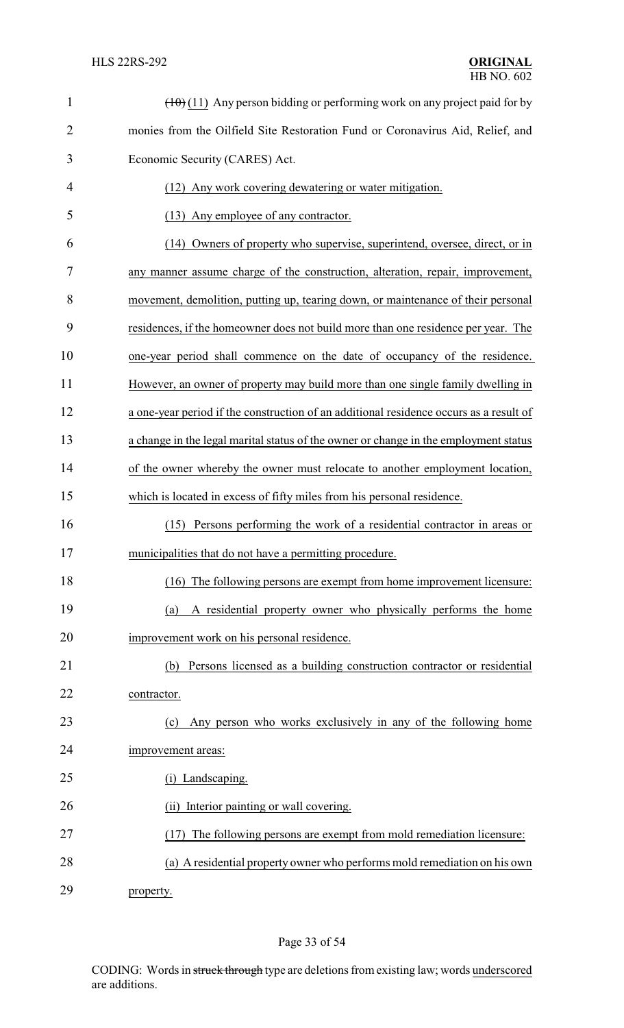~~(10)~~ (11) Any person bidding or performing work on any project paid for by monies from the Oilfield Site Restoration Fund or Coronavirus Aid, Relief, and Economic Security (CARES) Act.

(12) Any work covering dewatering or water mitigation.

(13) Any employee of any contractor.

(14) Owners of property who supervise, superintend, oversee, direct, or in any manner assume charge of the construction, alteration, repair, improvement, movement, demolition, putting up, tearing down, or maintenance of their personal residences, if the homeowner does not build more than one residence per year. The one-year period shall commence on the date of occupancy of the residence. However, an owner of property may build more than one single family dwelling in a one-year period if the construction of an additional residence occurs as a result of a change in the legal marital status of the owner or change in the employment status of the owner whereby the owner must relocate to another employment location, which is located in excess of fifty miles from his personal residence.

(15) Persons performing the work of a residential contractor in areas or municipalities that do not have a permitting procedure.

(16) The following persons are exempt from home improvement licensure:

(a) A residential property owner who physically performs the home improvement work on his personal residence.

(b) Persons licensed as a building construction contractor or residential contractor.

(c) Any person who works exclusively in any of the following home improvement areas:

(i) Landscaping.

(ii) Interior painting or wall covering.

(17) The following persons are exempt from mold remediation licensure:

(a) A residential property owner who performs mold remediation on his own property.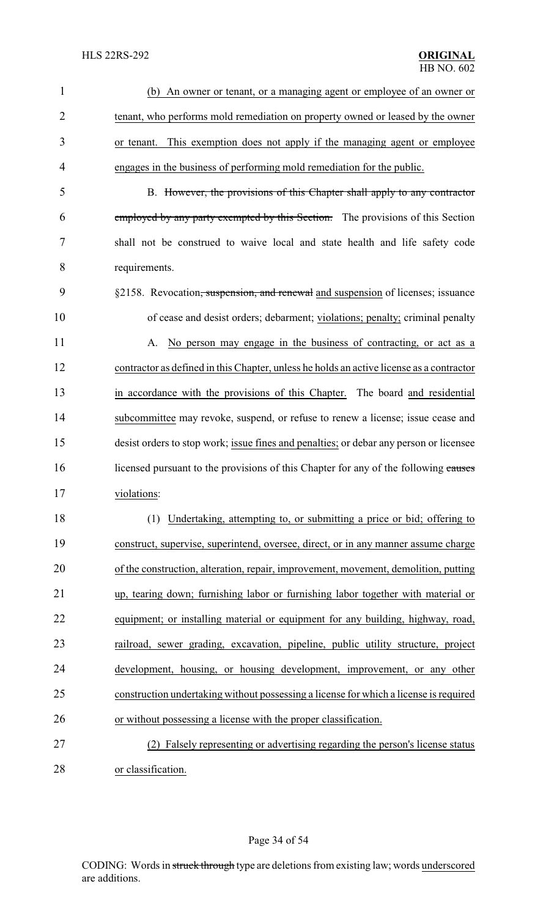(b) An owner or tenant, or a managing agent or employee of an owner or tenant, who performs mold remediation on property owned or leased by the owner or tenant. This exemption does not apply if the managing agent or employee engages in the business of performing mold remediation for the public.

B. ~~However, the provisions of this Chapter shall apply to any contractor employed by any party exempted by this Section.~~ The provisions of this Section shall not be construed to waive local and state health and life safety code requirements.

§2158. Revocation~~, suspension, and renewal~~ and suspension of licenses; issuance of cease and desist orders; debarment; violations; penalty; criminal penalty

A. No person may engage in the business of contracting, or act as a contractor as defined in this Chapter, unless he holds an active license as a contractor in accordance with the provisions of this Chapter. The board and residential subcommittee may revoke, suspend, or refuse to renew a license; issue cease and desist orders to stop work; issue fines and penalties; or debar any person or licensee licensed pursuant to the provisions of this Chapter for any of the following ~~causes~~ violations:

(1) Undertaking, attempting to, or submitting a price or bid; offering to construct, supervise, superintend, oversee, direct, or in any manner assume charge of the construction, alteration, repair, improvement, movement, demolition, putting up, tearing down; furnishing labor or furnishing labor together with material or equipment; or installing material or equipment for any building, highway, road, railroad, sewer grading, excavation, pipeline, public utility structure, project development, housing, or housing development, improvement, or any other construction undertaking without possessing a license for which a license is required or without possessing a license with the proper classification.

(2) Falsely representing or advertising regarding the person's license status or classification.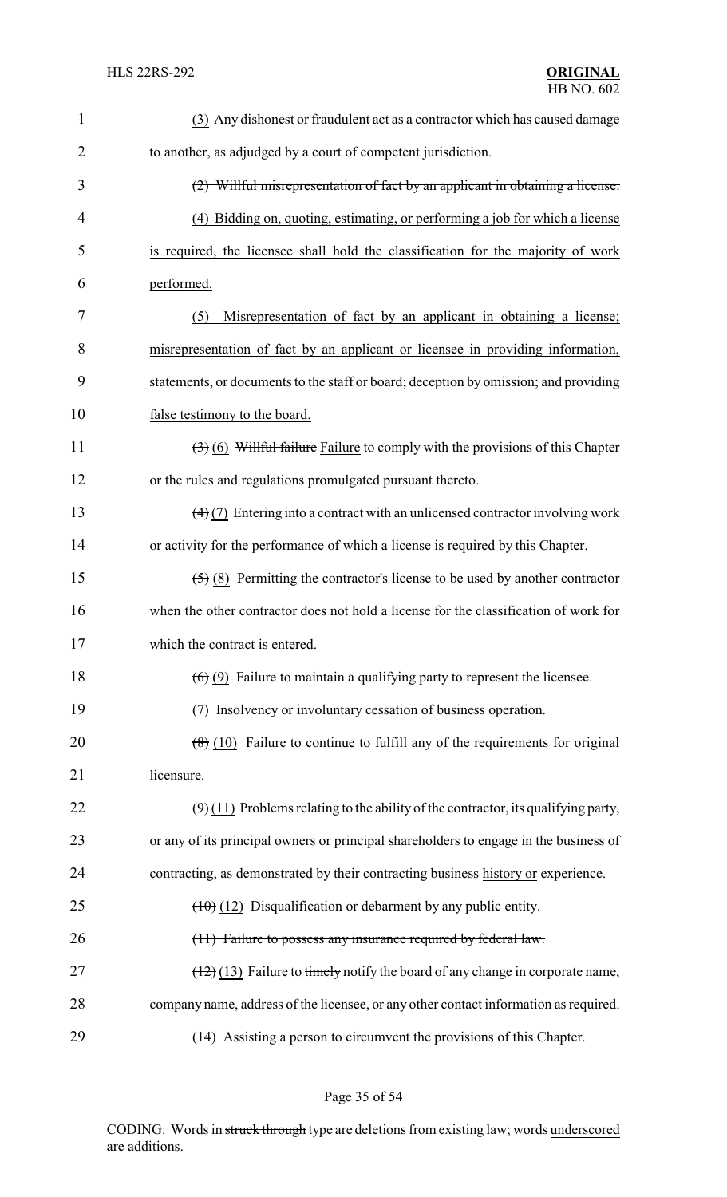(3) Any dishonest or fraudulent act as a contractor which has caused damage to another, as adjudged by a court of competent jurisdiction.

~~(2) Willful misrepresentation of fact by an applicant in obtaining a license.~~

(4) Bidding on, quoting, estimating, or performing a job for which a license is required, the licensee shall hold the classification for the majority of work performed.

(5) Misrepresentation of fact by an applicant in obtaining a license; misrepresentation of fact by an applicant or licensee in providing information, statements, or documents to the staff or board; deception by omission; and providing false testimony to the board.

~~(3)~~ (6) ~~Willful failure~~ Failure to comply with the provisions of this Chapter or the rules and regulations promulgated pursuant thereto.

~~(4)~~ (7) Entering into a contract with an unlicensed contractor involving work or activity for the performance of which a license is required by this Chapter.

~~(5)~~ (8) Permitting the contractor's license to be used by another contractor when the other contractor does not hold a license for the classification of work for which the contract is entered.

~~(6)~~ (9) Failure to maintain a qualifying party to represent the licensee.

~~(7) Insolvency or involuntary cessation of business operation.~~

~~(8)~~ (10) Failure to continue to fulfill any of the requirements for original licensure.

~~(9)~~ (11) Problems relating to the ability of the contractor, its qualifying party, or any of its principal owners or principal shareholders to engage in the business of contracting, as demonstrated by their contracting business history or experience.

~~(10)~~ (12) Disqualification or debarment by any public entity.

~~(11) Failure to possess any insurance required by federal law.~~

~~(12)~~ (13) Failure to ~~timely~~ notify the board of any change in corporate name, company name, address of the licensee, or any other contact information as required.

(14) Assisting a person to circumvent the provisions of this Chapter.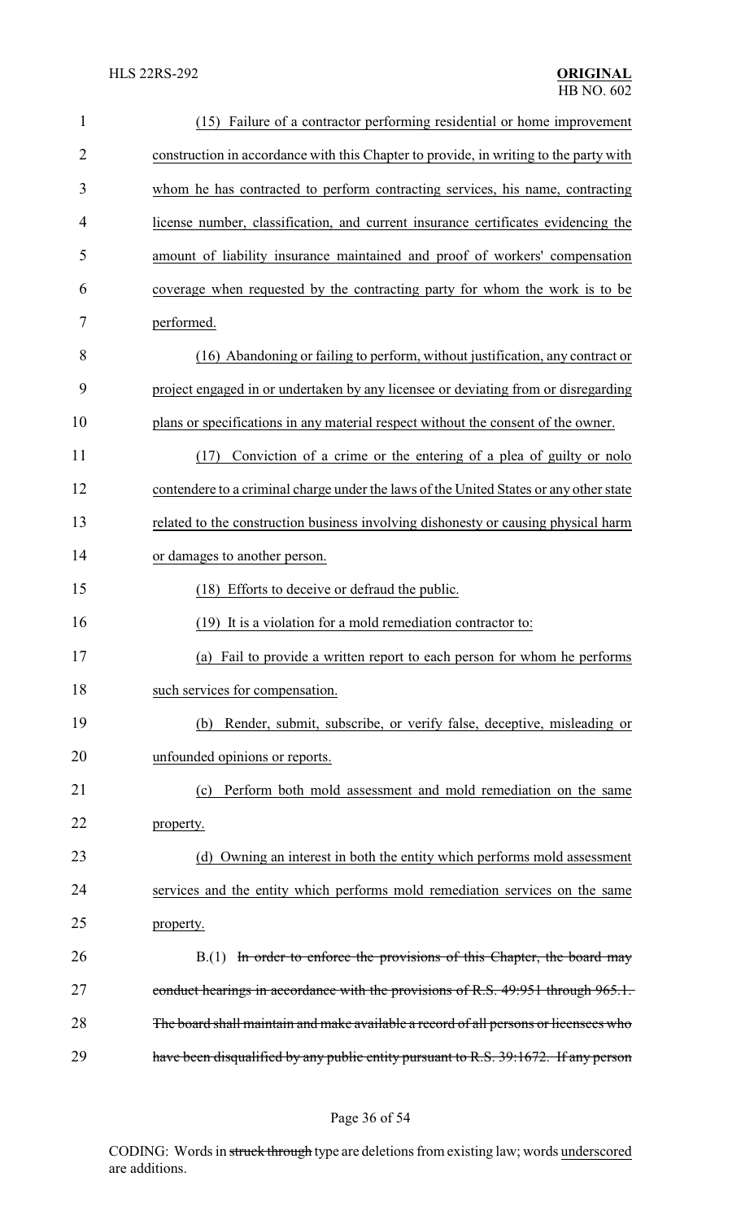(15) Failure of a contractor performing residential or home improvement construction in accordance with this Chapter to provide, in writing to the party with whom he has contracted to perform contracting services, his name, contracting license number, classification, and current insurance certificates evidencing the amount of liability insurance maintained and proof of workers' compensation coverage when requested by the contracting party for whom the work is to be performed.

(16) Abandoning or failing to perform, without justification, any contract or project engaged in or undertaken by any licensee or deviating from or disregarding plans or specifications in any material respect without the consent of the owner.

(17) Conviction of a crime or the entering of a plea of guilty or nolo contendere to a criminal charge under the laws of the United States or any other state related to the construction business involving dishonesty or causing physical harm or damages to another person.

(18) Efforts to deceive or defraud the public.

(19) It is a violation for a mold remediation contractor to:

(a) Fail to provide a written report to each person for whom he performs such services for compensation.

(b) Render, submit, subscribe, or verify false, deceptive, misleading or unfounded opinions or reports.

(c) Perform both mold assessment and mold remediation on the same property.

(d) Owning an interest in both the entity which performs mold assessment services and the entity which performs mold remediation services on the same property.

B.(1) ~~In order to enforce the provisions of this Chapter, the board may conduct hearings in accordance with the provisions of R.S. 49:951 through 965.1. The board shall maintain and make available a record of all persons or licensees who have been disqualified by any public entity pursuant to R.S. 39:1672. If any person~~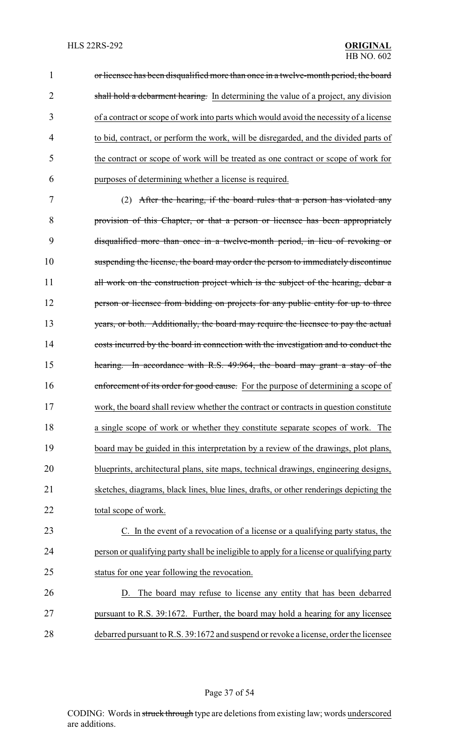~~or licensee has been disqualified more than once in a twelve-month period, the board shall hold a debarment hearing.~~ In determining the value of a project, any division of a contract or scope of work into parts which would avoid the necessity of a license to bid, contract, or perform the work, will be disregarded, and the divided parts of the contract or scope of work will be treated as one contract or scope of work for purposes of determining whether a license is required.

(2) ~~After the hearing, if the board rules that a person has violated any provision of this Chapter, or that a person or licensee has been appropriately disqualified more than once in a twelve-month period, in lieu of revoking or suspending the license, the board may order the person to immediately discontinue all work on the construction project which is the subject of the hearing, debar a person or licensee from bidding on projects for any public entity for up to three years, or both. Additionally, the board may require the licensee to pay the actual costs incurred by the board in connection with the investigation and to conduct the hearing. In accordance with R.S. 49:964, the board may grant a stay of the enforcement of its order for good cause.~~ For the purpose of determining a scope of work, the board shall review whether the contract or contracts in question constitute a single scope of work or whether they constitute separate scopes of work. The board may be guided in this interpretation by a review of the drawings, plot plans, blueprints, architectural plans, site maps, technical drawings, engineering designs, sketches, diagrams, black lines, blue lines, drafts, or other renderings depicting the total scope of work.

C. In the event of a revocation of a license or a qualifying party status, the person or qualifying party shall be ineligible to apply for a license or qualifying party status for one year following the revocation.

D. The board may refuse to license any entity that has been debarred pursuant to R.S. 39:1672. Further, the board may hold a hearing for any licensee debarred pursuant to R.S. 39:1672 and suspend or revoke a license, order the licensee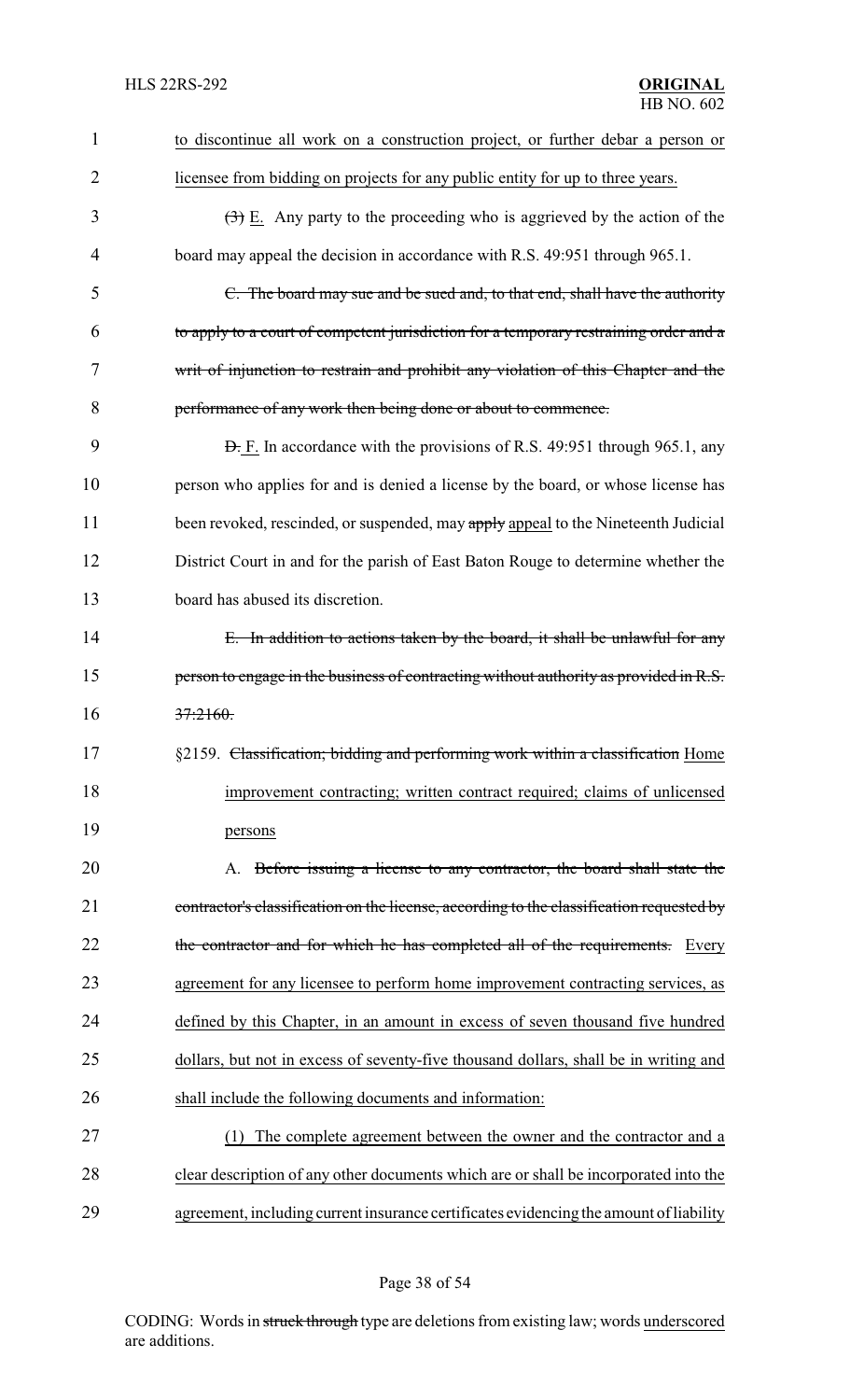to discontinue all work on a construction project, or further debar a person or licensee from bidding on projects for any public entity for up to three years.

~~(3)~~ E. Any party to the proceeding who is aggrieved by the action of the board may appeal the decision in accordance with R.S. 49:951 through 965.1.

~~C. The board may sue and be sued and, to that end, shall have the authority to apply to a court of competent jurisdiction for a temporary restraining order and a writ of injunction to restrain and prohibit any violation of this Chapter and the performance of any work then being done or about to commence.~~

~~D.~~ F. In accordance with the provisions of R.S. 49:951 through 965.1, any person who applies for and is denied a license by the board, or whose license has been revoked, rescinded, or suspended, may ~~apply~~ appeal to the Nineteenth Judicial District Court in and for the parish of East Baton Rouge to determine whether the board has abused its discretion.

~~E. In addition to actions taken by the board, it shall be unlawful for any person to engage in the business of contracting without authority as provided in R.S. 37:2160.~~

§2159. ~~Classification; bidding and performing work within a classification~~ Home improvement contracting; written contract required; claims of unlicensed persons

A. ~~Before issuing a license to any contractor, the board shall state the contractor's classification on the license, according to the classification requested by the contractor and for which he has completed all of the requirements.~~ Every agreement for any licensee to perform home improvement contracting services, as defined by this Chapter, in an amount in excess of seven thousand five hundred dollars, but not in excess of seventy-five thousand dollars, shall be in writing and shall include the following documents and information:

(1) The complete agreement between the owner and the contractor and a clear description of any other documents which are or shall be incorporated into the agreement, including current insurance certificates evidencing the amount of liability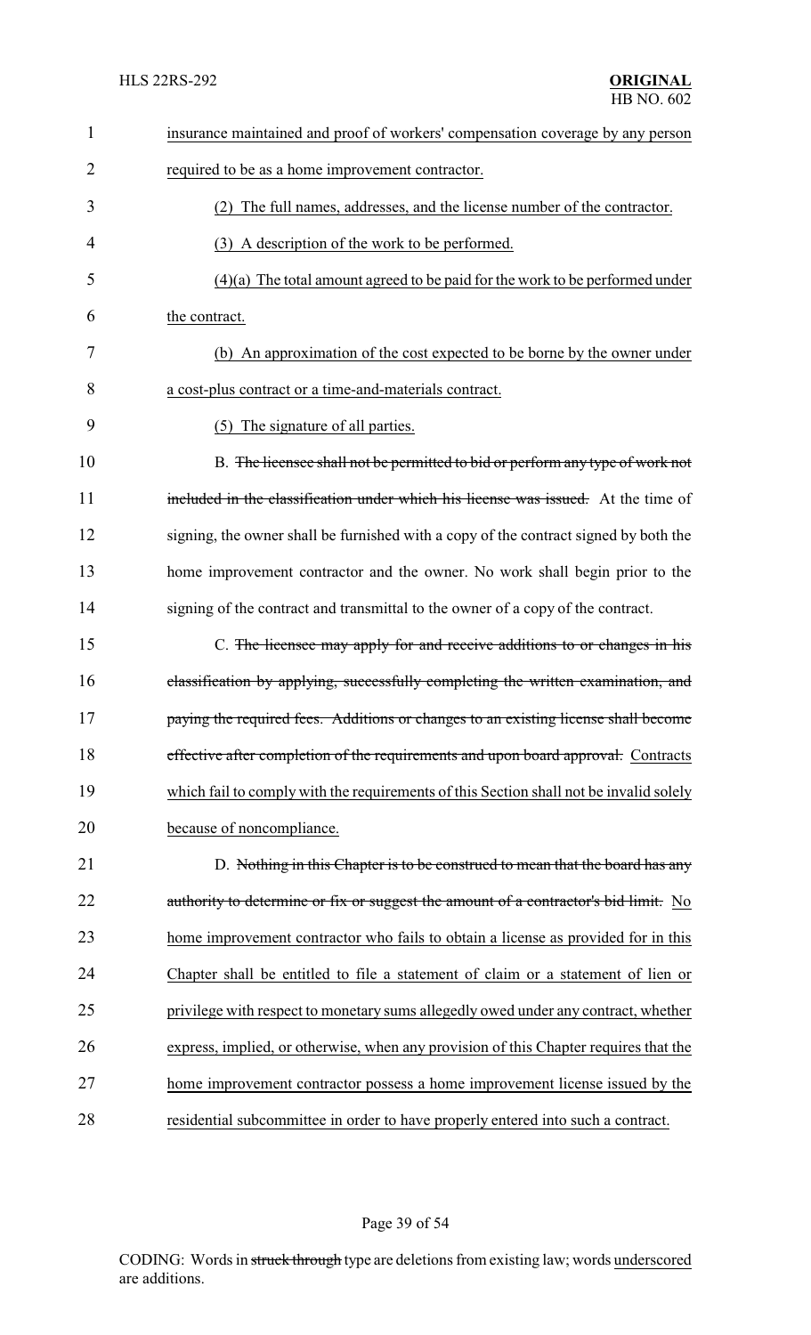insurance maintained and proof of workers' compensation coverage by any person required to be as a home improvement contractor.

(2) The full names, addresses, and the license number of the contractor.

(3) A description of the work to be performed.

(4)(a) The total amount agreed to be paid for the work to be performed under the contract.

(b) An approximation of the cost expected to be borne by the owner under a cost-plus contract or a time-and-materials contract.

(5) The signature of all parties.

B. ~~The licensee shall not be permitted to bid or perform any type of work not included in the classification under which his license was issued.~~ At the time of signing, the owner shall be furnished with a copy of the contract signed by both the home improvement contractor and the owner. No work shall begin prior to the signing of the contract and transmittal to the owner of a copy of the contract.

C. ~~The licensee may apply for and receive additions to or changes in his classification by applying, successfully completing the written examination, and paying the required fees. Additions or changes to an existing license shall become effective after completion of the requirements and upon board approval.~~ Contracts which fail to comply with the requirements of this Section shall not be invalid solely because of noncompliance.

D. ~~Nothing in this Chapter is to be construed to mean that the board has any authority to determine or fix or suggest the amount of a contractor's bid limit.~~ No home improvement contractor who fails to obtain a license as provided for in this Chapter shall be entitled to file a statement of claim or a statement of lien or privilege with respect to monetary sums allegedly owed under any contract, whether express, implied, or otherwise, when any provision of this Chapter requires that the home improvement contractor possess a home improvement license issued by the residential subcommittee in order to have properly entered into such a contract.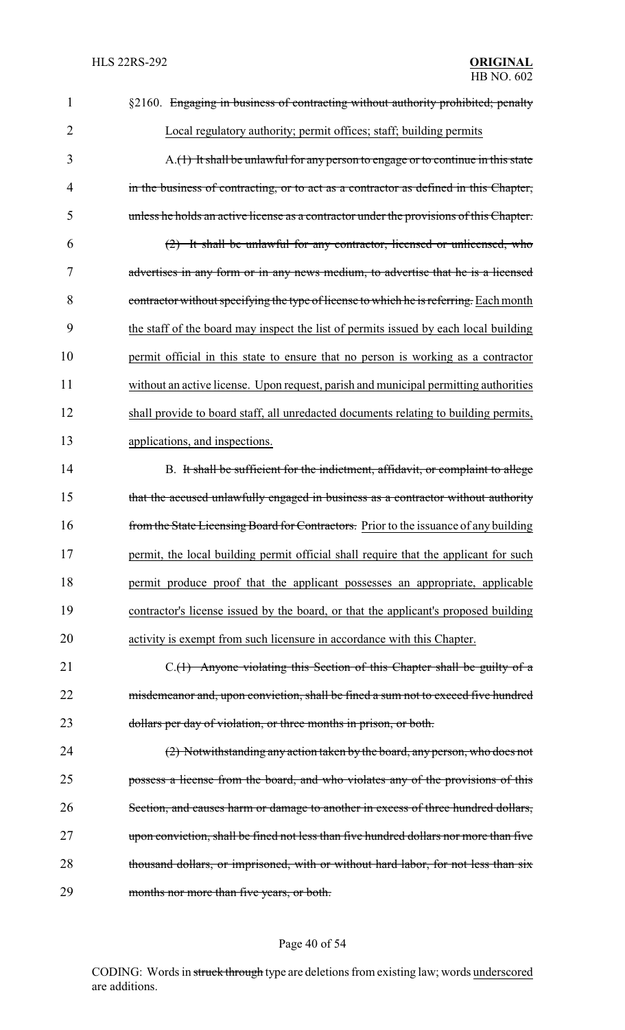§2160. ~~Engaging in business of contracting without authority prohibited; penalty~~ Local regulatory authority; permit offices; staff; building permits

A.~~(1) It shall be unlawful for any person to engage or to continue in this state in the business of contracting, or to act as a contractor as defined in this Chapter, unless he holds an active license as a contractor under the provisions of this Chapter.~~

~~(2) It shall be unlawful for any contractor, licensed or unlicensed, who advertises in any form or in any news medium, to advertise that he is a licensed contractor without specifying the type of license to which he is referring.~~ Each month the staff of the board may inspect the list of permits issued by each local building permit official in this state to ensure that no person is working as a contractor without an active license. Upon request, parish and municipal permitting authorities shall provide to board staff, all unredacted documents relating to building permits, applications, and inspections.

B. ~~It shall be sufficient for the indictment, affidavit, or complaint to allege that the accused unlawfully engaged in business as a contractor without authority from the State Licensing Board for Contractors.~~ Prior to the issuance of any building permit, the local building permit official shall require that the applicant for such permit produce proof that the applicant possesses an appropriate, applicable contractor's license issued by the board, or that the applicant's proposed building activity is exempt from such licensure in accordance with this Chapter.

C.~~(1) Anyone violating this Section of this Chapter shall be guilty of a misdemeanor and, upon conviction, shall be fined a sum not to exceed five hundred dollars per day of violation, or three months in prison, or both.~~

~~(2) Notwithstanding any action taken by the board, any person, who does not possess a license from the board, and who violates any of the provisions of this Section, and causes harm or damage to another in excess of three hundred dollars, upon conviction, shall be fined not less than five hundred dollars nor more than five thousand dollars, or imprisoned, with or without hard labor, for not less than six months nor more than five years, or both.~~

CODING: Words in ~~struck through~~ type are deletions from existing law; words underscored are additions.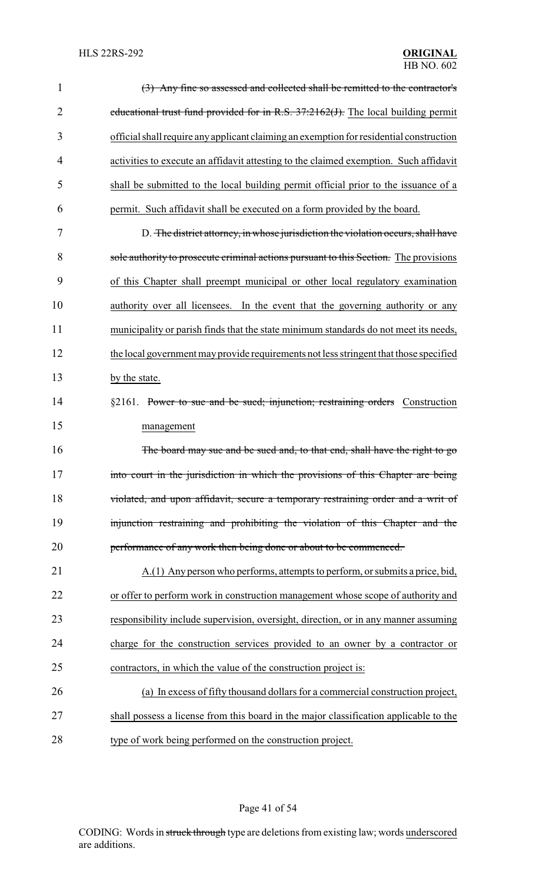~~(3) Any fine so assessed and collected shall be remitted to the contractor's educational trust fund provided for in R.S. 37:2162(J).~~ <u>The local building permit official shall require any applicant claiming an exemption for residential construction activities to execute an affidavit attesting to the claimed exemption. Such affidavit shall be submitted to the local building permit official prior to the issuance of a permit. Such affidavit shall be executed on a form provided by the board.</u>

D. ~~The district attorney, in whose jurisdiction the violation occurs, shall have sole authority to prosecute criminal actions pursuant to this Section.~~ <u>The provisions of this Chapter shall preempt municipal or other local regulatory examination authority over all licensees. In the event that the governing authority or any municipality or parish finds that the state minimum standards do not meet its needs, the local government may provide requirements not less stringent that those specified by the state.</u>

§2161. ~~Power to sue and be sued; injunction; restraining orders~~ <u>Construction management</u>

~~The board may sue and be sued and, to that end, shall have the right to go into court in the jurisdiction in which the provisions of this Chapter are being violated, and upon affidavit, secure a temporary restraining order and a writ of injunction restraining and prohibiting the violation of this Chapter and the performance of any work then being done or about to be commenced.~~

<u>A.(1) Any person who performs, attempts to perform, or submits a price, bid, or offer to perform work in construction management whose scope of authority and responsibility include supervision, oversight, direction, or in any manner assuming charge for the construction services provided to an owner by a contractor or contractors, in which the value of the construction project is:</u>

<u>(a) In excess of fifty thousand dollars for a commercial construction project, shall possess a license from this board in the major classification applicable to the type of work being performed on the construction project.</u>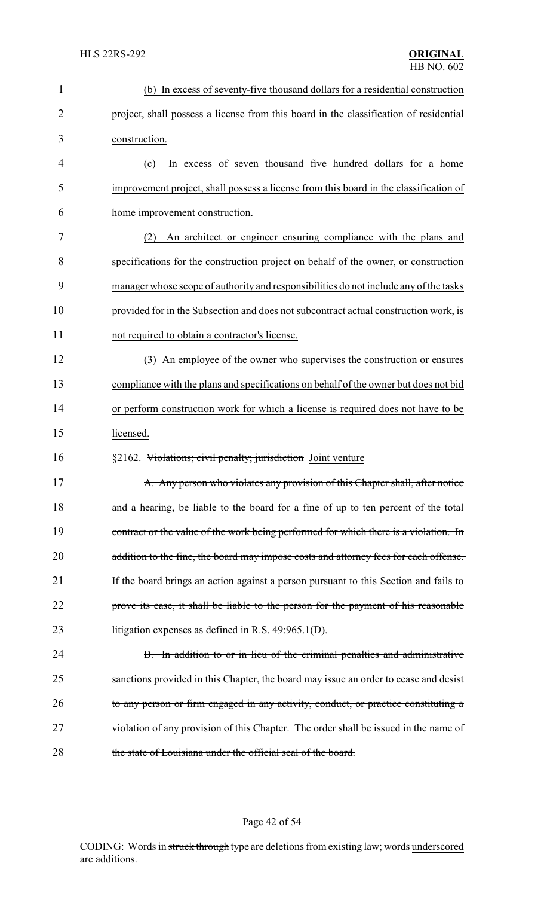(b) In excess of seventy-five thousand dollars for a residential construction project, shall possess a license from this board in the classification of residential construction.

(c) In excess of seven thousand five hundred dollars for a home improvement project, shall possess a license from this board in the classification of home improvement construction.

(2) An architect or engineer ensuring compliance with the plans and specifications for the construction project on behalf of the owner, or construction manager whose scope of authority and responsibilities do not include any of the tasks provided for in the Subsection and does not subcontract actual construction work, is not required to obtain a contractor's license.

(3) An employee of the owner who supervises the construction or ensures compliance with the plans and specifications on behalf of the owner but does not bid or perform construction work for which a license is required does not have to be licensed.

§2162. ~~Violations; civil penalty; jurisdiction~~ Joint venture

~~A. Any person who violates any provision of this Chapter shall, after notice and a hearing, be liable to the board for a fine of up to ten percent of the total contract or the value of the work being performed for which there is a violation. In addition to the fine, the board may impose costs and attorney fees for each offense. If the board brings an action against a person pursuant to this Section and fails to prove its case, it shall be liable to the person for the payment of his reasonable litigation expenses as defined in R.S. 49:965.1(D).~~

~~B. In addition to or in lieu of the criminal penalties and administrative sanctions provided in this Chapter, the board may issue an order to cease and desist to any person or firm engaged in any activity, conduct, or practice constituting a violation of any provision of this Chapter. The order shall be issued in the name of the state of Louisiana under the official seal of the board.~~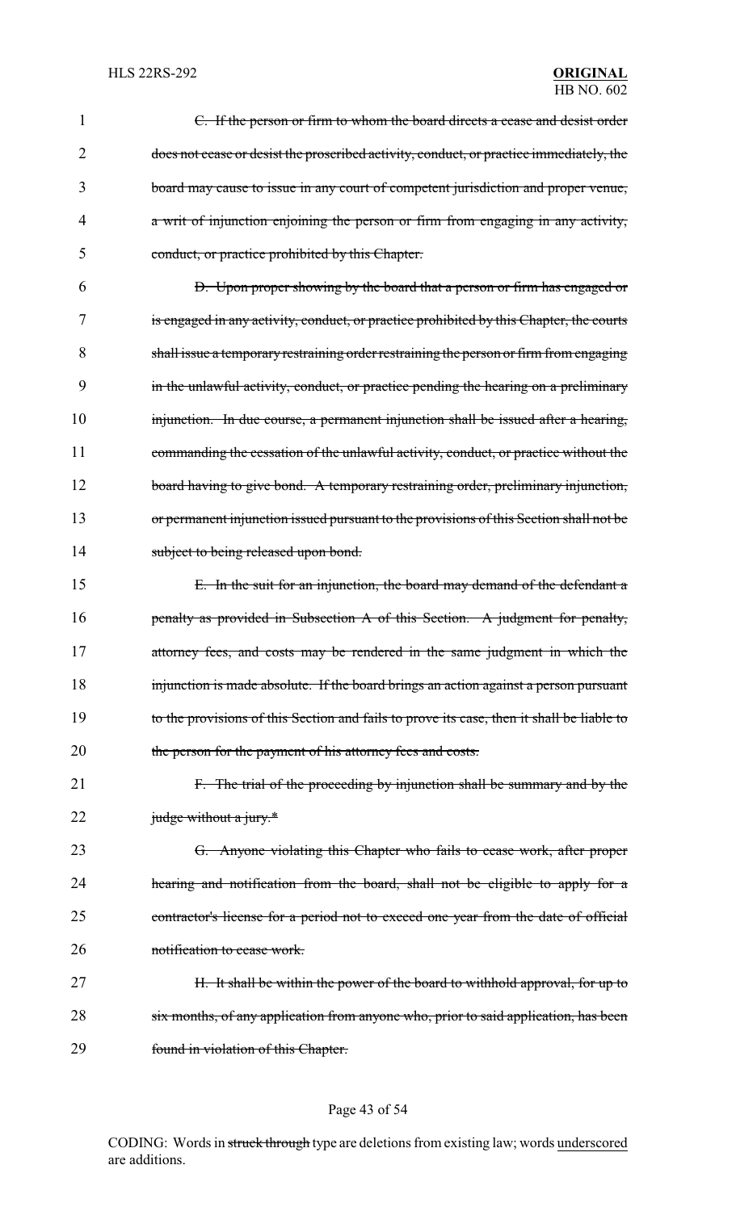C. If the person or firm to whom the board directs a cease and desist order does not cease or desist the proscribed activity, conduct, or practice immediately, the board may cause to issue in any court of competent jurisdiction and proper venue, a writ of injunction enjoining the person or firm from engaging in any activity, conduct, or practice prohibited by this Chapter.

D. Upon proper showing by the board that a person or firm has engaged or is engaged in any activity, conduct, or practice prohibited by this Chapter, the courts shall issue a temporary restraining order restraining the person or firm from engaging in the unlawful activity, conduct, or practice pending the hearing on a preliminary injunction. In due course, a permanent injunction shall be issued after a hearing, commanding the cessation of the unlawful activity, conduct, or practice without the board having to give bond. A temporary restraining order, preliminary injunction, or permanent injunction issued pursuant to the provisions of this Section shall not be subject to being released upon bond.

E. In the suit for an injunction, the board may demand of the defendant a penalty as provided in Subsection A of this Section. A judgment for penalty, attorney fees, and costs may be rendered in the same judgment in which the injunction is made absolute. If the board brings an action against a person pursuant to the provisions of this Section and fails to prove its case, then it shall be liable to the person for the payment of his attorney fees and costs.

F. The trial of the proceeding by injunction shall be summary and by the judge without a jury.*

G. Anyone violating this Chapter who fails to cease work, after proper hearing and notification from the board, shall not be eligible to apply for a contractor's license for a period not to exceed one year from the date of official notification to cease work.

H. It shall be within the power of the board to withhold approval, for up to six months, of any application from anyone who, prior to said application, has been found in violation of this Chapter.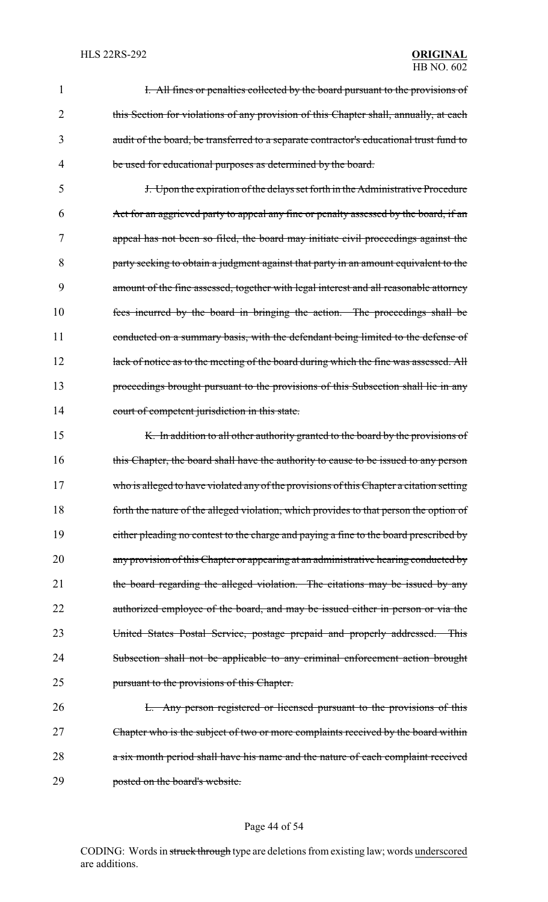~~I. All fines or penalties collected by the board pursuant to the provisions of this Section for violations of any provision of this Chapter shall, annually, at each audit of the board, be transferred to a separate contractor's educational trust fund to be used for educational purposes as determined by the board.~~

~~J. Upon the expiration of the delays set forth in the Administrative Procedure Act for an aggrieved party to appeal any fine or penalty assessed by the board, if an appeal has not been so filed, the board may initiate civil proceedings against the party seeking to obtain a judgment against that party in an amount equivalent to the amount of the fine assessed, together with legal interest and all reasonable attorney fees incurred by the board in bringing the action. The proceedings shall be conducted on a summary basis, with the defendant being limited to the defense of lack of notice as to the meeting of the board during which the fine was assessed. All proceedings brought pursuant to the provisions of this Subsection shall lie in any court of competent jurisdiction in this state.~~

~~K. In addition to all other authority granted to the board by the provisions of this Chapter, the board shall have the authority to cause to be issued to any person who is alleged to have violated any of the provisions of this Chapter a citation setting forth the nature of the alleged violation, which provides to that person the option of either pleading no contest to the charge and paying a fine to the board prescribed by any provision of this Chapter or appearing at an administrative hearing conducted by the board regarding the alleged violation. The citations may be issued by any authorized employee of the board, and may be issued either in person or via the United States Postal Service, postage prepaid and properly addressed. This Subsection shall not be applicable to any criminal enforcement action brought pursuant to the provisions of this Chapter.~~

~~L. Any person registered or licensed pursuant to the provisions of this Chapter who is the subject of two or more complaints received by the board within a six month period shall have his name and the nature of each complaint received posted on the board's website.~~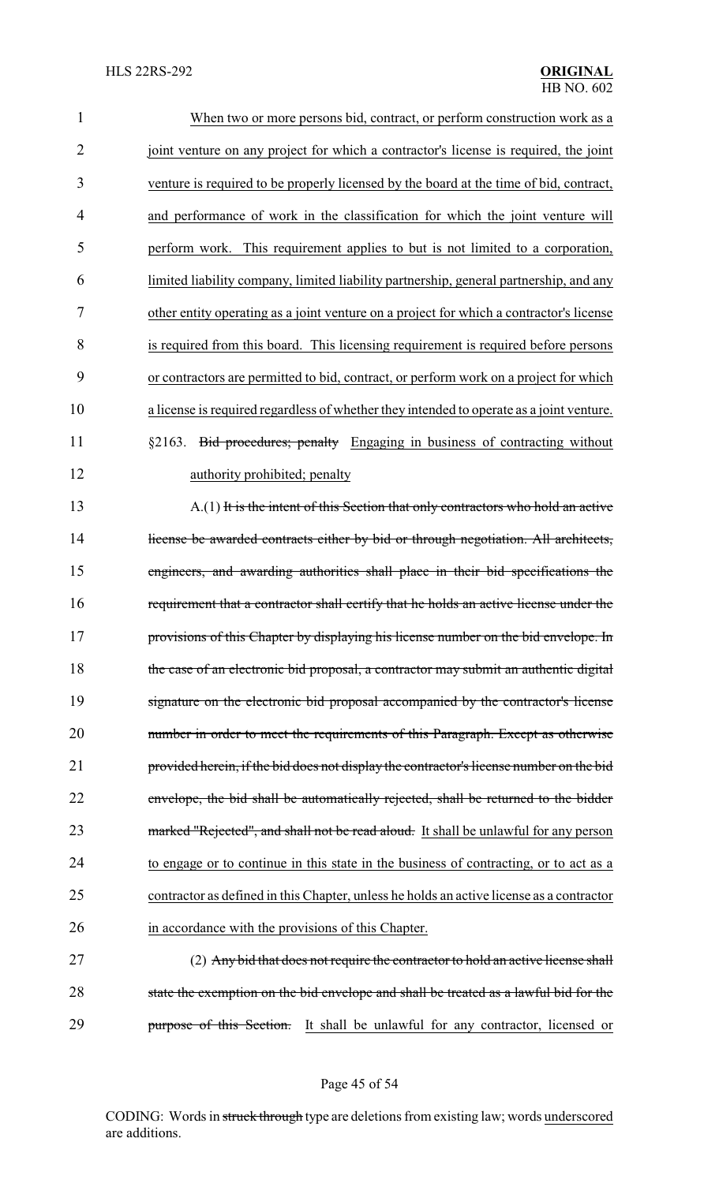When two or more persons bid, contract, or perform construction work as a joint venture on any project for which a contractor's license is required, the joint venture is required to be properly licensed by the board at the time of bid, contract, and performance of work in the classification for which the joint venture will perform work. This requirement applies to but is not limited to a corporation, limited liability company, limited liability partnership, general partnership, and any other entity operating as a joint venture on a project for which a contractor's license is required from this board. This licensing requirement is required before persons or contractors are permitted to bid, contract, or perform work on a project for which a license is required regardless of whether they intended to operate as a joint venture.

§2163. ~~Bid procedures; penalty~~ Engaging in business of contracting without authority prohibited; penalty

A.(1) ~~It is the intent of this Section that only contractors who hold an active license be awarded contracts either by bid or through negotiation. All architects, engineers, and awarding authorities shall place in their bid specifications the requirement that a contractor shall certify that he holds an active license under the provisions of this Chapter by displaying his license number on the bid envelope. In the case of an electronic bid proposal, a contractor may submit an authentic digital signature on the electronic bid proposal accompanied by the contractor's license number in order to meet the requirements of this Paragraph. Except as otherwise provided herein, if the bid does not display the contractor's license number on the bid envelope, the bid shall be automatically rejected, shall be returned to the bidder marked "Rejected", and shall not be read aloud.~~ It shall be unlawful for any person to engage or to continue in this state in the business of contracting, or to act as a contractor as defined in this Chapter, unless he holds an active license as a contractor in accordance with the provisions of this Chapter.

(2) ~~Any bid that does not require the contractor to hold an active license shall state the exemption on the bid envelope and shall be treated as a lawful bid for the purpose of this Section.~~ It shall be unlawful for any contractor, licensed or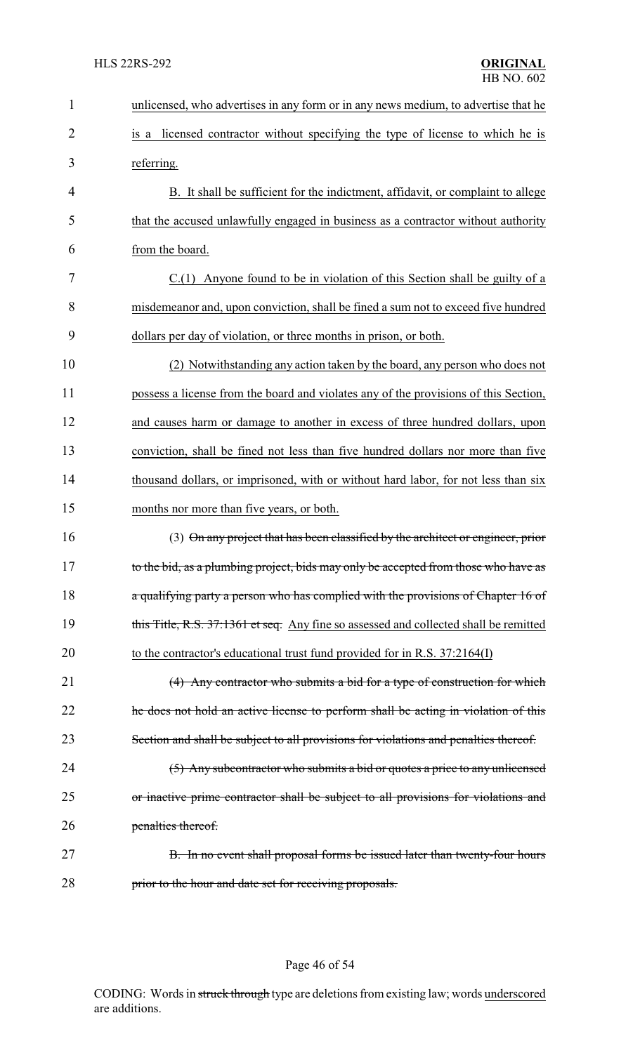unlicensed, who advertises in any form or in any news medium, to advertise that he is a licensed contractor without specifying the type of license to which he is referring.

B. It shall be sufficient for the indictment, affidavit, or complaint to allege that the accused unlawfully engaged in business as a contractor without authority from the board.

C.(1) Anyone found to be in violation of this Section shall be guilty of a misdemeanor and, upon conviction, shall be fined a sum not to exceed five hundred dollars per day of violation, or three months in prison, or both.

(2) Notwithstanding any action taken by the board, any person who does not possess a license from the board and violates any of the provisions of this Section, and causes harm or damage to another in excess of three hundred dollars, upon conviction, shall be fined not less than five hundred dollars nor more than five thousand dollars, or imprisoned, with or without hard labor, for not less than six months nor more than five years, or both.

(3) ~~On any project that has been classified by the architect or engineer, prior to the bid, as a plumbing project, bids may only be accepted from those who have as a qualifying party a person who has complied with the provisions of Chapter 16 of this Title, R.S. 37:1361 et seq.~~ Any fine so assessed and collected shall be remitted to the contractor's educational trust fund provided for in R.S. 37:2164(I)

~~(4) Any contractor who submits a bid for a type of construction for which he does not hold an active license to perform shall be acting in violation of this Section and shall be subject to all provisions for violations and penalties thereof.~~

~~(5) Any subcontractor who submits a bid or quotes a price to any unlicensed or inactive prime contractor shall be subject to all provisions for violations and penalties thereof.~~

~~B. In no event shall proposal forms be issued later than twenty-four hours prior to the hour and date set for receiving proposals.~~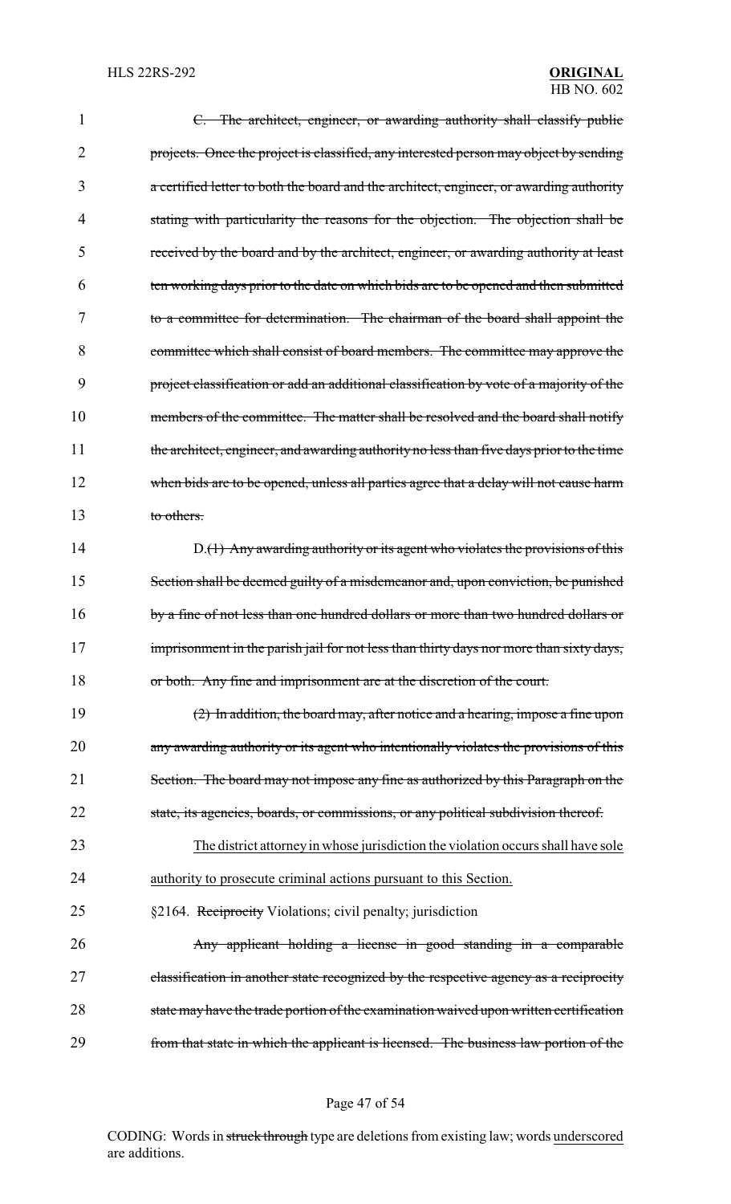~~C. The architect, engineer, or awarding authority shall classify public projects. Once the project is classified, any interested person may object by sending a certified letter to both the board and the architect, engineer, or awarding authority stating with particularity the reasons for the objection. The objection shall be received by the board and by the architect, engineer, or awarding authority at least ten working days prior to the date on which bids are to be opened and then submitted to a committee for determination. The chairman of the board shall appoint the committee which shall consist of board members. The committee may approve the project classification or add an additional classification by vote of a majority of the members of the committee. The matter shall be resolved and the board shall notify the architect, engineer, and awarding authority no less than five days prior to the time when bids are to be opened, unless all parties agree that a delay will not cause harm to others.~~

D.~~(1) Any awarding authority or its agent who violates the provisions of this Section shall be deemed guilty of a misdemeanor and, upon conviction, be punished by a fine of not less than one hundred dollars or more than two hundred dollars or imprisonment in the parish jail for not less than thirty days nor more than sixty days, or both. Any fine and imprisonment are at the discretion of the court.~~

~~(2) In addition, the board may, after notice and a hearing, impose a fine upon any awarding authority or its agent who intentionally violates the provisions of this Section. The board may not impose any fine as authorized by this Paragraph on the state, its agencies, boards, or commissions, or any political subdivision thereof.~~

<u>The district attorney in whose jurisdiction the violation occurs shall have sole authority to prosecute criminal actions pursuant to this Section.</u>

§2164. ~~Reciprocity~~ <u>Violations; civil penalty; jurisdiction</u>

~~Any applicant holding a license in good standing in a comparable classification in another state recognized by the respective agency as a reciprocity state may have the trade portion of the examination waived upon written certification from that state in which the applicant is licensed. The business law portion of the~~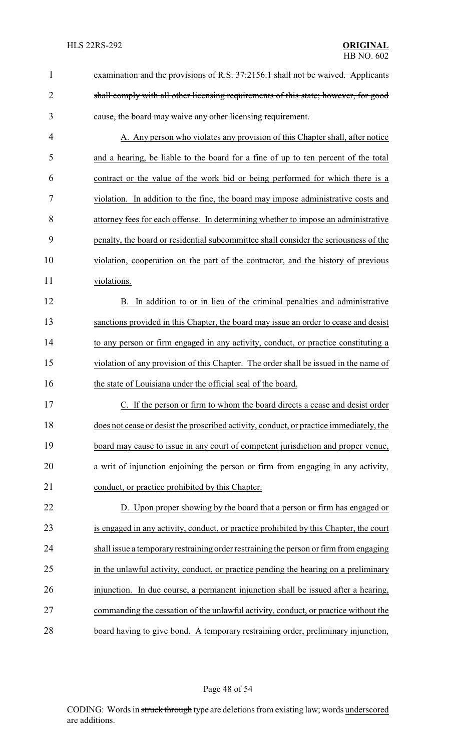~~examination and the provisions of R.S. 37:2156.1 shall not be waived. Applicants shall comply with all other licensing requirements of this state; however, for good cause, the board may waive any other licensing requirement.~~

<u>A. Any person who violates any provision of this Chapter shall, after notice and a hearing, be liable to the board for a fine of up to ten percent of the total contract or the value of the work bid or being performed for which there is a violation. In addition to the fine, the board may impose administrative costs and attorney fees for each offense. In determining whether to impose an administrative penalty, the board or residential subcommittee shall consider the seriousness of the violation, cooperation on the part of the contractor, and the history of previous violations.</u>

<u>B. In addition to or in lieu of the criminal penalties and administrative sanctions provided in this Chapter, the board may issue an order to cease and desist to any person or firm engaged in any activity, conduct, or practice constituting a violation of any provision of this Chapter. The order shall be issued in the name of the state of Louisiana under the official seal of the board.</u>

<u>C. If the person or firm to whom the board directs a cease and desist order does not cease or desist the proscribed activity, conduct, or practice immediately, the board may cause to issue in any court of competent jurisdiction and proper venue, a writ of injunction enjoining the person or firm from engaging in any activity, conduct, or practice prohibited by this Chapter.</u>

<u>D. Upon proper showing by the board that a person or firm has engaged or is engaged in any activity, conduct, or practice prohibited by this Chapter, the court shall issue a temporary restraining order restraining the person or firm from engaging in the unlawful activity, conduct, or practice pending the hearing on a preliminary injunction. In due course, a permanent injunction shall be issued after a hearing, commanding the cessation of the unlawful activity, conduct, or practice without the board having to give bond. A temporary restraining order, preliminary injunction,</u>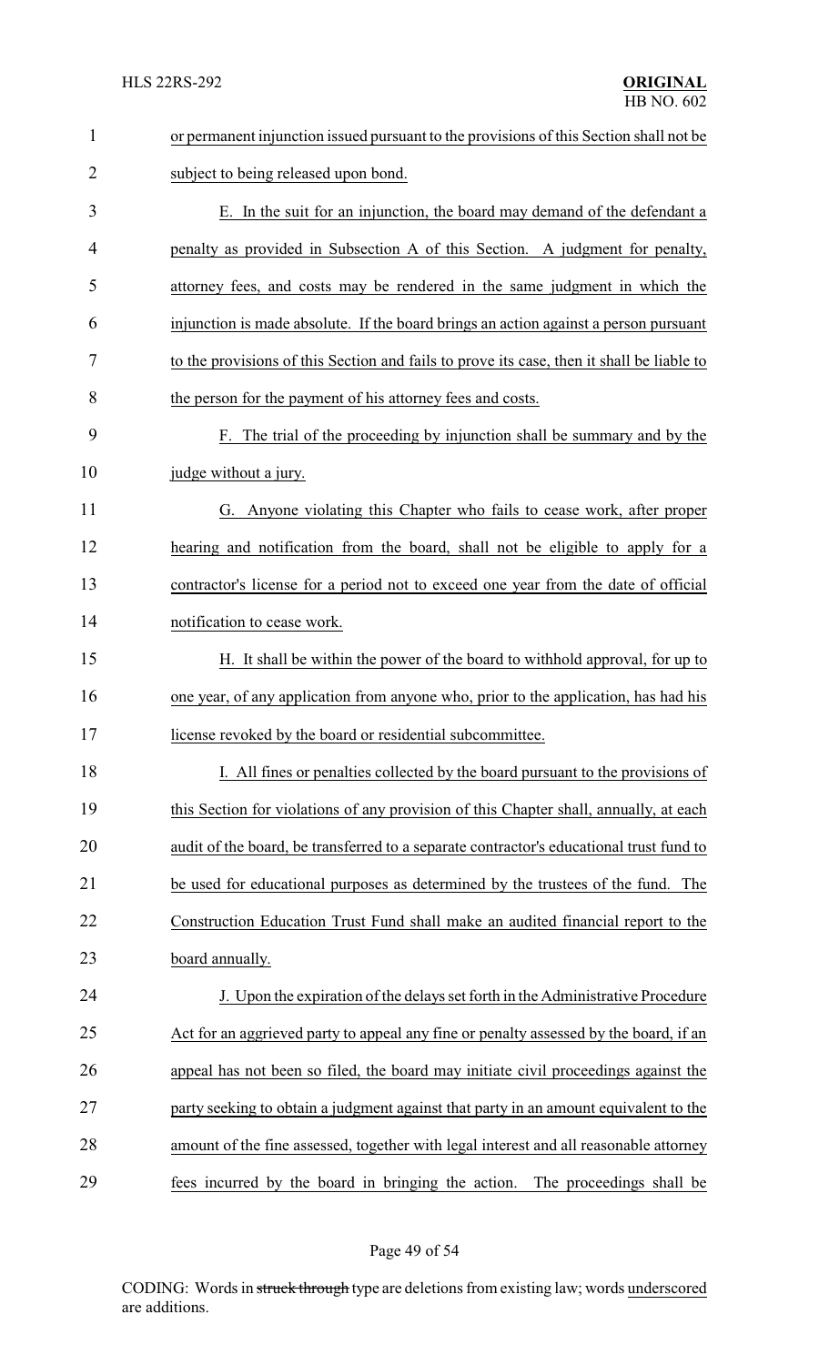or permanent injunction issued pursuant to the provisions of this Section shall not be subject to being released upon bond.

E. In the suit for an injunction, the board may demand of the defendant a penalty as provided in Subsection A of this Section. A judgment for penalty, attorney fees, and costs may be rendered in the same judgment in which the injunction is made absolute. If the board brings an action against a person pursuant to the provisions of this Section and fails to prove its case, then it shall be liable to the person for the payment of his attorney fees and costs.

F. The trial of the proceeding by injunction shall be summary and by the judge without a jury.

G. Anyone violating this Chapter who fails to cease work, after proper hearing and notification from the board, shall not be eligible to apply for a contractor's license for a period not to exceed one year from the date of official notification to cease work.

H. It shall be within the power of the board to withhold approval, for up to one year, of any application from anyone who, prior to the application, has had his license revoked by the board or residential subcommittee.

I. All fines or penalties collected by the board pursuant to the provisions of this Section for violations of any provision of this Chapter shall, annually, at each audit of the board, be transferred to a separate contractor's educational trust fund to be used for educational purposes as determined by the trustees of the fund. The Construction Education Trust Fund shall make an audited financial report to the board annually.

J. Upon the expiration of the delays set forth in the Administrative Procedure Act for an aggrieved party to appeal any fine or penalty assessed by the board, if an appeal has not been so filed, the board may initiate civil proceedings against the party seeking to obtain a judgment against that party in an amount equivalent to the amount of the fine assessed, together with legal interest and all reasonable attorney fees incurred by the board in bringing the action. The proceedings shall be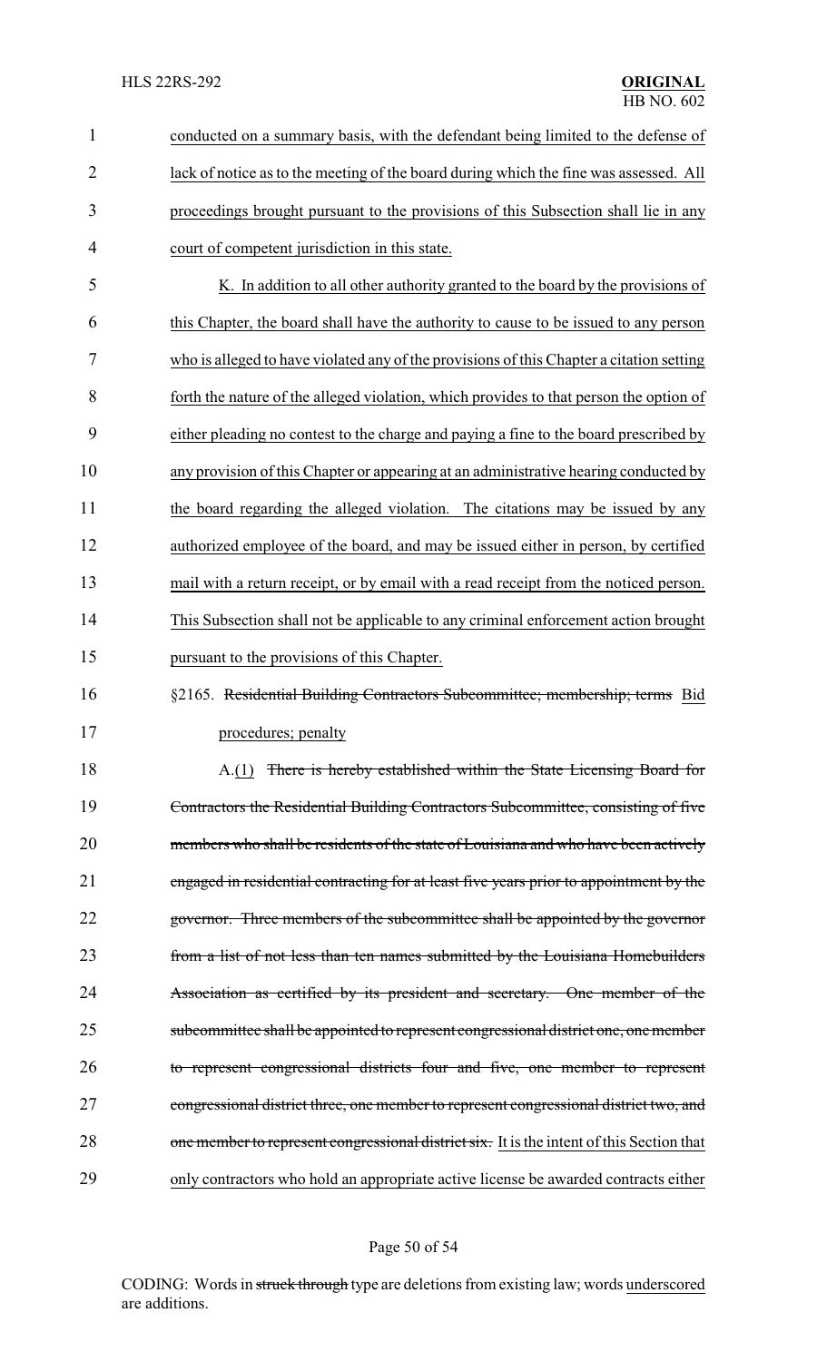conducted on a summary basis, with the defendant being limited to the defense of lack of notice as to the meeting of the board during which the fine was assessed. All proceedings brought pursuant to the provisions of this Subsection shall lie in any court of competent jurisdiction in this state.

K. In addition to all other authority granted to the board by the provisions of this Chapter, the board shall have the authority to cause to be issued to any person who is alleged to have violated any of the provisions of this Chapter a citation setting forth the nature of the alleged violation, which provides to that person the option of either pleading no contest to the charge and paying a fine to the board prescribed by any provision of this Chapter or appearing at an administrative hearing conducted by the board regarding the alleged violation. The citations may be issued by any authorized employee of the board, and may be issued either in person, by certified mail with a return receipt, or by email with a read receipt from the noticed person. This Subsection shall not be applicable to any criminal enforcement action brought pursuant to the provisions of this Chapter.

§2165. ~~Residential Building Contractors Subcommittee; membership; terms~~ Bid procedures; penalty

A.(1) ~~There is hereby established within the State Licensing Board for Contractors the Residential Building Contractors Subcommittee, consisting of five members who shall be residents of the state of Louisiana and who have been actively engaged in residential contracting for at least five years prior to appointment by the governor. Three members of the subcommittee shall be appointed by the governor from a list of not less than ten names submitted by the Louisiana Homebuilders Association as certified by its president and secretary. One member of the subcommittee shall be appointed to represent congressional district one, one member to represent congressional districts four and five, one member to represent congressional district three, one member to represent congressional district two, and one member to represent congressional district six.~~ It is the intent of this Section that only contractors who hold an appropriate active license be awarded contracts either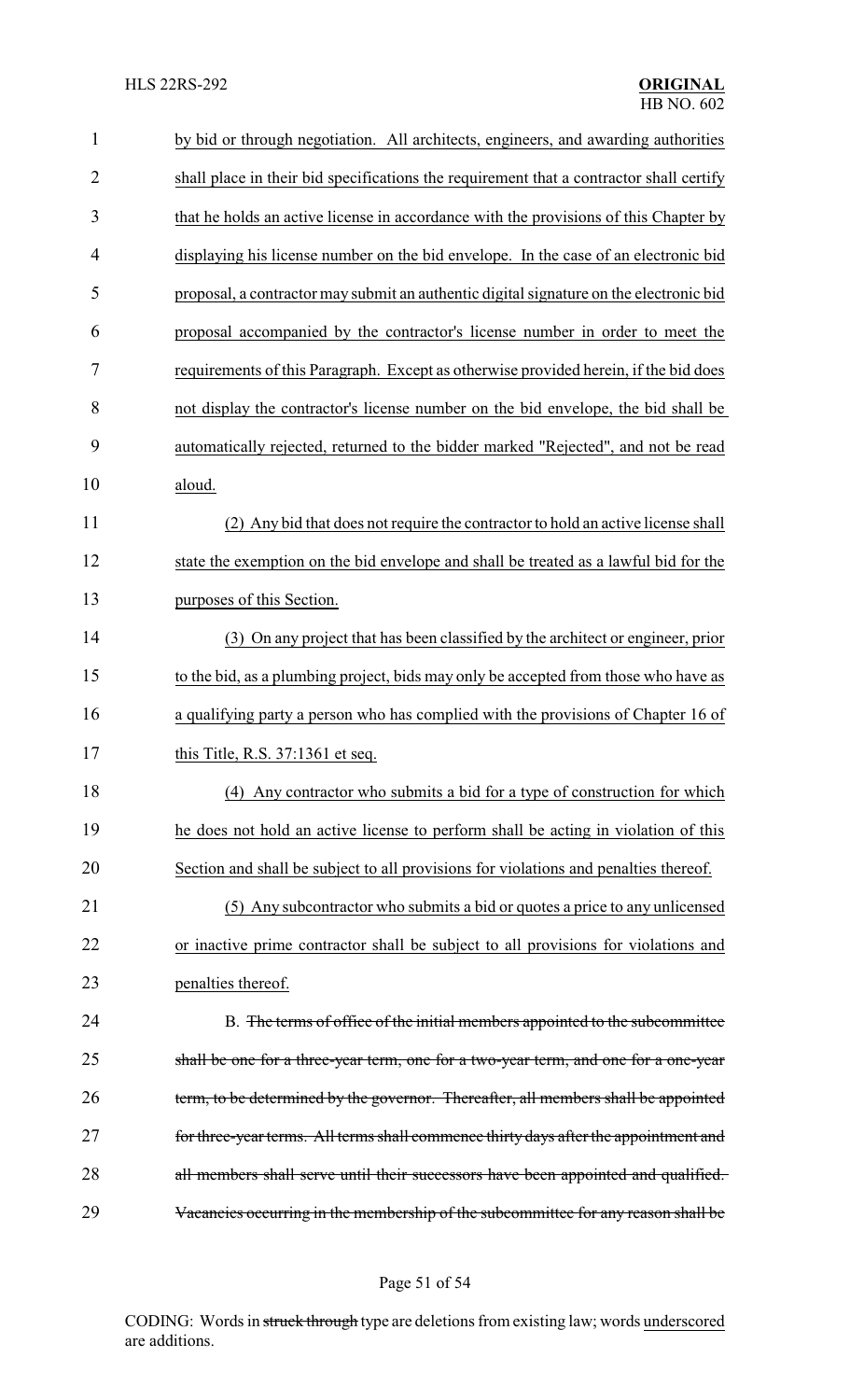by bid or through negotiation. All architects, engineers, and awarding authorities shall place in their bid specifications the requirement that a contractor shall certify that he holds an active license in accordance with the provisions of this Chapter by displaying his license number on the bid envelope. In the case of an electronic bid proposal, a contractor may submit an authentic digital signature on the electronic bid proposal accompanied by the contractor's license number in order to meet the requirements of this Paragraph. Except as otherwise provided herein, if the bid does not display the contractor's license number on the bid envelope, the bid shall be automatically rejected, returned to the bidder marked "Rejected", and not be read aloud.

(2) Any bid that does not require the contractor to hold an active license shall state the exemption on the bid envelope and shall be treated as a lawful bid for the purposes of this Section.

(3) On any project that has been classified by the architect or engineer, prior to the bid, as a plumbing project, bids may only be accepted from those who have as a qualifying party a person who has complied with the provisions of Chapter 16 of this Title, R.S. 37:1361 et seq.

(4) Any contractor who submits a bid for a type of construction for which he does not hold an active license to perform shall be acting in violation of this Section and shall be subject to all provisions for violations and penalties thereof.

(5) Any subcontractor who submits a bid or quotes a price to any unlicensed or inactive prime contractor shall be subject to all provisions for violations and penalties thereof.

B. ~~The terms of office of the initial members appointed to the subcommittee shall be one for a three-year term, one for a two-year term, and one for a one-year term, to be determined by the governor. Thereafter, all members shall be appointed for three-year terms. All terms shall commence thirty days after the appointment and all members shall serve until their successors have been appointed and qualified. Vacancies occurring in the membership of the subcommittee for any reason shall be~~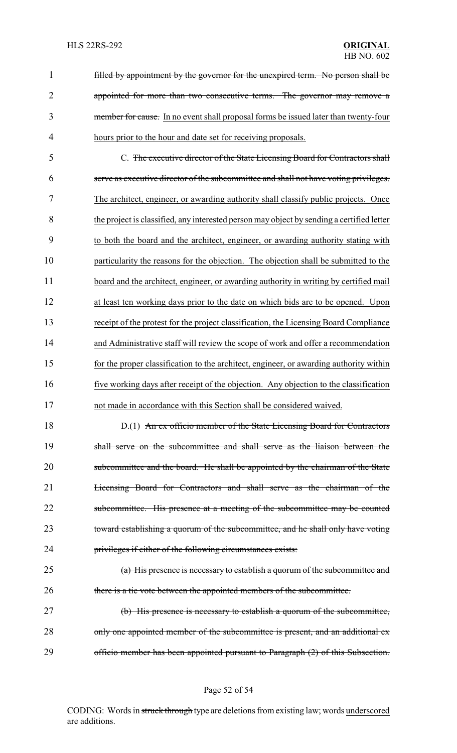~~filled by appointment by the governor for the unexpired term. No person shall be appointed for more than two consecutive terms. The governor may remove a member for cause.~~ In no event shall proposal forms be issued later than twenty-four hours prior to the hour and date set for receiving proposals.

C. ~~The executive director of the State Licensing Board for Contractors shall serve as executive director of the subcommittee and shall not have voting privileges.~~ The architect, engineer, or awarding authority shall classify public projects. Once the project is classified, any interested person may object by sending a certified letter to both the board and the architect, engineer, or awarding authority stating with particularity the reasons for the objection. The objection shall be submitted to the board and the architect, engineer, or awarding authority in writing by certified mail at least ten working days prior to the date on which bids are to be opened. Upon receipt of the protest for the project classification, the Licensing Board Compliance and Administrative staff will review the scope of work and offer a recommendation for the proper classification to the architect, engineer, or awarding authority within five working days after receipt of the objection. Any objection to the classification not made in accordance with this Section shall be considered waived.

D.(1) ~~An ex officio member of the State Licensing Board for Contractors shall serve on the subcommittee and shall serve as the liaison between the subcommittee and the board. He shall be appointed by the chairman of the State Licensing Board for Contractors and shall serve as the chairman of the subcommittee. His presence at a meeting of the subcommittee may be counted toward establishing a quorum of the subcommittee, and he shall only have voting privileges if either of the following circumstances exists:~~

~~(a) His presence is necessary to establish a quorum of the subcommittee and there is a tie vote between the appointed members of the subcommittee.~~

~~(b) His presence is necessary to establish a quorum of the subcommittee, only one appointed member of the subcommittee is present, and an additional ex officio member has been appointed pursuant to Paragraph (2) of this Subsection.~~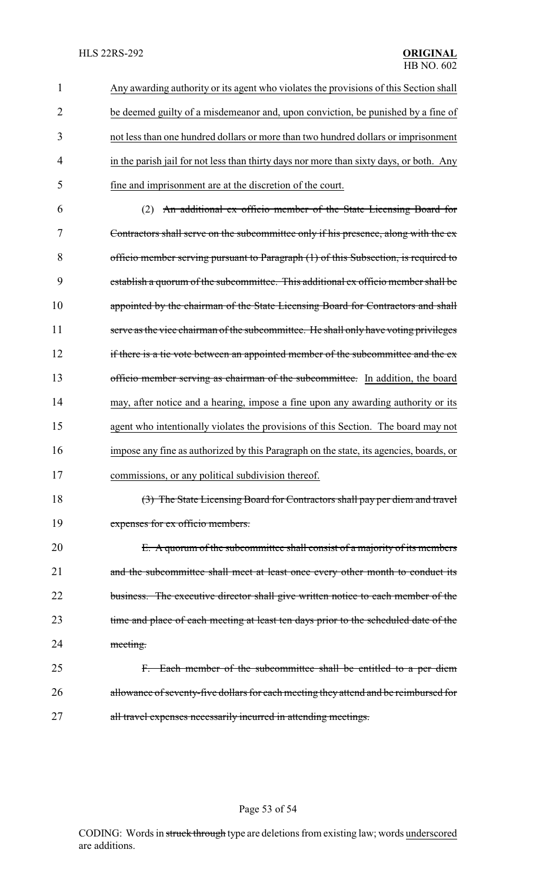Any awarding authority or its agent who violates the provisions of this Section shall be deemed guilty of a misdemeanor and, upon conviction, be punished by a fine of not less than one hundred dollars or more than two hundred dollars or imprisonment in the parish jail for not less than thirty days nor more than sixty days, or both. Any fine and imprisonment are at the discretion of the court.

(2) ~~An additional ex officio member of the State Licensing Board for Contractors shall serve on the subcommittee only if his presence, along with the ex officio member serving pursuant to Paragraph (1) of this Subsection, is required to establish a quorum of the subcommittee. This additional ex officio member shall be appointed by the chairman of the State Licensing Board for Contractors and shall serve as the vice chairman of the subcommittee. He shall only have voting privileges if there is a tie vote between an appointed member of the subcommittee and the ex officio member serving as chairman of the subcommittee.~~ In addition, the board may, after notice and a hearing, impose a fine upon any awarding authority or its agent who intentionally violates the provisions of this Section. The board may not impose any fine as authorized by this Paragraph on the state, its agencies, boards, or commissions, or any political subdivision thereof.

~~(3) The State Licensing Board for Contractors shall pay per diem and travel expenses for ex officio members.~~

~~E. A quorum of the subcommittee shall consist of a majority of its members and the subcommittee shall meet at least once every other month to conduct its business. The executive director shall give written notice to each member of the time and place of each meeting at least ten days prior to the scheduled date of the meeting.~~

~~F. Each member of the subcommittee shall be entitled to a per diem allowance of seventy-five dollars for each meeting they attend and be reimbursed for all travel expenses necessarily incurred in attending meetings.~~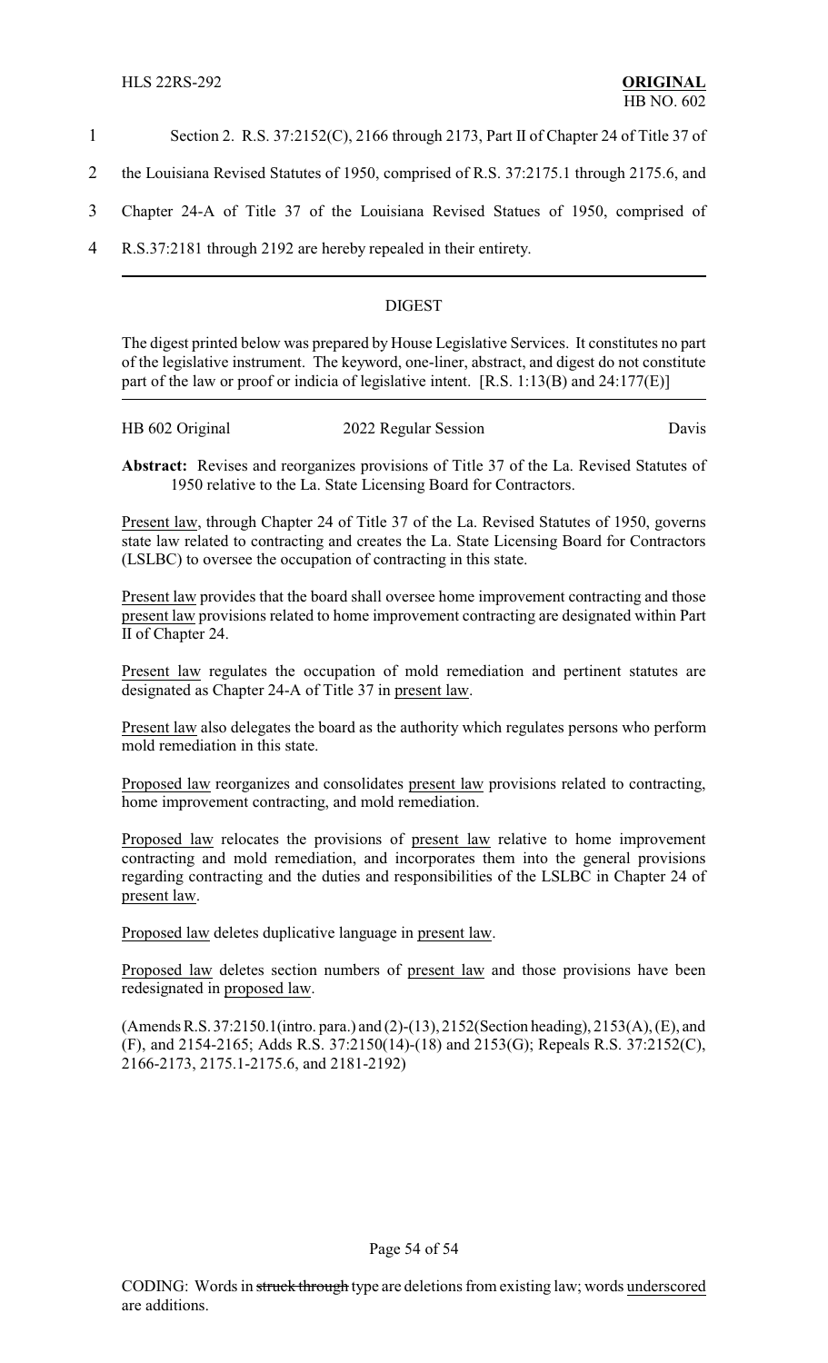1 Section 2. R.S. 37:2152(C), 2166 through 2173, Part II of Chapter 24 of Title 37 of

2 the Louisiana Revised Statutes of 1950, comprised of R.S. 37:2175.1 through 2175.6, and

3 Chapter 24-A of Title 37 of the Louisiana Revised Statues of 1950, comprised of

4 R.S.37:2181 through 2192 are hereby repealed in their entirety.

---

## DIGEST

The digest printed below was prepared by House Legislative Services. It constitutes no part of the legislative instrument. The keyword, one-liner, abstract, and digest do not constitute part of the law or proof or indicia of legislative intent. [R.S. 1:13(B) and 24:177(E)]

---

HB 602 Original | 2022 Regular Session | Davis

**Abstract:** Revises and reorganizes provisions of Title 37 of the La. Revised Statutes of 1950 relative to the La. State Licensing Board for Contractors.

Present law, through Chapter 24 of Title 37 of the La. Revised Statutes of 1950, governs state law related to contracting and creates the La. State Licensing Board for Contractors (LSLBC) to oversee the occupation of contracting in this state.

Present law provides that the board shall oversee home improvement contracting and those present law provisions related to home improvement contracting are designated within Part II of Chapter 24.

Present law regulates the occupation of mold remediation and pertinent statutes are designated as Chapter 24-A of Title 37 in present law.

Present law also delegates the board as the authority which regulates persons who perform mold remediation in this state.

Proposed law reorganizes and consolidates present law provisions related to contracting, home improvement contracting, and mold remediation.

Proposed law relocates the provisions of present law relative to home improvement contracting and mold remediation, and incorporates them into the general provisions regarding contracting and the duties and responsibilities of the LSLBC in Chapter 24 of present law.

Proposed law deletes duplicative language in present law.

Proposed law deletes section numbers of present law and those provisions have been redesignated in proposed law.

(Amends R.S. 37:2150.1(intro. para.) and (2)-(13), 2152(Section heading), 2153(A), (E), and (F), and 2154-2165; Adds R.S. 37:2150(14)-(18) and 2153(G); Repeals R.S. 37:2152(C), 2166-2173, 2175.1-2175.6, and 2181-2192)

CODING: Words in ~~struck through~~ type are deletions from existing law; words underscored are additions.